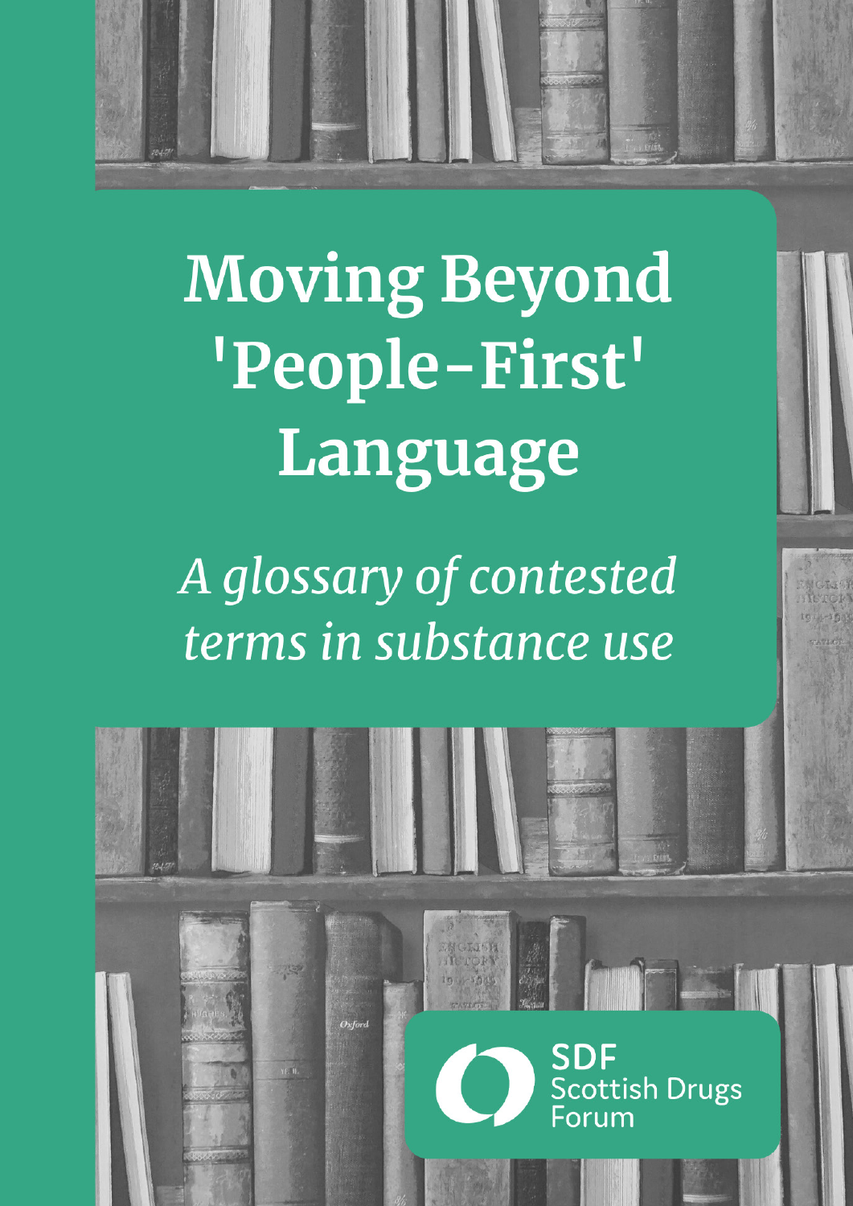# Moving Beyond 'People-First' Language

*A glossary of contested terms in substance use*

SDF Scottish Drugs Forum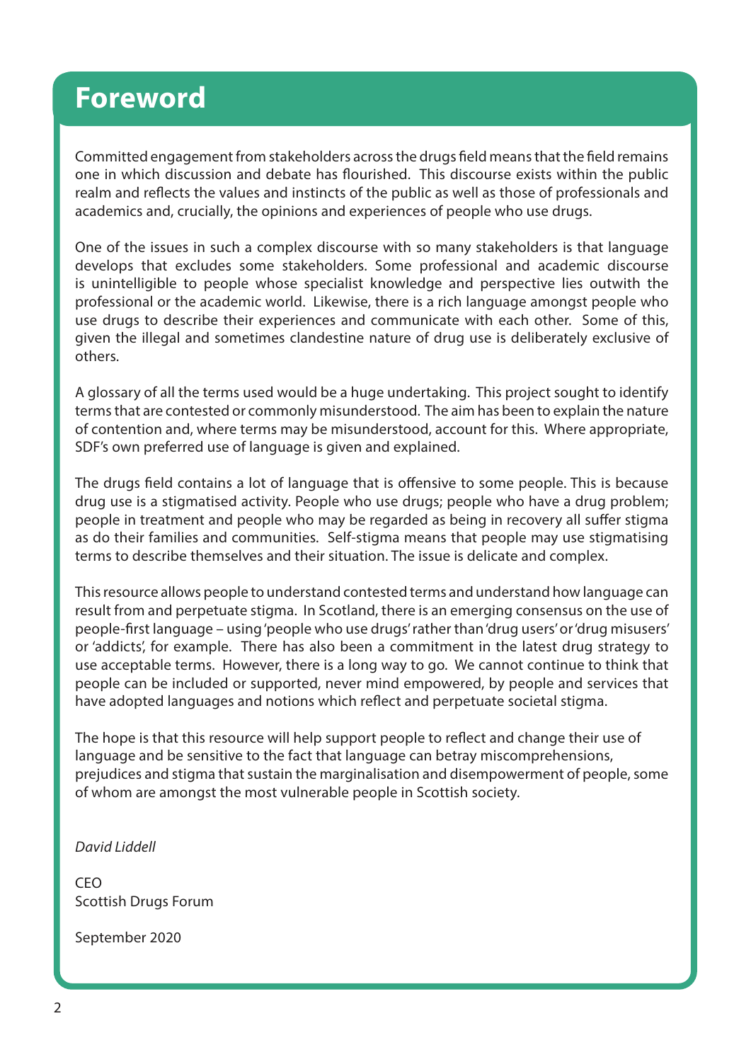# Foreword

Committed engagement from stakeholders across the drugs field means that the field remains one in which discussion and debate has flourished. This discourse exists within the public realm and reflects the values and instincts of the public as well as those of professionals and academics and, crucially, the opinions and experiences of people who use drugs.

One of the issues in such a complex discourse with so many stakeholders is that language develops that excludes some stakeholders. Some professional and academic discourse is unintelligible to people whose specialist knowledge and perspective lies outwith the professional or the academic world. Likewise, there is a rich language amongst people who use drugs to describe their experiences and communicate with each other. Some of this, given the illegal and sometimes clandestine nature of drug use is deliberately exclusive of others.

A glossary of all the terms used would be a huge undertaking. This project sought to identify terms that are contested or commonly misunderstood. The aim has been to explain the nature of contention and, where terms may be misunderstood, account for this. Where appropriate, SDF's own preferred use of language is given and explained.

The drugs field contains a lot of language that is offensive to some people. This is because drug use is a stigmatised activity. People who use drugs; people who have a drug problem; people in treatment and people who may be regarded as being in recovery all suffer stigma as do their families and communities. Self-stigma means that people may use stigmatising terms to describe themselves and their situation. The issue is delicate and complex.

This resource allows people to understand contested terms and understand how language can result from and perpetuate stigma. In Scotland, there is an emerging consensus on the use of people-first language – using 'people who use drugs' rather than 'drug users' or 'drug misusers' or 'addicts', for example. There has also been a commitment in the latest drug strategy to use acceptable terms. However, there is a long way to go. We cannot continue to think that people can be included or supported, never mind empowered, by people and services that have adopted languages and notions which reflect and perpetuate societal stigma.

The hope is that this resource will help support people to reflect and change their use of language and be sensitive to the fact that language can betray miscomprehensions, prejudices and stigma that sustain the marginalisation and disempowerment of people, some of whom are amongst the most vulnerable people in Scottish society.

*David Liddell*

CEO
Scottish Drugs Forum

September 2020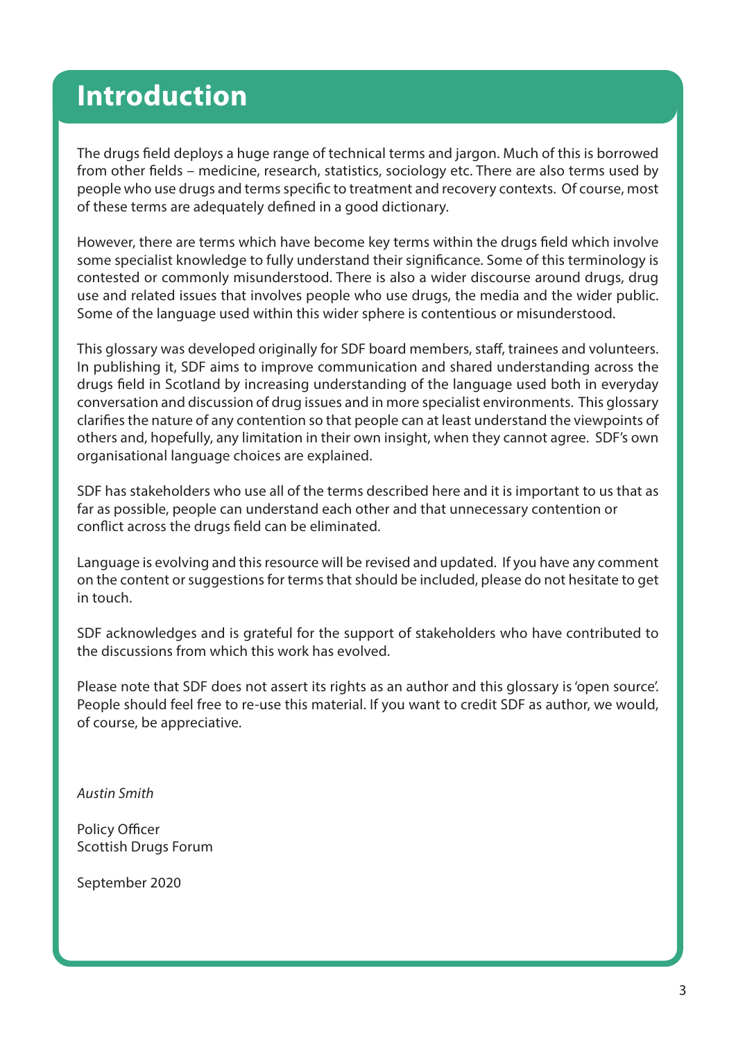# Introduction

The drugs field deploys a huge range of technical terms and jargon. Much of this is borrowed from other fields – medicine, research, statistics, sociology etc. There are also terms used by people who use drugs and terms specific to treatment and recovery contexts. Of course, most of these terms are adequately defined in a good dictionary.

However, there are terms which have become key terms within the drugs field which involve some specialist knowledge to fully understand their significance. Some of this terminology is contested or commonly misunderstood. There is also a wider discourse around drugs, drug use and related issues that involves people who use drugs, the media and the wider public. Some of the language used within this wider sphere is contentious or misunderstood.

This glossary was developed originally for SDF board members, staff, trainees and volunteers. In publishing it, SDF aims to improve communication and shared understanding across the drugs field in Scotland by increasing understanding of the language used both in everyday conversation and discussion of drug issues and in more specialist environments. This glossary clarifies the nature of any contention so that people can at least understand the viewpoints of others and, hopefully, any limitation in their own insight, when they cannot agree. SDF's own organisational language choices are explained.

SDF has stakeholders who use all of the terms described here and it is important to us that as far as possible, people can understand each other and that unnecessary contention or conflict across the drugs field can be eliminated.

Language is evolving and this resource will be revised and updated. If you have any comment on the content or suggestions for terms that should be included, please do not hesitate to get in touch.

SDF acknowledges and is grateful for the support of stakeholders who have contributed to the discussions from which this work has evolved.

Please note that SDF does not assert its rights as an author and this glossary is 'open source'. People should feel free to re-use this material. If you want to credit SDF as author, we would, of course, be appreciative.

*Austin Smith*

Policy Officer
Scottish Drugs Forum

September 2020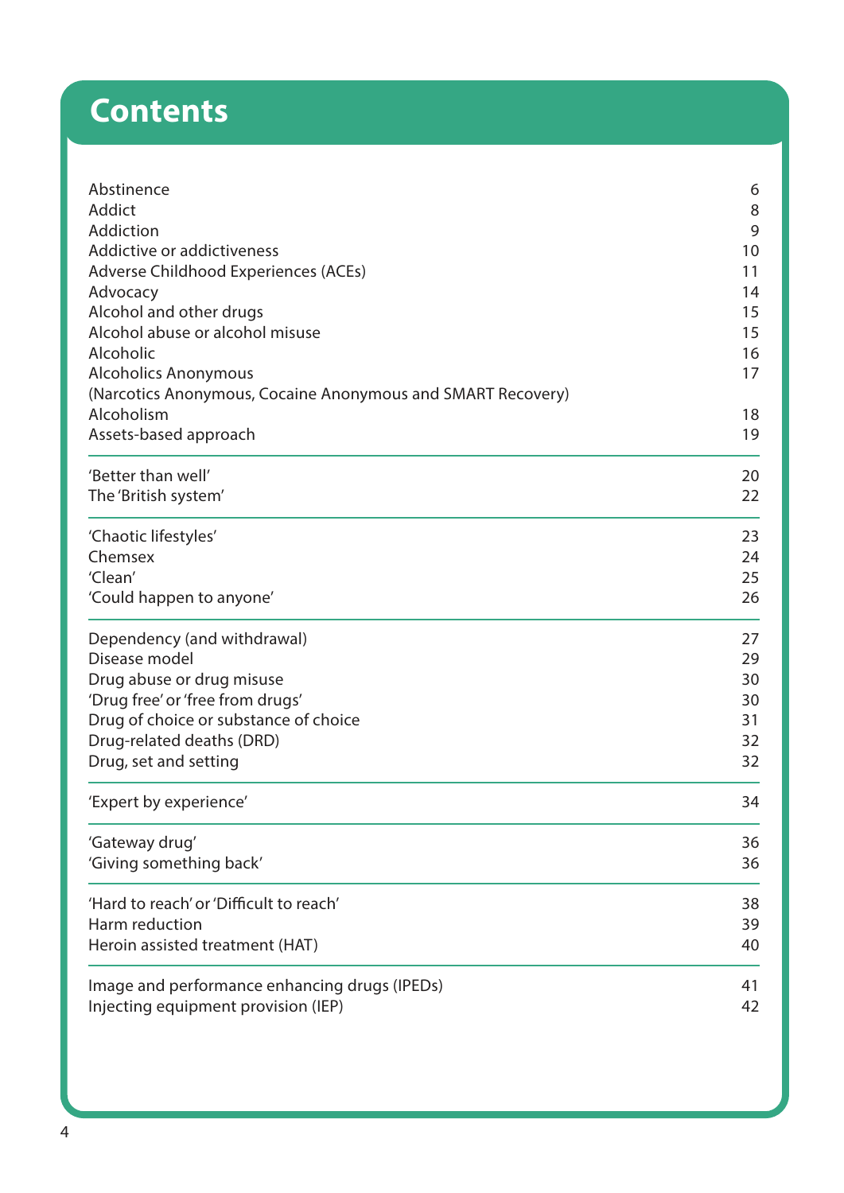# Contents

| | |
|---|---|
| Abstinence | 6 |
| Addict | 8 |
| Addiction | 9 |
| Addictive or addictiveness | 10 |
| Adverse Childhood Experiences (ACEs) | 11 |
| Advocacy | 14 |
| Alcohol and other drugs | 15 |
| Alcohol abuse or alcohol misuse | 15 |
| Alcoholic | 16 |
| Alcoholics Anonymous (Narcotics Anonymous, Cocaine Anonymous and SMART Recovery) | 17 |
| Alcoholism | 18 |
| Assets-based approach | 19 |
| 'Better than well' | 20 |
| The 'British system' | 22 |
| 'Chaotic lifestyles' | 23 |
| Chemsex | 24 |
| 'Clean' | 25 |
| 'Could happen to anyone' | 26 |
| Dependency (and withdrawal) | 27 |
| Disease model | 29 |
| Drug abuse or drug misuse | 30 |
| 'Drug free' or 'free from drugs' | 30 |
| Drug of choice or substance of choice | 31 |
| Drug-related deaths (DRD) | 32 |
| Drug, set and setting | 32 |
| 'Expert by experience' | 34 |
| 'Gateway drug' | 36 |
| 'Giving something back' | 36 |
| 'Hard to reach' or 'Difficult to reach' | 38 |
| Harm reduction | 39 |
| Heroin assisted treatment (HAT) | 40 |
| Image and performance enhancing drugs (IPEDs) | 41 |
| Injecting equipment provision (IEP) | 42 |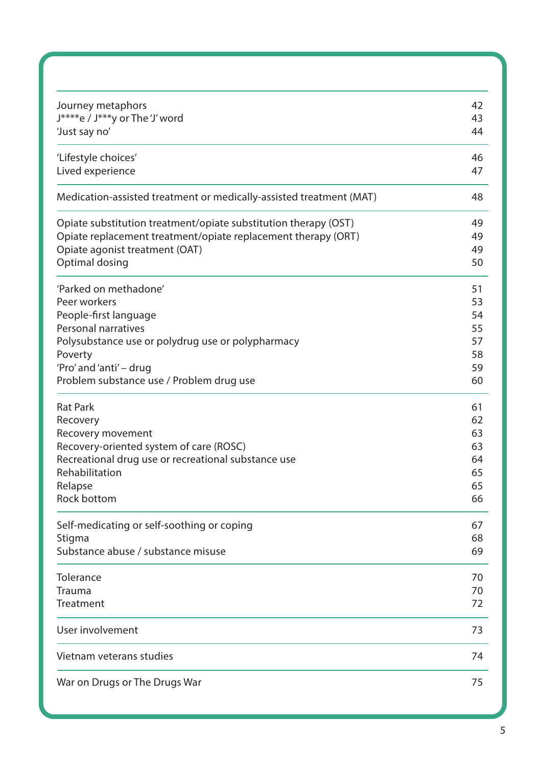| | |
|---|---|
| Journey metaphors | 42 |
| J****e / J***y or The 'J' word | 43 |
| 'Just say no' | 44 |
| 'Lifestyle choices' | 46 |
| Lived experience | 47 |
| Medication-assisted treatment or medically-assisted treatment (MAT) | 48 |
| Opiate substitution treatment/opiate substitution therapy (OST) | 49 |
| Opiate replacement treatment/opiate replacement therapy (ORT) | 49 |
| Opiate agonist treatment (OAT) | 49 |
| Optimal dosing | 50 |
| 'Parked on methadone' | 51 |
| Peer workers | 53 |
| People-first language | 54 |
| Personal narratives | 55 |
| Polysubstance use or polydrug use or polypharmacy | 57 |
| Poverty | 58 |
| 'Pro' and 'anti' – drug | 59 |
| Problem substance use / Problem drug use | 60 |
| Rat Park | 61 |
| Recovery | 62 |
| Recovery movement | 63 |
| Recovery-oriented system of care (ROSC) | 63 |
| Recreational drug use or recreational substance use | 64 |
| Rehabilitation | 65 |
| Relapse | 65 |
| Rock bottom | 66 |
| Self-medicating or self-soothing or coping | 67 |
| Stigma | 68 |
| Substance abuse / substance misuse | 69 |
| Tolerance | 70 |
| Trauma | 70 |
| Treatment | 72 |
| User involvement | 73 |
| Vietnam veterans studies | 74 |
| War on Drugs or The Drugs War | 75 |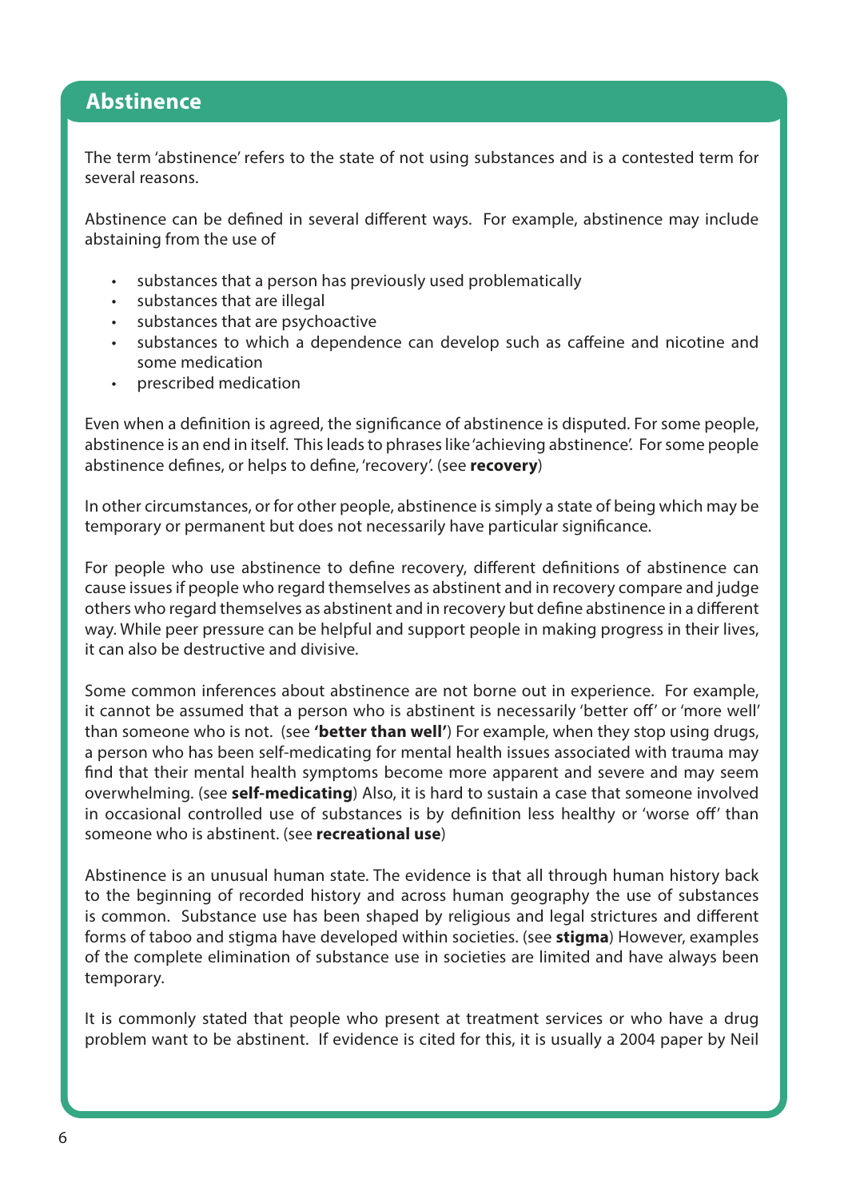## Abstinence

The term 'abstinence' refers to the state of not using substances and is a contested term for several reasons.

Abstinence can be defined in several different ways. For example, abstinence may include abstaining from the use of

- substances that a person has previously used problematically
- substances that are illegal
- substances that are psychoactive
- substances to which a dependence can develop such as caffeine and nicotine and some medication
- prescribed medication

Even when a definition is agreed, the significance of abstinence is disputed. For some people, abstinence is an end in itself. This leads to phrases like 'achieving abstinence'. For some people abstinence defines, or helps to define, 'recovery'. (see **recovery**)

In other circumstances, or for other people, abstinence is simply a state of being which may be temporary or permanent but does not necessarily have particular significance.

For people who use abstinence to define recovery, different definitions of abstinence can cause issues if people who regard themselves as abstinent and in recovery compare and judge others who regard themselves as abstinent and in recovery but define abstinence in a different way. While peer pressure can be helpful and support people in making progress in their lives, it can also be destructive and divisive.

Some common inferences about abstinence are not borne out in experience. For example, it cannot be assumed that a person who is abstinent is necessarily 'better off' or 'more well' than someone who is not. (see **'better than well'**) For example, when they stop using drugs, a person who has been self-medicating for mental health issues associated with trauma may find that their mental health symptoms become more apparent and severe and may seem overwhelming. (see **self-medicating**) Also, it is hard to sustain a case that someone involved in occasional controlled use of substances is by definition less healthy or 'worse off' than someone who is abstinent. (see **recreational use**)

Abstinence is an unusual human state. The evidence is that all through human history back to the beginning of recorded history and across human geography the use of substances is common. Substance use has been shaped by religious and legal strictures and different forms of taboo and stigma have developed within societies. (see **stigma**) However, examples of the complete elimination of substance use in societies are limited and have always been temporary.

It is commonly stated that people who present at treatment services or who have a drug problem want to be abstinent. If evidence is cited for this, it is usually a 2004 paper by Neil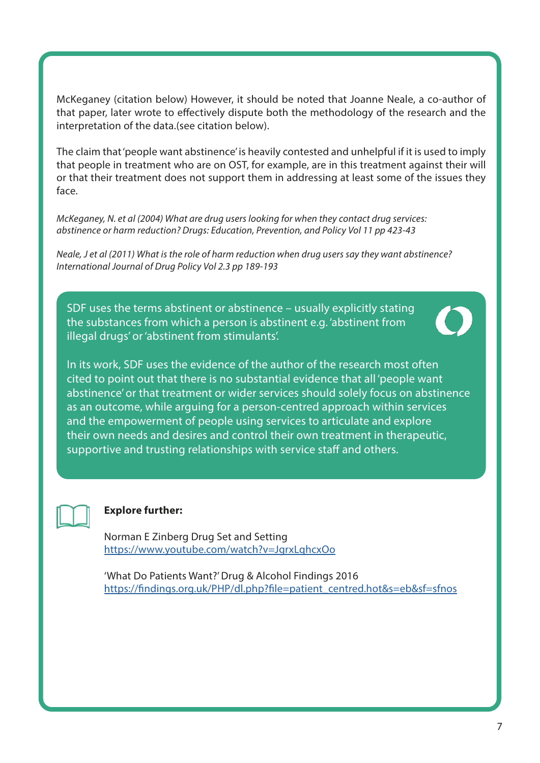McKeganey (citation below) However, it should be noted that Joanne Neale, a co-author of that paper, later wrote to effectively dispute both the methodology of the research and the interpretation of the data.(see citation below).

The claim that 'people want abstinence' is heavily contested and unhelpful if it is used to imply that people in treatment who are on OST, for example, are in this treatment against their will or that their treatment does not support them in addressing at least some of the issues they face.

*McKeganey, N. et al (2004) What are drug users looking for when they contact drug services: abstinence or harm reduction? Drugs: Education, Prevention, and Policy Vol 11 pp 423-43*

*Neale, J et al (2011) What is the role of harm reduction when drug users say they want abstinence? International Journal of Drug Policy Vol 2.3 pp 189-193*

SDF uses the terms abstinent or abstinence – usually explicitly stating the substances from which a person is abstinent e.g. 'abstinent from illegal drugs' or 'abstinent from stimulants'.

In its work, SDF uses the evidence of the author of the research most often cited to point out that there is no substantial evidence that all 'people want abstinence' or that treatment or wider services should solely focus on abstinence as an outcome, while arguing for a person-centred approach within services and the empowerment of people using services to articulate and explore their own needs and desires and control their own treatment in therapeutic, supportive and trusting relationships with service staff and others.

**Explore further:**

Norman E Zinberg Drug Set and Setting
https://www.youtube.com/watch?v=JgrxLqhcxOo

'What Do Patients Want?' Drug & Alcohol Findings 2016
https://findings.org.uk/PHP/dl.php?file=patient_centred.hot&s=eb&sf=sfnos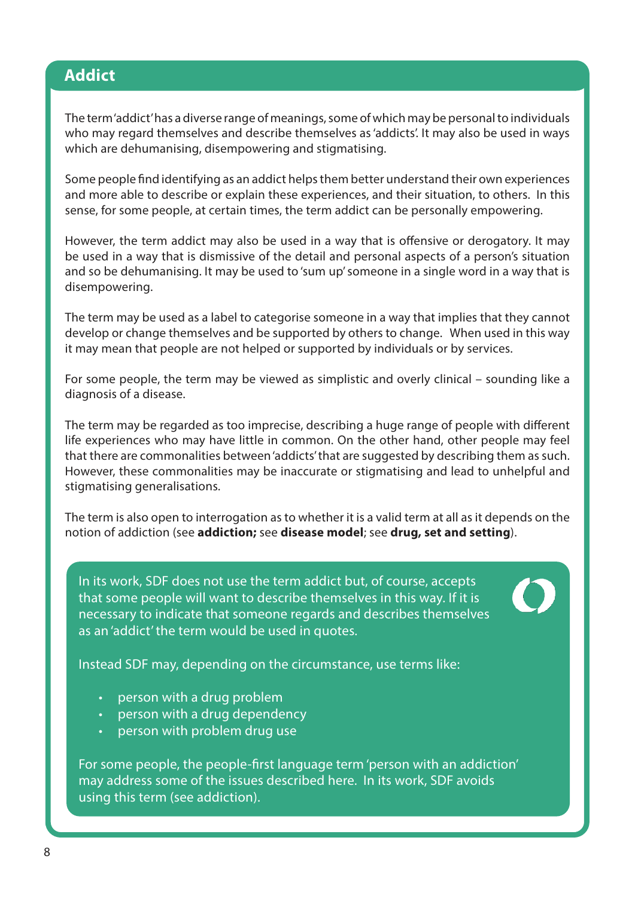## Addict

The term 'addict' has a diverse range of meanings, some of which may be personal to individuals who may regard themselves and describe themselves as 'addicts'. It may also be used in ways which are dehumanising, disempowering and stigmatising.

Some people find identifying as an addict helps them better understand their own experiences and more able to describe or explain these experiences, and their situation, to others. In this sense, for some people, at certain times, the term addict can be personally empowering.

However, the term addict may also be used in a way that is offensive or derogatory. It may be used in a way that is dismissive of the detail and personal aspects of a person's situation and so be dehumanising. It may be used to 'sum up' someone in a single word in a way that is disempowering.

The term may be used as a label to categorise someone in a way that implies that they cannot develop or change themselves and be supported by others to change. When used in this way it may mean that people are not helped or supported by individuals or by services.

For some people, the term may be viewed as simplistic and overly clinical – sounding like a diagnosis of a disease.

The term may be regarded as too imprecise, describing a huge range of people with different life experiences who may have little in common. On the other hand, other people may feel that there are commonalities between 'addicts' that are suggested by describing them as such. However, these commonalities may be inaccurate or stigmatising and lead to unhelpful and stigmatising generalisations.

The term is also open to interrogation as to whether it is a valid term at all as it depends on the notion of addiction (see **addiction;** see **disease model**; see **drug, set and setting**).

In its work, SDF does not use the term addict but, of course, accepts that some people will want to describe themselves in this way. If it is necessary to indicate that someone regards and describes themselves as an 'addict' the term would be used in quotes.

Instead SDF may, depending on the circumstance, use terms like:

- person with a drug problem
- person with a drug dependency
- person with problem drug use

For some people, the people-first language term 'person with an addiction' may address some of the issues described here. In its work, SDF avoids using this term (see addiction).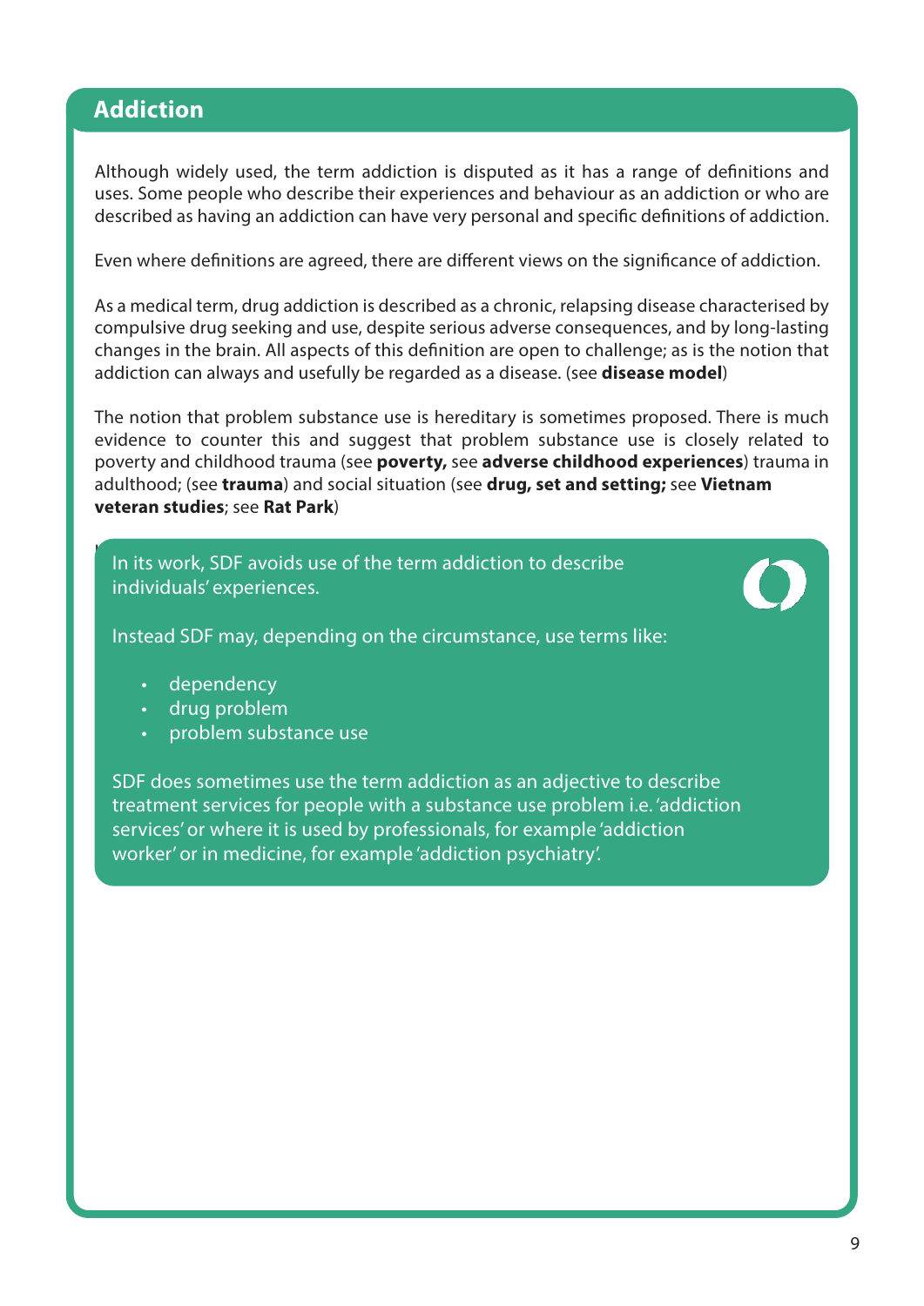## Addiction

Although widely used, the term addiction is disputed as it has a range of definitions and uses. Some people who describe their experiences and behaviour as an addiction or who are described as having an addiction can have very personal and specific definitions of addiction.

Even where definitions are agreed, there are different views on the significance of addiction.

As a medical term, drug addiction is described as a chronic, relapsing disease characterised by compulsive drug seeking and use, despite serious adverse consequences, and by long-lasting changes in the brain. All aspects of this definition are open to challenge; as is the notion that addiction can always and usefully be regarded as a disease. (see **disease model**)

The notion that problem substance use is hereditary is sometimes proposed. There is much evidence to counter this and suggest that problem substance use is closely related to poverty and childhood trauma (see **poverty,** see **adverse childhood experiences**) trauma in adulthood; (see **trauma**) and social situation (see **drug, set and setting;** see **Vietnam veteran studies**; see **Rat Park**)

In its work, SDF avoids use of the term addiction to describe individuals' experiences.

Instead SDF may, depending on the circumstance, use terms like:

- dependency
- drug problem
- problem substance use

SDF does sometimes use the term addiction as an adjective to describe treatment services for people with a substance use problem i.e. 'addiction services' or where it is used by professionals, for example 'addiction worker' or in medicine, for example 'addiction psychiatry'.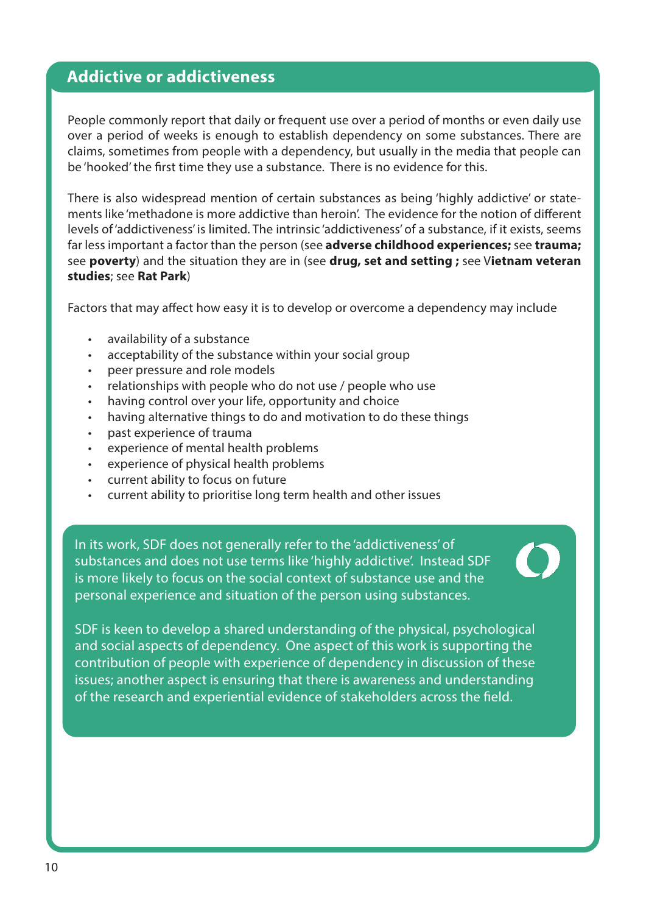## Addictive or addictiveness

People commonly report that daily or frequent use over a period of months or even daily use over a period of weeks is enough to establish dependency on some substances. There are claims, sometimes from people with a dependency, but usually in the media that people can be 'hooked' the first time they use a substance. There is no evidence for this.

There is also widespread mention of certain substances as being 'highly addictive' or statements like 'methadone is more addictive than heroin'. The evidence for the notion of different levels of 'addictiveness' is limited. The intrinsic 'addictiveness' of a substance, if it exists, seems far less important a factor than the person (see **adverse childhood experiences;** see **trauma;** see **poverty**) and the situation they are in (see **drug, set and setting ;** see V**ietnam veteran studies**; see **Rat Park**)

Factors that may affect how easy it is to develop or overcome a dependency may include

- availability of a substance
- acceptability of the substance within your social group
- peer pressure and role models
- relationships with people who do not use / people who use
- having control over your life, opportunity and choice
- having alternative things to do and motivation to do these things
- past experience of trauma
- experience of mental health problems
- experience of physical health problems
- current ability to focus on future
- current ability to prioritise long term health and other issues

In its work, SDF does not generally refer to the 'addictiveness' of substances and does not use terms like 'highly addictive'. Instead SDF is more likely to focus on the social context of substance use and the personal experience and situation of the person using substances.

SDF is keen to develop a shared understanding of the physical, psychological and social aspects of dependency. One aspect of this work is supporting the contribution of people with experience of dependency in discussion of these issues; another aspect is ensuring that there is awareness and understanding of the research and experiential evidence of stakeholders across the field.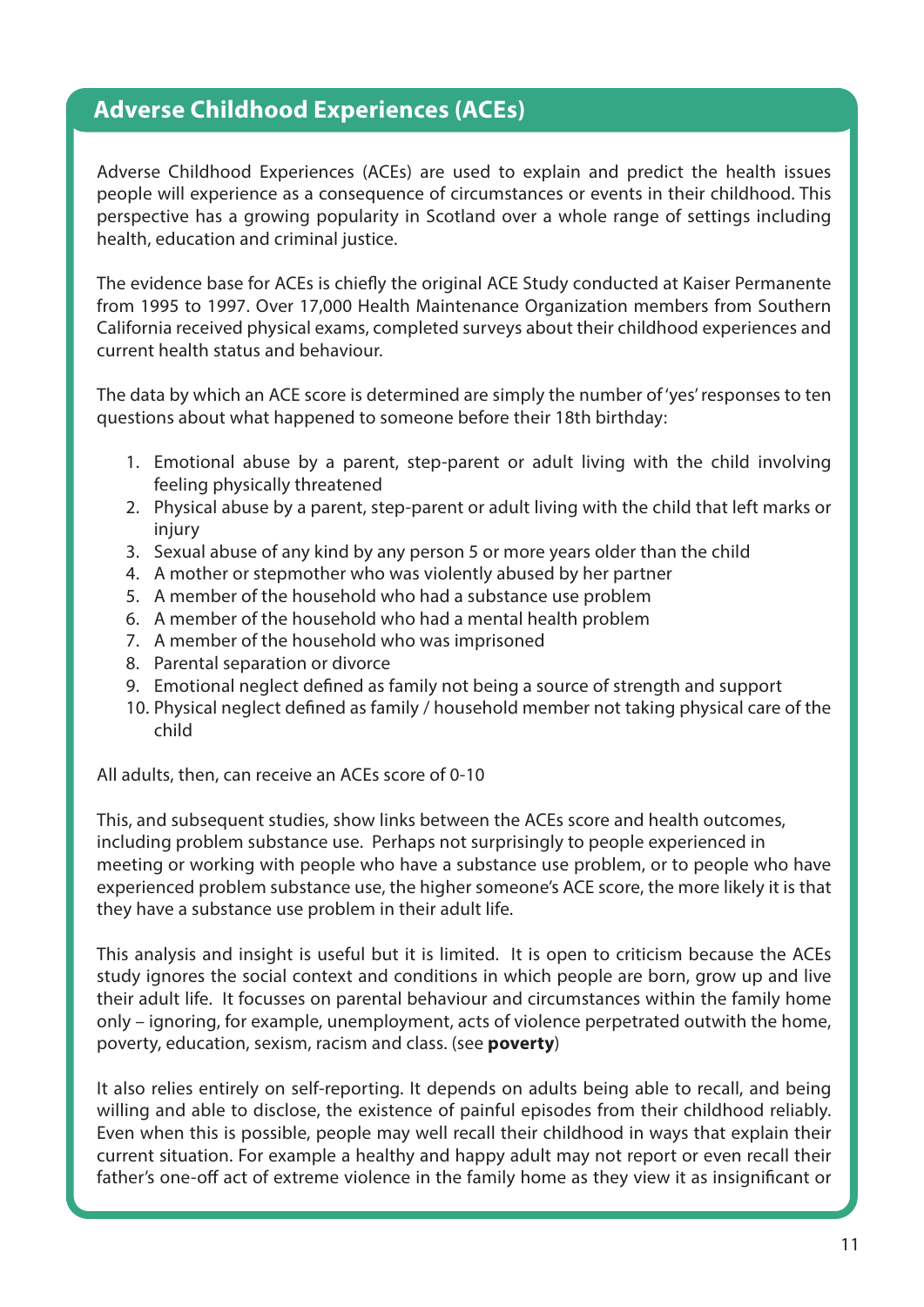## Adverse Childhood Experiences (ACEs)

Adverse Childhood Experiences (ACEs) are used to explain and predict the health issues people will experience as a consequence of circumstances or events in their childhood. This perspective has a growing popularity in Scotland over a whole range of settings including health, education and criminal justice.

The evidence base for ACEs is chiefly the original ACE Study conducted at Kaiser Permanente from 1995 to 1997. Over 17,000 Health Maintenance Organization members from Southern California received physical exams, completed surveys about their childhood experiences and current health status and behaviour.

The data by which an ACE score is determined are simply the number of 'yes' responses to ten questions about what happened to someone before their 18th birthday:

1. Emotional abuse by a parent, step-parent or adult living with the child involving feeling physically threatened
2. Physical abuse by a parent, step-parent or adult living with the child that left marks or injury
3. Sexual abuse of any kind by any person 5 or more years older than the child
4. A mother or stepmother who was violently abused by her partner
5. A member of the household who had a substance use problem
6. A member of the household who had a mental health problem
7. A member of the household who was imprisoned
8. Parental separation or divorce
9. Emotional neglect defined as family not being a source of strength and support
10. Physical neglect defined as family / household member not taking physical care of the child

All adults, then, can receive an ACEs score of 0-10

This, and subsequent studies, show links between the ACEs score and health outcomes, including problem substance use. Perhaps not surprisingly to people experienced in meeting or working with people who have a substance use problem, or to people who have experienced problem substance use, the higher someone's ACE score, the more likely it is that they have a substance use problem in their adult life.

This analysis and insight is useful but it is limited. It is open to criticism because the ACEs study ignores the social context and conditions in which people are born, grow up and live their adult life. It focusses on parental behaviour and circumstances within the family home only – ignoring, for example, unemployment, acts of violence perpetrated outwith the home, poverty, education, sexism, racism and class. (see **poverty**)

It also relies entirely on self-reporting. It depends on adults being able to recall, and being willing and able to disclose, the existence of painful episodes from their childhood reliably. Even when this is possible, people may well recall their childhood in ways that explain their current situation. For example a healthy and happy adult may not report or even recall their father's one-off act of extreme violence in the family home as they view it as insignificant or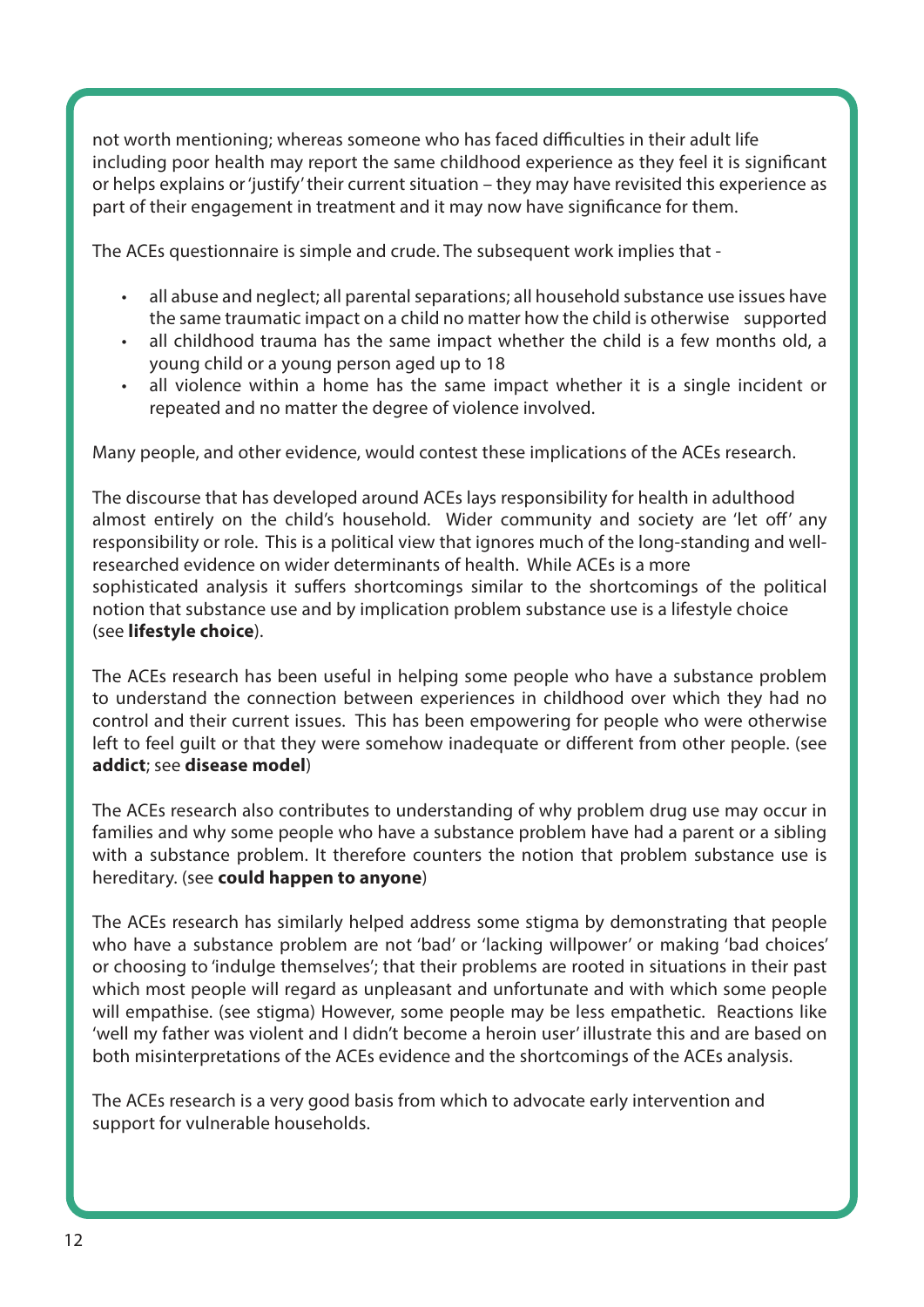not worth mentioning; whereas someone who has faced difficulties in their adult life including poor health may report the same childhood experience as they feel it is significant or helps explains or 'justify' their current situation – they may have revisited this experience as part of their engagement in treatment and it may now have significance for them.

The ACEs questionnaire is simple and crude. The subsequent work implies that -

- all abuse and neglect; all parental separations; all household substance use issues have the same traumatic impact on a child no matter how the child is otherwise supported
- all childhood trauma has the same impact whether the child is a few months old, a young child or a young person aged up to 18
- all violence within a home has the same impact whether it is a single incident or repeated and no matter the degree of violence involved.

Many people, and other evidence, would contest these implications of the ACEs research.

The discourse that has developed around ACEs lays responsibility for health in adulthood almost entirely on the child's household. Wider community and society are 'let off' any responsibility or role. This is a political view that ignores much of the long-standing and well-researched evidence on wider determinants of health. While ACEs is a more sophisticated analysis it suffers shortcomings similar to the shortcomings of the political notion that substance use and by implication problem substance use is a lifestyle choice (see **lifestyle choice**).

The ACEs research has been useful in helping some people who have a substance problem to understand the connection between experiences in childhood over which they had no control and their current issues. This has been empowering for people who were otherwise left to feel guilt or that they were somehow inadequate or different from other people. (see **addict**; see **disease model**)

The ACEs research also contributes to understanding of why problem drug use may occur in families and why some people who have a substance problem have had a parent or a sibling with a substance problem. It therefore counters the notion that problem substance use is hereditary. (see **could happen to anyone**)

The ACEs research has similarly helped address some stigma by demonstrating that people who have a substance problem are not 'bad' or 'lacking willpower' or making 'bad choices' or choosing to 'indulge themselves'; that their problems are rooted in situations in their past which most people will regard as unpleasant and unfortunate and with which some people will empathise. (see stigma) However, some people may be less empathetic. Reactions like 'well my father was violent and I didn't become a heroin user' illustrate this and are based on both misinterpretations of the ACEs evidence and the shortcomings of the ACEs analysis.

The ACEs research is a very good basis from which to advocate early intervention and support for vulnerable households.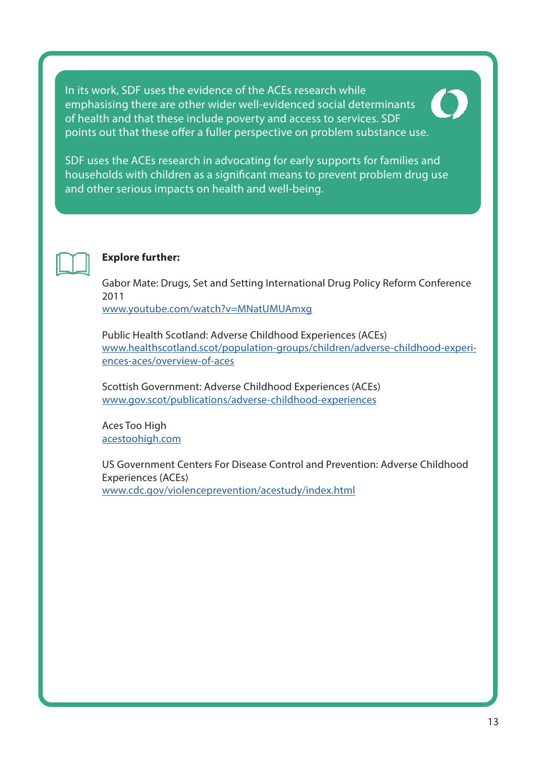In its work, SDF uses the evidence of the ACEs research while emphasising there are other wider well-evidenced social determinants of health and that these include poverty and access to services. SDF points out that these offer a fuller perspective on problem substance use.

SDF uses the ACEs research in advocating for early supports for families and households with children as a significant means to prevent problem drug use and other serious impacts on health and well-being.

**Explore further:**

Gabor Mate: Drugs, Set and Setting International Drug Policy Reform Conference 2011
www.youtube.com/watch?v=MNatUMUAmxg

Public Health Scotland: Adverse Childhood Experiences (ACEs)
www.healthscotland.scot/population-groups/children/adverse-childhood-experiences-aces/overview-of-aces

Scottish Government: Adverse Childhood Experiences (ACEs)
www.gov.scot/publications/adverse-childhood-experiences

Aces Too High
acestoohigh.com

US Government Centers For Disease Control and Prevention: Adverse Childhood Experiences (ACEs)
www.cdc.gov/violenceprevention/acestudy/index.html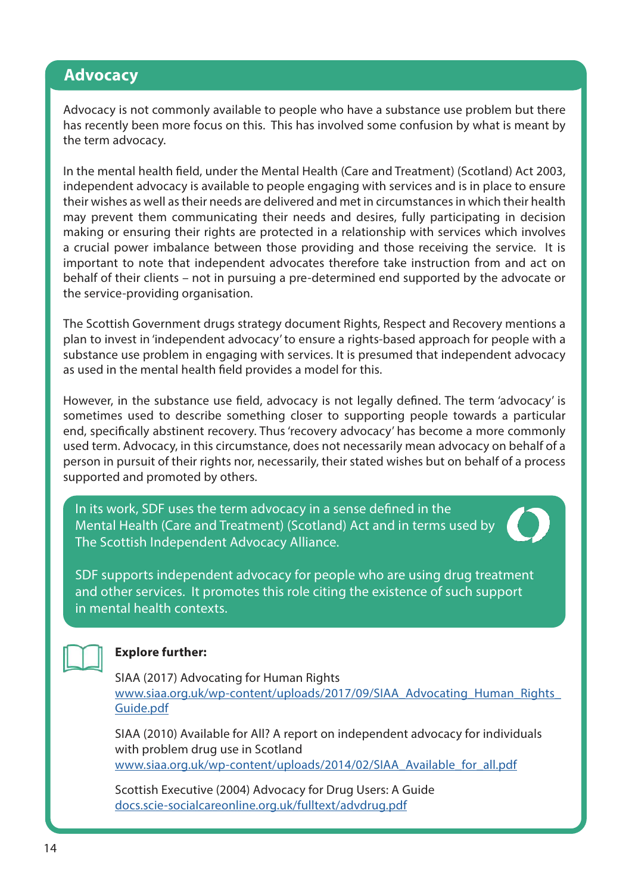## Advocacy

Advocacy is not commonly available to people who have a substance use problem but there has recently been more focus on this. This has involved some confusion by what is meant by the term advocacy.

In the mental health field, under the Mental Health (Care and Treatment) (Scotland) Act 2003, independent advocacy is available to people engaging with services and is in place to ensure their wishes as well as their needs are delivered and met in circumstances in which their health may prevent them communicating their needs and desires, fully participating in decision making or ensuring their rights are protected in a relationship with services which involves a crucial power imbalance between those providing and those receiving the service. It is important to note that independent advocates therefore take instruction from and act on behalf of their clients – not in pursuing a pre-determined end supported by the advocate or the service-providing organisation.

The Scottish Government drugs strategy document Rights, Respect and Recovery mentions a plan to invest in 'independent advocacy' to ensure a rights-based approach for people with a substance use problem in engaging with services. It is presumed that independent advocacy as used in the mental health field provides a model for this.

However, in the substance use field, advocacy is not legally defined. The term 'advocacy' is sometimes used to describe something closer to supporting people towards a particular end, specifically abstinent recovery. Thus 'recovery advocacy' has become a more commonly used term. Advocacy, in this circumstance, does not necessarily mean advocacy on behalf of a person in pursuit of their rights nor, necessarily, their stated wishes but on behalf of a process supported and promoted by others.

In its work, SDF uses the term advocacy in a sense defined in the Mental Health (Care and Treatment) (Scotland) Act and in terms used by The Scottish Independent Advocacy Alliance.

SDF supports independent advocacy for people who are using drug treatment and other services. It promotes this role citing the existence of such support in mental health contexts.

**Explore further:**

SIAA (2017) Advocating for Human Rights
www.siaa.org.uk/wp-content/uploads/2017/09/SIAA_Advocating_Human_Rights_Guide.pdf

SIAA (2010) Available for All? A report on independent advocacy for individuals with problem drug use in Scotland
www.siaa.org.uk/wp-content/uploads/2014/02/SIAA_Available_for_all.pdf

Scottish Executive (2004) Advocacy for Drug Users: A Guide
docs.scie-socialcareonline.org.uk/fulltext/advdrug.pdf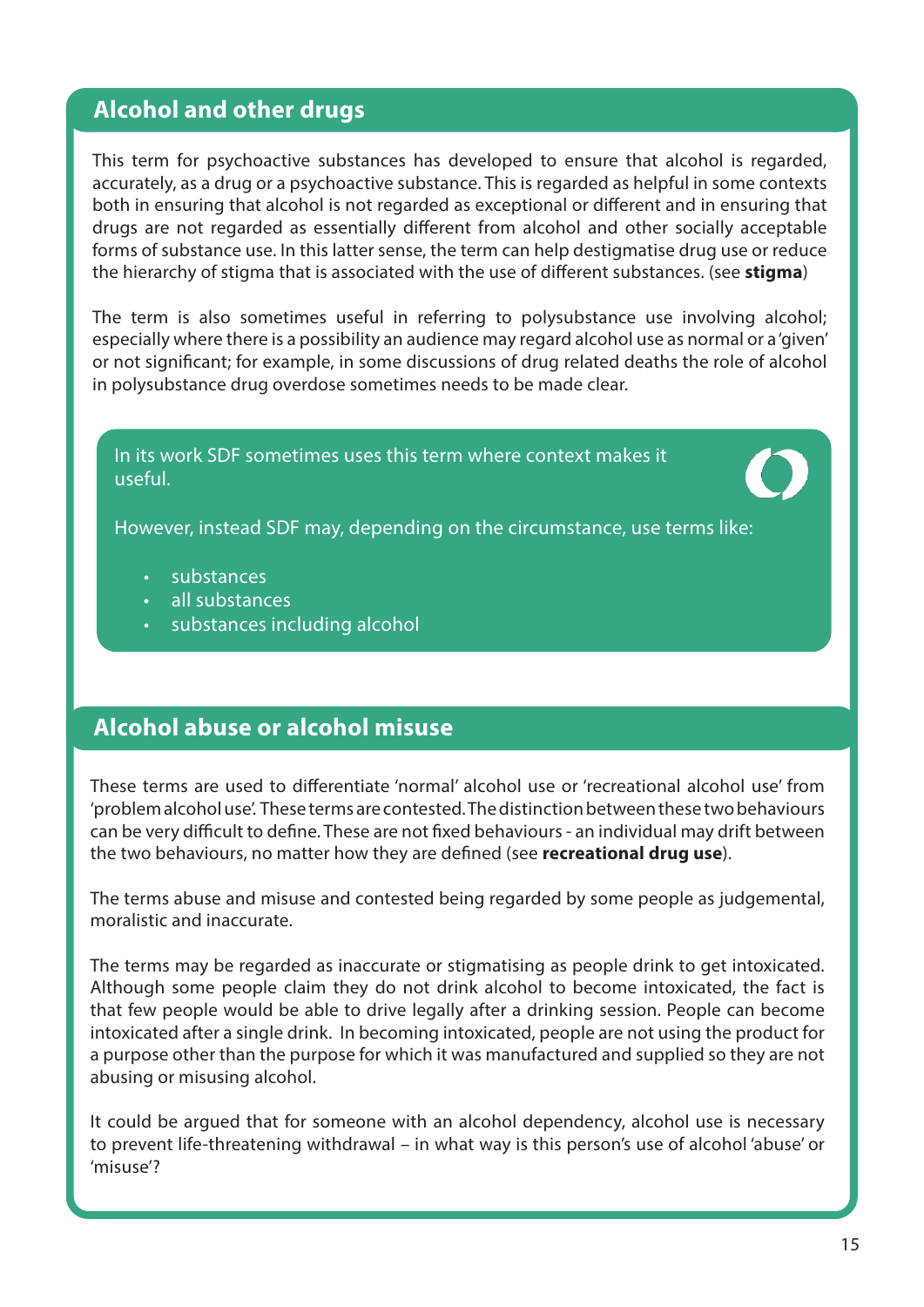## Alcohol and other drugs

This term for psychoactive substances has developed to ensure that alcohol is regarded, accurately, as a drug or a psychoactive substance. This is regarded as helpful in some contexts both in ensuring that alcohol is not regarded as exceptional or different and in ensuring that drugs are not regarded as essentially different from alcohol and other socially acceptable forms of substance use. In this latter sense, the term can help destigmatise drug use or reduce the hierarchy of stigma that is associated with the use of different substances. (see **stigma**)

The term is also sometimes useful in referring to polysubstance use involving alcohol; especially where there is a possibility an audience may regard alcohol use as normal or a 'given' or not significant; for example, in some discussions of drug related deaths the role of alcohol in polysubstance drug overdose sometimes needs to be made clear.

In its work SDF sometimes uses this term where context makes it useful.

However, instead SDF may, depending on the circumstance, use terms like:

- substances
- all substances
- substances including alcohol

## Alcohol abuse or alcohol misuse

These terms are used to differentiate 'normal' alcohol use or 'recreational alcohol use' from 'problem alcohol use'. These terms are contested. The distinction between these two behaviours can be very difficult to define. These are not fixed behaviours - an individual may drift between the two behaviours, no matter how they are defined (see **recreational drug use**).

The terms abuse and misuse and contested being regarded by some people as judgemental, moralistic and inaccurate.

The terms may be regarded as inaccurate or stigmatising as people drink to get intoxicated. Although some people claim they do not drink alcohol to become intoxicated, the fact is that few people would be able to drive legally after a drinking session. People can become intoxicated after a single drink. In becoming intoxicated, people are not using the product for a purpose other than the purpose for which it was manufactured and supplied so they are not abusing or misusing alcohol.

It could be argued that for someone with an alcohol dependency, alcohol use is necessary to prevent life-threatening withdrawal – in what way is this person's use of alcohol 'abuse' or 'misuse'?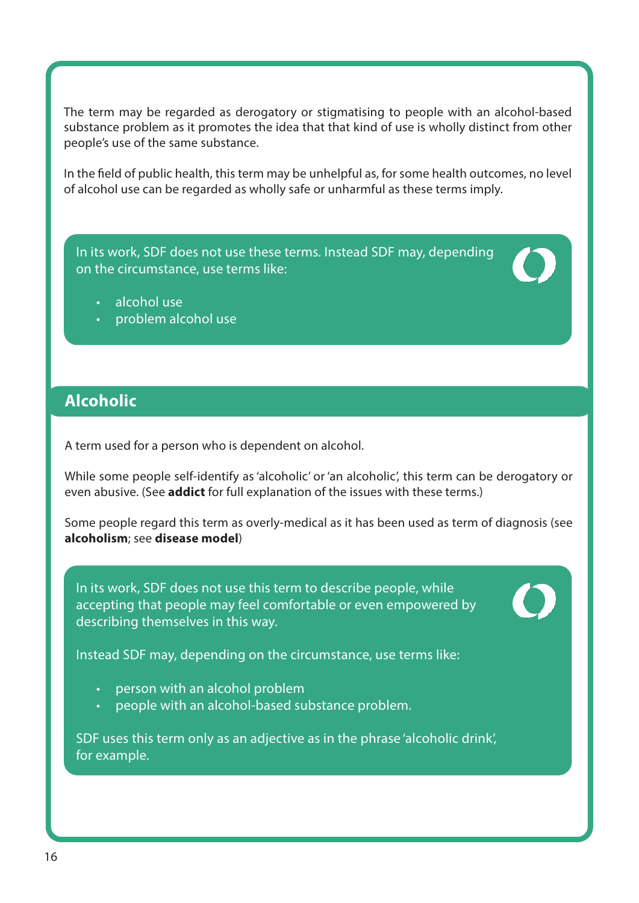The term may be regarded as derogatory or stigmatising to people with an alcohol-based substance problem as it promotes the idea that that kind of use is wholly distinct from other people's use of the same substance.

In the field of public health, this term may be unhelpful as, for some health outcomes, no level of alcohol use can be regarded as wholly safe or unharmful as these terms imply.

In its work, SDF does not use these terms. Instead SDF may, depending on the circumstance, use terms like:

- alcohol use
- problem alcohol use

## Alcoholic

A term used for a person who is dependent on alcohol.

While some people self-identify as 'alcoholic' or 'an alcoholic', this term can be derogatory or even abusive. (See **addict** for full explanation of the issues with these terms.)

Some people regard this term as overly-medical as it has been used as term of diagnosis (see **alcoholism**; see **disease model**)

In its work, SDF does not use this term to describe people, while accepting that people may feel comfortable or even empowered by describing themselves in this way.

Instead SDF may, depending on the circumstance, use terms like:

- person with an alcohol problem
- people with an alcohol-based substance problem.

SDF uses this term only as an adjective as in the phrase 'alcoholic drink', for example.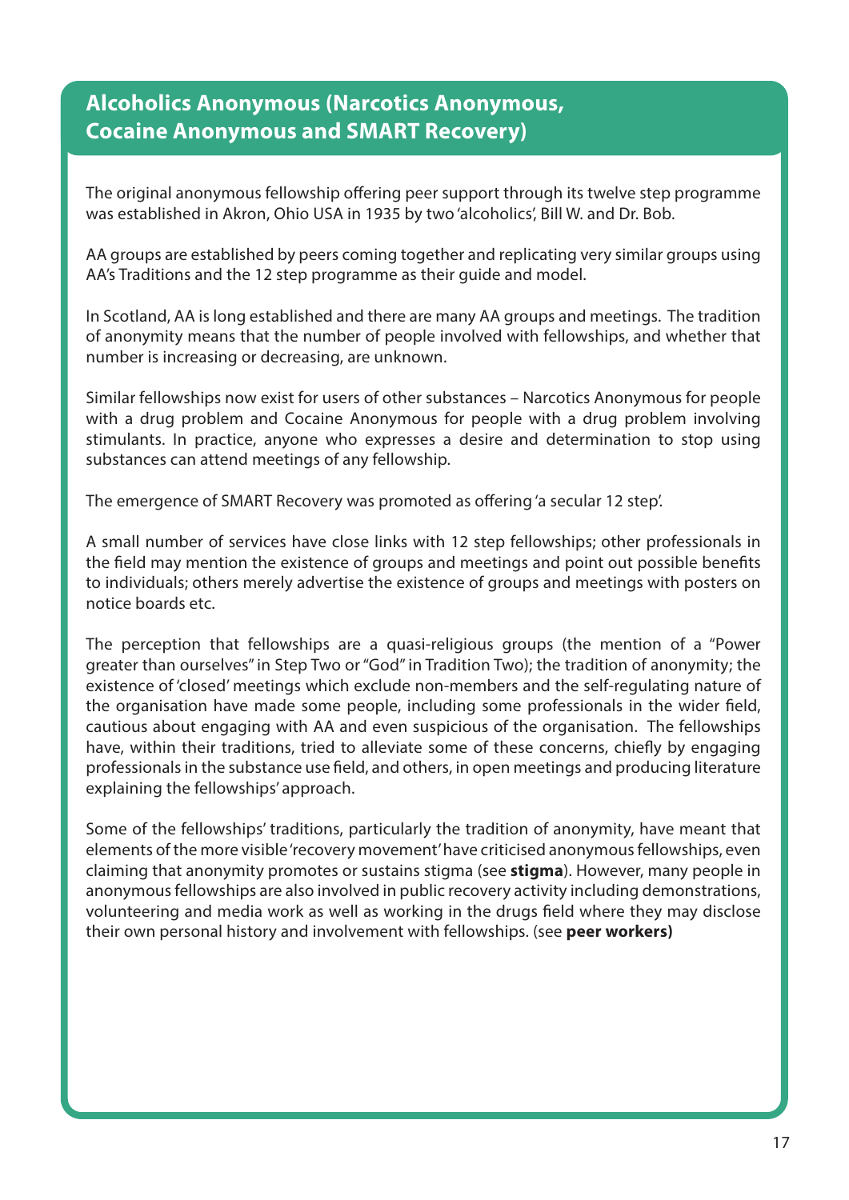## Alcoholics Anonymous (Narcotics Anonymous, Cocaine Anonymous and SMART Recovery)

The original anonymous fellowship offering peer support through its twelve step programme was established in Akron, Ohio USA in 1935 by two 'alcoholics', Bill W. and Dr. Bob.

AA groups are established by peers coming together and replicating very similar groups using AA's Traditions and the 12 step programme as their guide and model.

In Scotland, AA is long established and there are many AA groups and meetings. The tradition of anonymity means that the number of people involved with fellowships, and whether that number is increasing or decreasing, are unknown.

Similar fellowships now exist for users of other substances – Narcotics Anonymous for people with a drug problem and Cocaine Anonymous for people with a drug problem involving stimulants. In practice, anyone who expresses a desire and determination to stop using substances can attend meetings of any fellowship.

The emergence of SMART Recovery was promoted as offering 'a secular 12 step'.

A small number of services have close links with 12 step fellowships; other professionals in the field may mention the existence of groups and meetings and point out possible benefits to individuals; others merely advertise the existence of groups and meetings with posters on notice boards etc.

The perception that fellowships are a quasi-religious groups (the mention of a "Power greater than ourselves" in Step Two or "God" in Tradition Two); the tradition of anonymity; the existence of 'closed' meetings which exclude non-members and the self-regulating nature of the organisation have made some people, including some professionals in the wider field, cautious about engaging with AA and even suspicious of the organisation. The fellowships have, within their traditions, tried to alleviate some of these concerns, chiefly by engaging professionals in the substance use field, and others, in open meetings and producing literature explaining the fellowships' approach.

Some of the fellowships' traditions, particularly the tradition of anonymity, have meant that elements of the more visible 'recovery movement' have criticised anonymous fellowships, even claiming that anonymity promotes or sustains stigma (see **stigma**). However, many people in anonymous fellowships are also involved in public recovery activity including demonstrations, volunteering and media work as well as working in the drugs field where they may disclose their own personal history and involvement with fellowships. (see **peer workers)**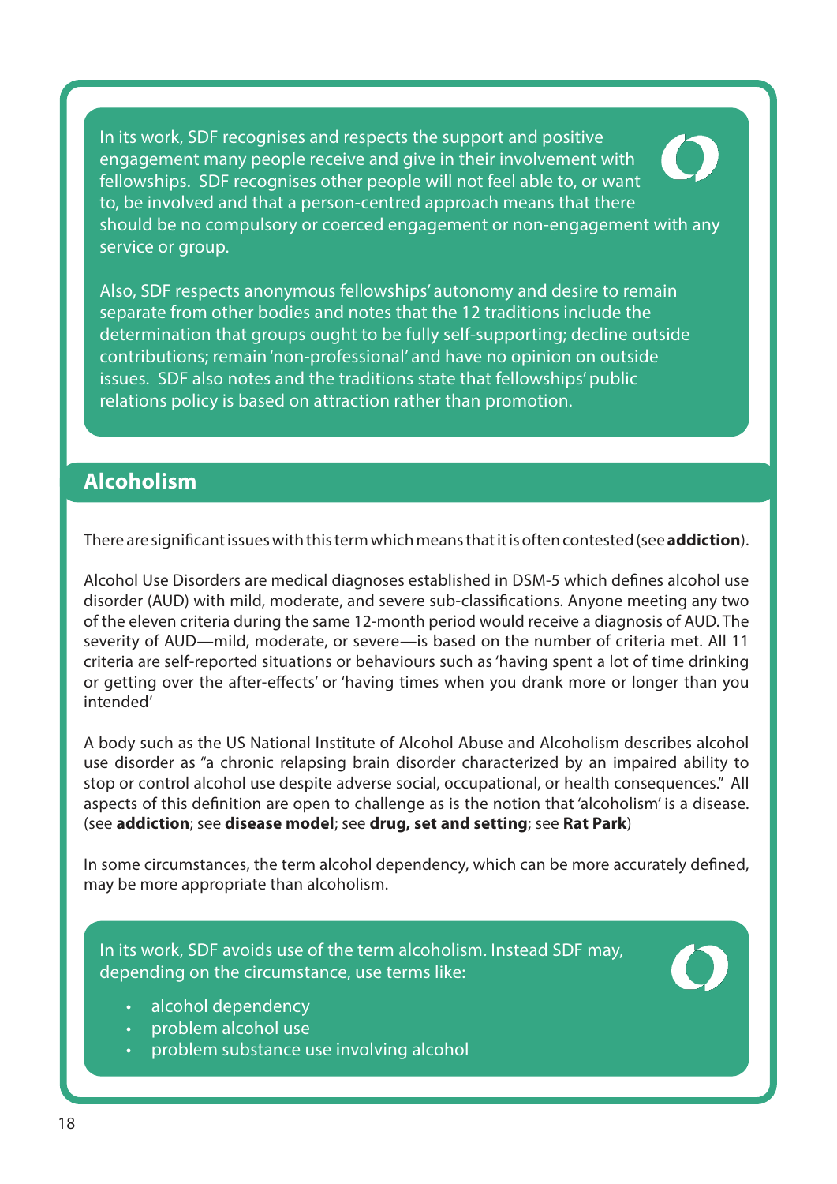In its work, SDF recognises and respects the support and positive engagement many people receive and give in their involvement with fellowships. SDF recognises other people will not feel able to, or want to, be involved and that a person-centred approach means that there should be no compulsory or coerced engagement or non-engagement with any service or group.

Also, SDF respects anonymous fellowships' autonomy and desire to remain separate from other bodies and notes that the 12 traditions include the determination that groups ought to be fully self-supporting; decline outside contributions; remain 'non-professional' and have no opinion on outside issues. SDF also notes and the traditions state that fellowships' public relations policy is based on attraction rather than promotion.

## Alcoholism

There are significant issues with this term which means that it is often contested (see **addiction**).

Alcohol Use Disorders are medical diagnoses established in DSM-5 which defines alcohol use disorder (AUD) with mild, moderate, and severe sub-classifications. Anyone meeting any two of the eleven criteria during the same 12-month period would receive a diagnosis of AUD. The severity of AUD—mild, moderate, or severe—is based on the number of criteria met. All 11 criteria are self-reported situations or behaviours such as 'having spent a lot of time drinking or getting over the after-effects' or 'having times when you drank more or longer than you intended'

A body such as the US National Institute of Alcohol Abuse and Alcoholism describes alcohol use disorder as "a chronic relapsing brain disorder characterized by an impaired ability to stop or control alcohol use despite adverse social, occupational, or health consequences." All aspects of this definition are open to challenge as is the notion that 'alcoholism' is a disease. (see **addiction**; see **disease model**; see **drug, set and setting**; see **Rat Park**)

In some circumstances, the term alcohol dependency, which can be more accurately defined, may be more appropriate than alcoholism.

In its work, SDF avoids use of the term alcoholism. Instead SDF may, depending on the circumstance, use terms like:

- alcohol dependency
- problem alcohol use
- problem substance use involving alcohol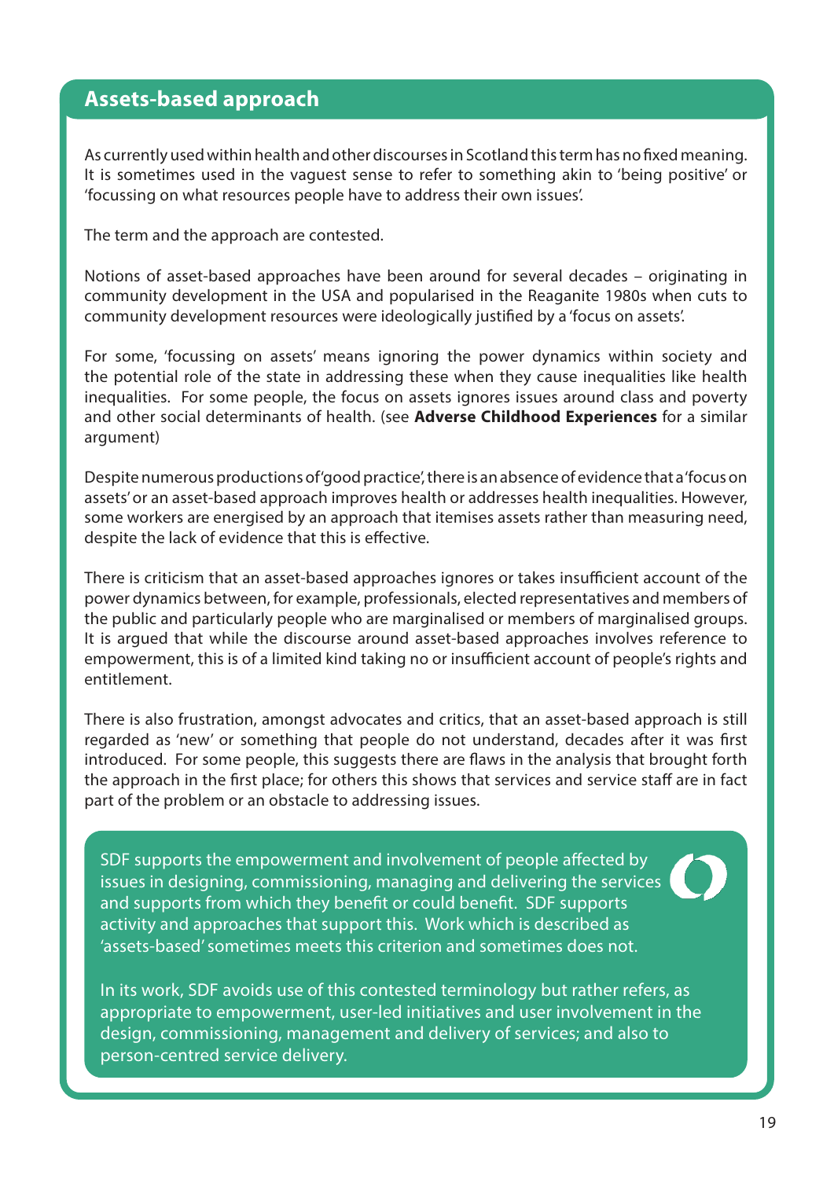## Assets-based approach

As currently used within health and other discourses in Scotland this term has no fixed meaning. It is sometimes used in the vaguest sense to refer to something akin to 'being positive' or 'focussing on what resources people have to address their own issues'.

The term and the approach are contested.

Notions of asset-based approaches have been around for several decades – originating in community development in the USA and popularised in the Reaganite 1980s when cuts to community development resources were ideologically justified by a 'focus on assets'.

For some, 'focussing on assets' means ignoring the power dynamics within society and the potential role of the state in addressing these when they cause inequalities like health inequalities. For some people, the focus on assets ignores issues around class and poverty and other social determinants of health. (see **Adverse Childhood Experiences** for a similar argument)

Despite numerous productions of 'good practice', there is an absence of evidence that a 'focus on assets' or an asset-based approach improves health or addresses health inequalities. However, some workers are energised by an approach that itemises assets rather than measuring need, despite the lack of evidence that this is effective.

There is criticism that an asset-based approaches ignores or takes insufficient account of the power dynamics between, for example, professionals, elected representatives and members of the public and particularly people who are marginalised or members of marginalised groups. It is argued that while the discourse around asset-based approaches involves reference to empowerment, this is of a limited kind taking no or insufficient account of people's rights and entitlement.

There is also frustration, amongst advocates and critics, that an asset-based approach is still regarded as 'new' or something that people do not understand, decades after it was first introduced. For some people, this suggests there are flaws in the analysis that brought forth the approach in the first place; for others this shows that services and service staff are in fact part of the problem or an obstacle to addressing issues.

SDF supports the empowerment and involvement of people affected by issues in designing, commissioning, managing and delivering the services and supports from which they benefit or could benefit. SDF supports activity and approaches that support this. Work which is described as 'assets-based' sometimes meets this criterion and sometimes does not.

In its work, SDF avoids use of this contested terminology but rather refers, as appropriate to empowerment, user-led initiatives and user involvement in the design, commissioning, management and delivery of services; and also to person-centred service delivery.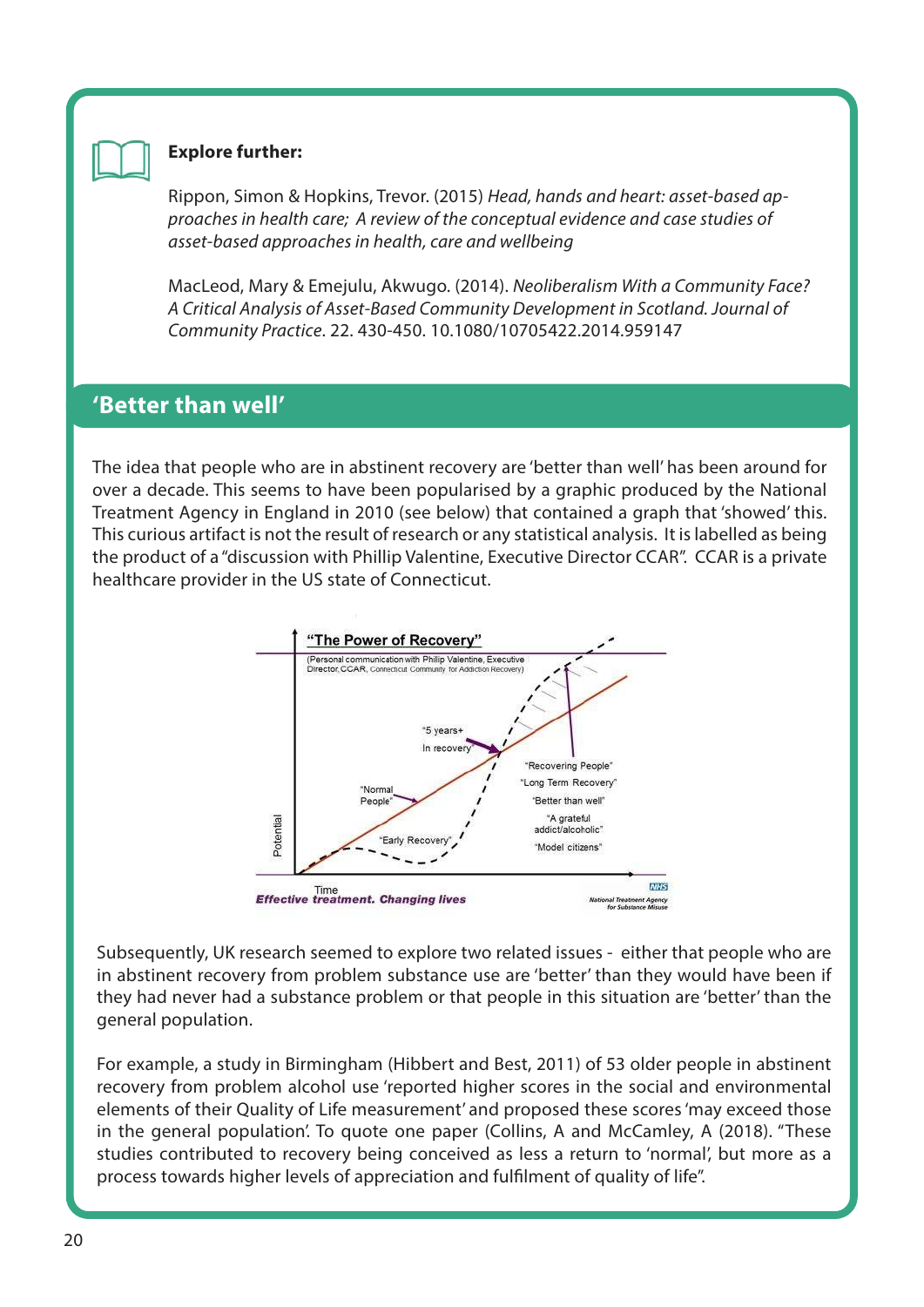**Explore further:**

Rippon, Simon & Hopkins, Trevor. (2015) *Head, hands and heart: asset-based approaches in health care; A review of the conceptual evidence and case studies of asset-based approaches in health, care and wellbeing*

MacLeod, Mary & Emejulu, Akwugo. (2014). *Neoliberalism With a Community Face? A Critical Analysis of Asset-Based Community Development in Scotland. Journal of Community Practice*. 22. 430-450. 10.1080/10705422.2014.959147

## 'Better than well'

The idea that people who are in abstinent recovery are 'better than well' has been around for over a decade. This seems to have been popularised by a graphic produced by the National Treatment Agency in England in 2010 (see below) that contained a graph that 'showed' this. This curious artifact is not the result of research or any statistical analysis. It is labelled as being the product of a "discussion with Phillip Valentine, Executive Director CCAR". CCAR is a private healthcare provider in the US state of Connecticut.

Subsequently, UK research seemed to explore two related issues - either that people who are in abstinent recovery from problem substance use are 'better' than they would have been if they had never had a substance problem or that people in this situation are 'better' than the general population.

For example, a study in Birmingham (Hibbert and Best, 2011) of 53 older people in abstinent recovery from problem alcohol use 'reported higher scores in the social and environmental elements of their Quality of Life measurement' and proposed these scores 'may exceed those in the general population'. To quote one paper (Collins, A and McCamley, A (2018). "These studies contributed to recovery being conceived as less a return to 'normal', but more as a process towards higher levels of appreciation and fulfilment of quality of life".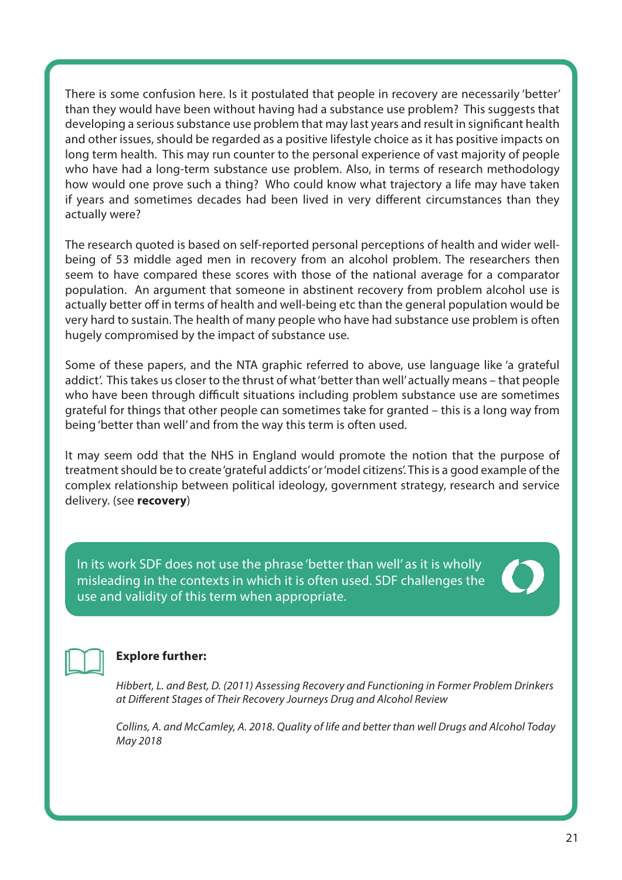There is some confusion here. Is it postulated that people in recovery are necessarily 'better' than they would have been without having had a substance use problem? This suggests that developing a serious substance use problem that may last years and result in significant health and other issues, should be regarded as a positive lifestyle choice as it has positive impacts on long term health. This may run counter to the personal experience of vast majority of people who have had a long-term substance use problem. Also, in terms of research methodology how would one prove such a thing? Who could know what trajectory a life may have taken if years and sometimes decades had been lived in very different circumstances than they actually were?

The research quoted is based on self-reported personal perceptions of health and wider well-being of 53 middle aged men in recovery from an alcohol problem. The researchers then seem to have compared these scores with those of the national average for a comparator population. An argument that someone in abstinent recovery from problem alcohol use is actually better off in terms of health and well-being etc than the general population would be very hard to sustain. The health of many people who have had substance use problem is often hugely compromised by the impact of substance use.

Some of these papers, and the NTA graphic referred to above, use language like 'a grateful addict'. This takes us closer to the thrust of what 'better than well' actually means – that people who have been through difficult situations including problem substance use are sometimes grateful for things that other people can sometimes take for granted – this is a long way from being 'better than well' and from the way this term is often used.

It may seem odd that the NHS in England would promote the notion that the purpose of treatment should be to create 'grateful addicts' or 'model citizens'. This is a good example of the complex relationship between political ideology, government strategy, research and service delivery. (see **recovery**)

In its work SDF does not use the phrase 'better than well' as it is wholly misleading in the contexts in which it is often used. SDF challenges the use and validity of this term when appropriate.

**Explore further:**

*Hibbert, L. and Best, D. (2011) Assessing Recovery and Functioning in Former Problem Drinkers at Different Stages of Their Recovery Journeys Drug and Alcohol Review*

*Collins, A. and McCamley, A. 2018. Quality of life and better than well Drugs and Alcohol Today May 2018*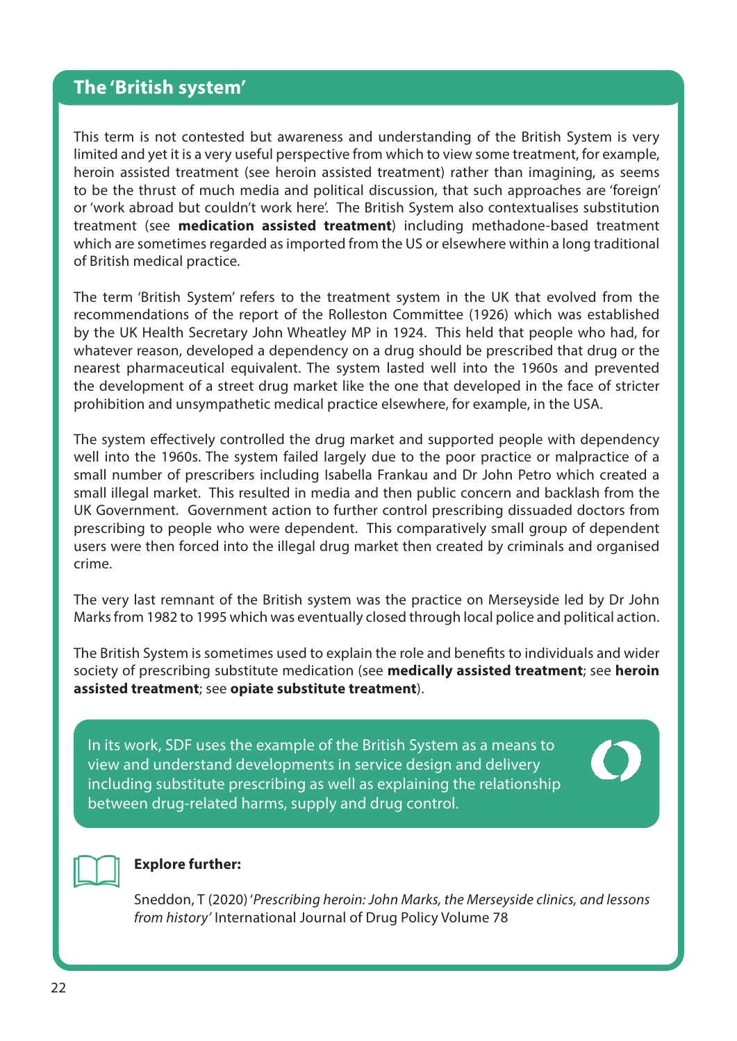## The 'British system'

This term is not contested but awareness and understanding of the British System is very limited and yet it is a very useful perspective from which to view some treatment, for example, heroin assisted treatment (see heroin assisted treatment) rather than imagining, as seems to be the thrust of much media and political discussion, that such approaches are 'foreign' or 'work abroad but couldn't work here'. The British System also contextualises substitution treatment (see **medication assisted treatment**) including methadone-based treatment which are sometimes regarded as imported from the US or elsewhere within a long traditional of British medical practice.

The term 'British System' refers to the treatment system in the UK that evolved from the recommendations of the report of the Rolleston Committee (1926) which was established by the UK Health Secretary John Wheatley MP in 1924. This held that people who had, for whatever reason, developed a dependency on a drug should be prescribed that drug or the nearest pharmaceutical equivalent. The system lasted well into the 1960s and prevented the development of a street drug market like the one that developed in the face of stricter prohibition and unsympathetic medical practice elsewhere, for example, in the USA.

The system effectively controlled the drug market and supported people with dependency well into the 1960s. The system failed largely due to the poor practice or malpractice of a small number of prescribers including Isabella Frankau and Dr John Petro which created a small illegal market. This resulted in media and then public concern and backlash from the UK Government. Government action to further control prescribing dissuaded doctors from prescribing to people who were dependent. This comparatively small group of dependent users were then forced into the illegal drug market then created by criminals and organised crime.

The very last remnant of the British system was the practice on Merseyside led by Dr John Marks from 1982 to 1995 which was eventually closed through local police and political action.

The British System is sometimes used to explain the role and benefits to individuals and wider society of prescribing substitute medication (see **medically assisted treatment**; see **heroin assisted treatment**; see **opiate substitute treatment**).

In its work, SDF uses the example of the British System as a means to view and understand developments in service design and delivery including substitute prescribing as well as explaining the relationship between drug-related harms, supply and drug control.

**Explore further:**

Sneddon, T (2020) '*Prescribing heroin: John Marks, the Merseyside clinics, and lessons from history*' International Journal of Drug Policy Volume 78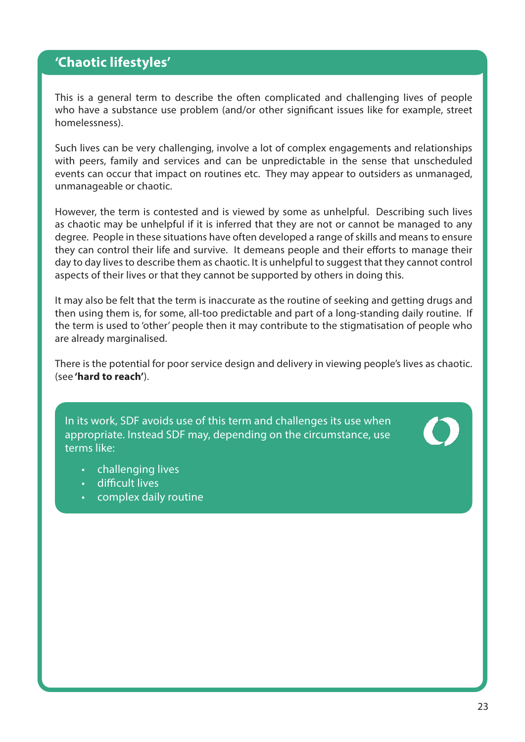## 'Chaotic lifestyles'

This is a general term to describe the often complicated and challenging lives of people who have a substance use problem (and/or other significant issues like for example, street homelessness).

Such lives can be very challenging, involve a lot of complex engagements and relationships with peers, family and services and can be unpredictable in the sense that unscheduled events can occur that impact on routines etc. They may appear to outsiders as unmanaged, unmanageable or chaotic.

However, the term is contested and is viewed by some as unhelpful. Describing such lives as chaotic may be unhelpful if it is inferred that they are not or cannot be managed to any degree. People in these situations have often developed a range of skills and means to ensure they can control their life and survive. It demeans people and their efforts to manage their day to day lives to describe them as chaotic. It is unhelpful to suggest that they cannot control aspects of their lives or that they cannot be supported by others in doing this.

It may also be felt that the term is inaccurate as the routine of seeking and getting drugs and then using them is, for some, all-too predictable and part of a long-standing daily routine. If the term is used to 'other' people then it may contribute to the stigmatisation of people who are already marginalised.

There is the potential for poor service design and delivery in viewing people's lives as chaotic. (see **'hard to reach'**).

In its work, SDF avoids use of this term and challenges its use when appropriate. Instead SDF may, depending on the circumstance, use terms like:

- challenging lives
- difficult lives
- complex daily routine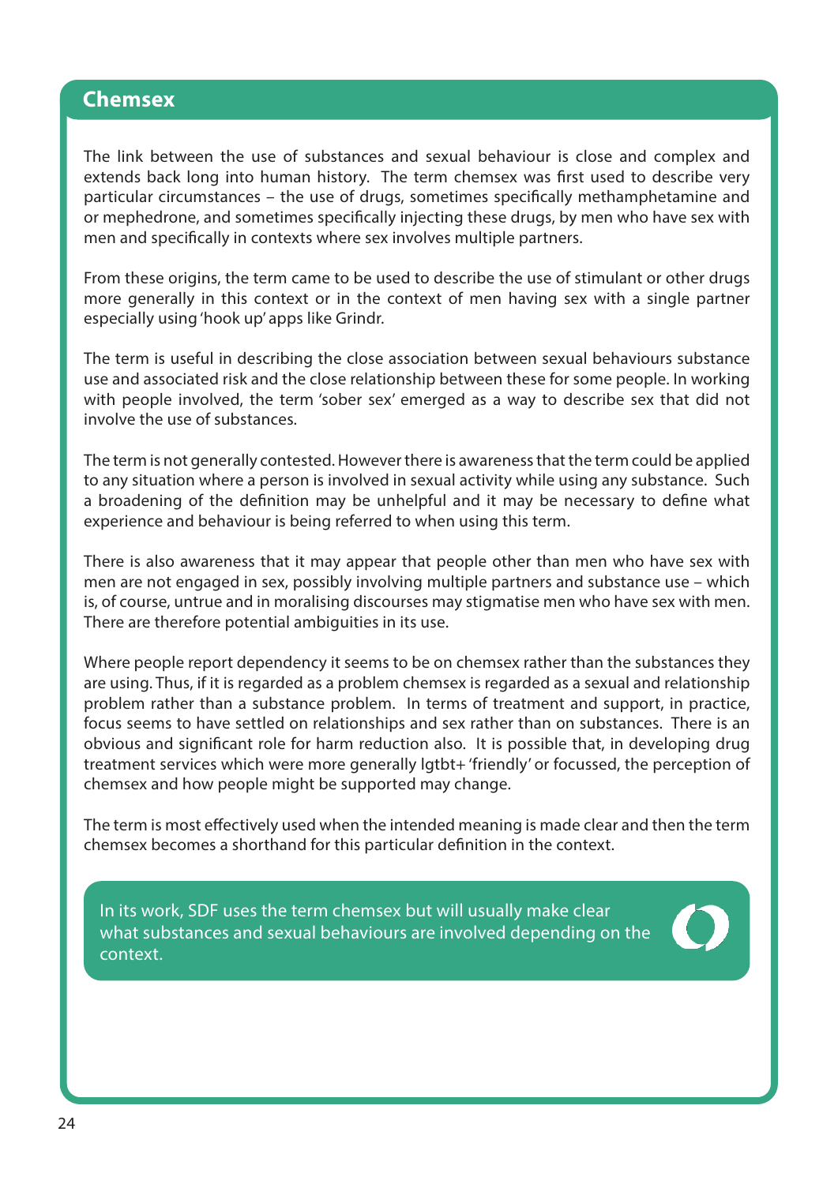## Chemsex

The link between the use of substances and sexual behaviour is close and complex and extends back long into human history. The term chemsex was first used to describe very particular circumstances – the use of drugs, sometimes specifically methamphetamine and or mephedrone, and sometimes specifically injecting these drugs, by men who have sex with men and specifically in contexts where sex involves multiple partners.

From these origins, the term came to be used to describe the use of stimulant or other drugs more generally in this context or in the context of men having sex with a single partner especially using 'hook up' apps like Grindr.

The term is useful in describing the close association between sexual behaviours substance use and associated risk and the close relationship between these for some people. In working with people involved, the term 'sober sex' emerged as a way to describe sex that did not involve the use of substances.

The term is not generally contested. However there is awareness that the term could be applied to any situation where a person is involved in sexual activity while using any substance. Such a broadening of the definition may be unhelpful and it may be necessary to define what experience and behaviour is being referred to when using this term.

There is also awareness that it may appear that people other than men who have sex with men are not engaged in sex, possibly involving multiple partners and substance use – which is, of course, untrue and in moralising discourses may stigmatise men who have sex with men. There are therefore potential ambiguities in its use.

Where people report dependency it seems to be on chemsex rather than the substances they are using. Thus, if it is regarded as a problem chemsex is regarded as a sexual and relationship problem rather than a substance problem. In terms of treatment and support, in practice, focus seems to have settled on relationships and sex rather than on substances. There is an obvious and significant role for harm reduction also. It is possible that, in developing drug treatment services which were more generally lgtbt+ 'friendly' or focussed, the perception of chemsex and how people might be supported may change.

The term is most effectively used when the intended meaning is made clear and then the term chemsex becomes a shorthand for this particular definition in the context.

In its work, SDF uses the term chemsex but will usually make clear what substances and sexual behaviours are involved depending on the context.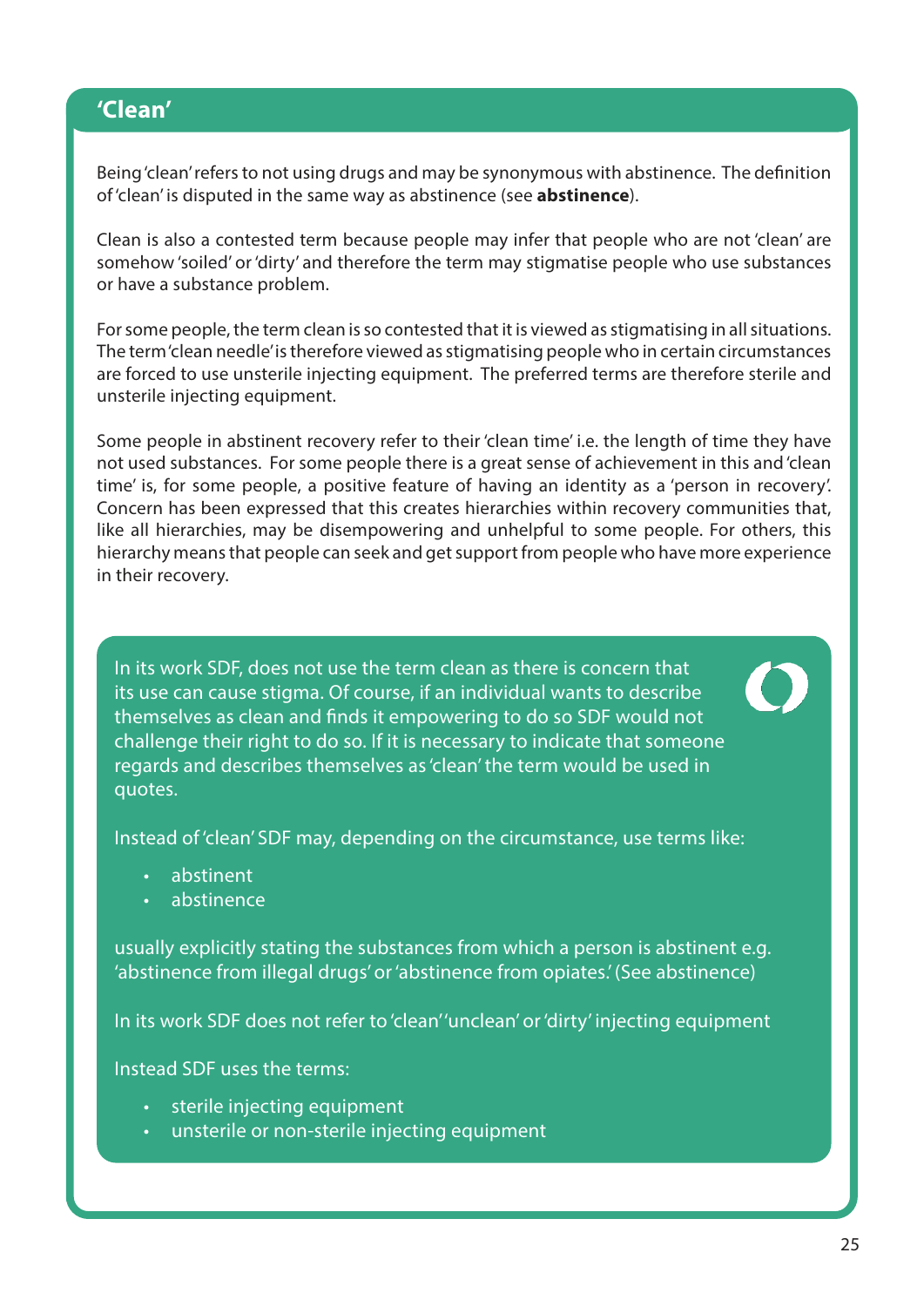## 'Clean'

Being 'clean' refers to not using drugs and may be synonymous with abstinence. The definition of 'clean' is disputed in the same way as abstinence (see **abstinence**).

Clean is also a contested term because people may infer that people who are not 'clean' are somehow 'soiled' or 'dirty' and therefore the term may stigmatise people who use substances or have a substance problem.

For some people, the term clean is so contested that it is viewed as stigmatising in all situations. The term 'clean needle' is therefore viewed as stigmatising people who in certain circumstances are forced to use unsterile injecting equipment. The preferred terms are therefore sterile and unsterile injecting equipment.

Some people in abstinent recovery refer to their 'clean time' i.e. the length of time they have not used substances. For some people there is a great sense of achievement in this and 'clean time' is, for some people, a positive feature of having an identity as a 'person in recovery'. Concern has been expressed that this creates hierarchies within recovery communities that, like all hierarchies, may be disempowering and unhelpful to some people. For others, this hierarchy means that people can seek and get support from people who have more experience in their recovery.

In its work SDF, does not use the term clean as there is concern that its use can cause stigma. Of course, if an individual wants to describe themselves as clean and finds it empowering to do so SDF would not challenge their right to do so. If it is necessary to indicate that someone regards and describes themselves as 'clean' the term would be used in quotes.

Instead of 'clean' SDF may, depending on the circumstance, use terms like:

- abstinent
- abstinence

usually explicitly stating the substances from which a person is abstinent e.g. 'abstinence from illegal drugs' or 'abstinence from opiates.' (See abstinence)

In its work SDF does not refer to 'clean' 'unclean' or 'dirty' injecting equipment

Instead SDF uses the terms:

- sterile injecting equipment
- unsterile or non-sterile injecting equipment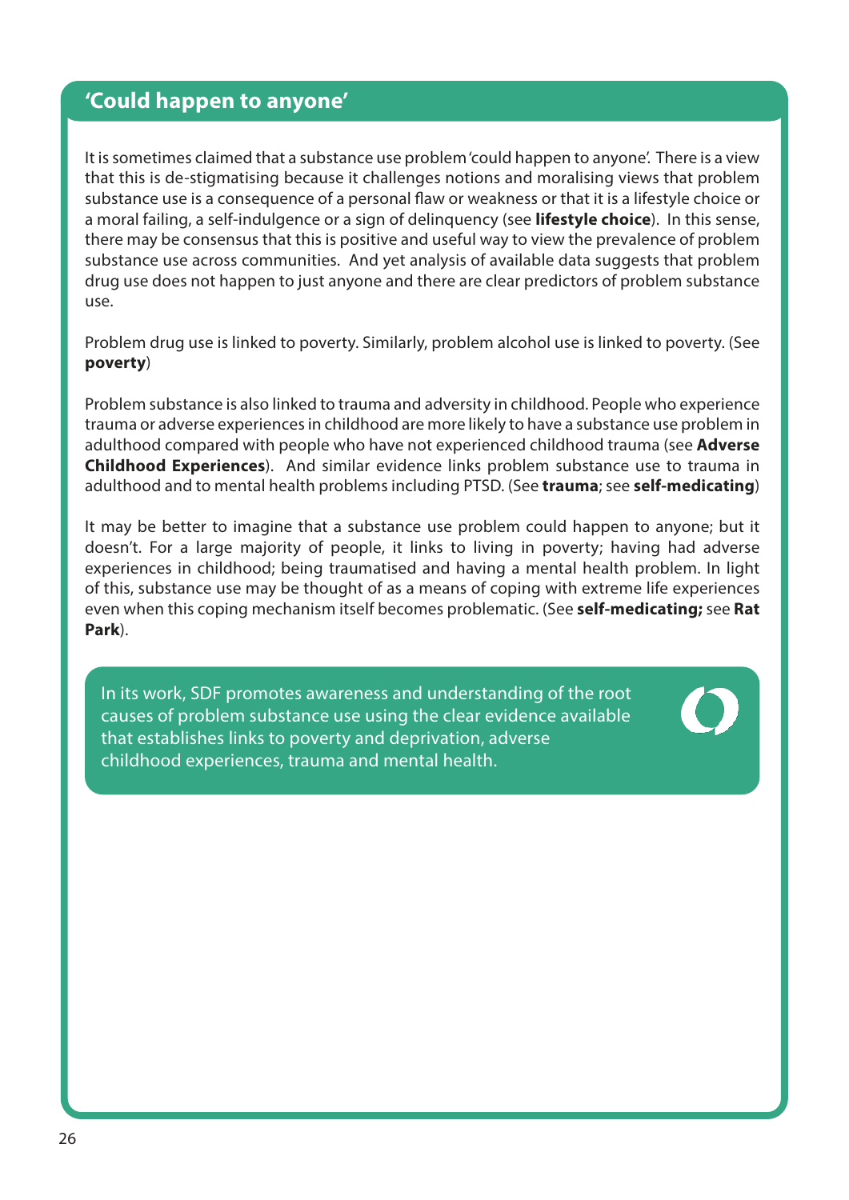## 'Could happen to anyone'

It is sometimes claimed that a substance use problem 'could happen to anyone'. There is a view that this is de-stigmatising because it challenges notions and moralising views that problem substance use is a consequence of a personal flaw or weakness or that it is a lifestyle choice or a moral failing, a self-indulgence or a sign of delinquency (see **lifestyle choice**). In this sense, there may be consensus that this is positive and useful way to view the prevalence of problem substance use across communities. And yet analysis of available data suggests that problem drug use does not happen to just anyone and there are clear predictors of problem substance use.

Problem drug use is linked to poverty. Similarly, problem alcohol use is linked to poverty. (See **poverty**)

Problem substance is also linked to trauma and adversity in childhood. People who experience trauma or adverse experiences in childhood are more likely to have a substance use problem in adulthood compared with people who have not experienced childhood trauma (see **Adverse Childhood Experiences**). And similar evidence links problem substance use to trauma in adulthood and to mental health problems including PTSD. (See **trauma**; see **self-medicating**)

It may be better to imagine that a substance use problem could happen to anyone; but it doesn't. For a large majority of people, it links to living in poverty; having had adverse experiences in childhood; being traumatised and having a mental health problem. In light of this, substance use may be thought of as a means of coping with extreme life experiences even when this coping mechanism itself becomes problematic. (See **self-medicating;** see **Rat Park**).

In its work, SDF promotes awareness and understanding of the root causes of problem substance use using the clear evidence available that establishes links to poverty and deprivation, adverse childhood experiences, trauma and mental health.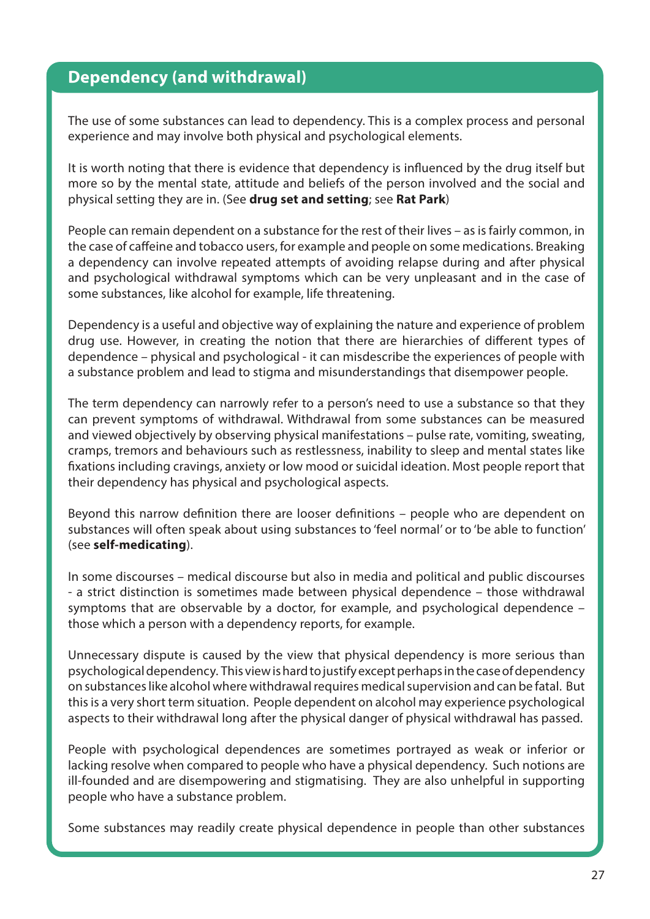## Dependency (and withdrawal)

The use of some substances can lead to dependency. This is a complex process and personal experience and may involve both physical and psychological elements.

It is worth noting that there is evidence that dependency is influenced by the drug itself but more so by the mental state, attitude and beliefs of the person involved and the social and physical setting they are in. (See **drug set and setting**; see **Rat Park**)

People can remain dependent on a substance for the rest of their lives – as is fairly common, in the case of caffeine and tobacco users, for example and people on some medications. Breaking a dependency can involve repeated attempts of avoiding relapse during and after physical and psychological withdrawal symptoms which can be very unpleasant and in the case of some substances, like alcohol for example, life threatening.

Dependency is a useful and objective way of explaining the nature and experience of problem drug use. However, in creating the notion that there are hierarchies of different types of dependence – physical and psychological - it can misdescribe the experiences of people with a substance problem and lead to stigma and misunderstandings that disempower people.

The term dependency can narrowly refer to a person's need to use a substance so that they can prevent symptoms of withdrawal. Withdrawal from some substances can be measured and viewed objectively by observing physical manifestations – pulse rate, vomiting, sweating, cramps, tremors and behaviours such as restlessness, inability to sleep and mental states like fixations including cravings, anxiety or low mood or suicidal ideation. Most people report that their dependency has physical and psychological aspects.

Beyond this narrow definition there are looser definitions – people who are dependent on substances will often speak about using substances to 'feel normal' or to 'be able to function' (see **self-medicating**).

In some discourses – medical discourse but also in media and political and public discourses - a strict distinction is sometimes made between physical dependence – those withdrawal symptoms that are observable by a doctor, for example, and psychological dependence – those which a person with a dependency reports, for example.

Unnecessary dispute is caused by the view that physical dependency is more serious than psychological dependency. This view is hard to justify except perhaps in the case of dependency on substances like alcohol where withdrawal requires medical supervision and can be fatal. But this is a very short term situation. People dependent on alcohol may experience psychological aspects to their withdrawal long after the physical danger of physical withdrawal has passed.

People with psychological dependences are sometimes portrayed as weak or inferior or lacking resolve when compared to people who have a physical dependency. Such notions are ill-founded and are disempowering and stigmatising. They are also unhelpful in supporting people who have a substance problem.

Some substances may readily create physical dependence in people than other substances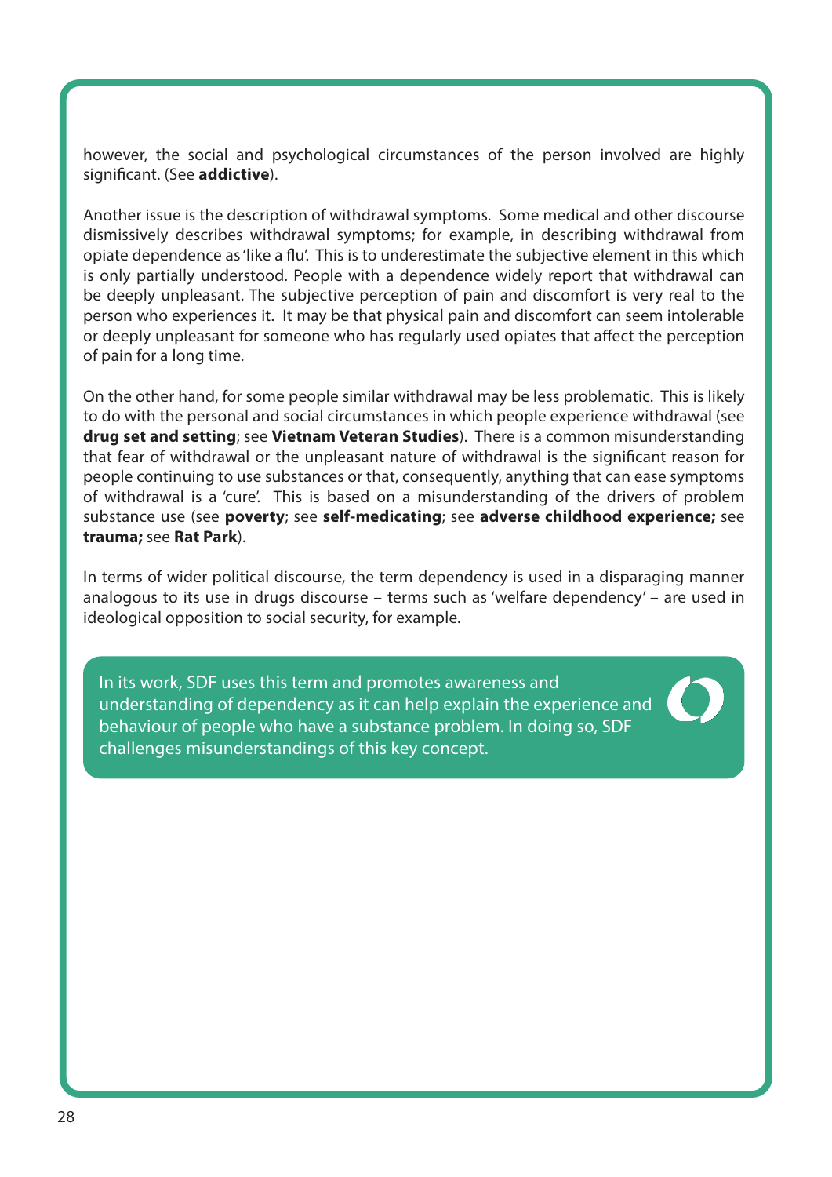however, the social and psychological circumstances of the person involved are highly significant. (See **addictive**).

Another issue is the description of withdrawal symptoms. Some medical and other discourse dismissively describes withdrawal symptoms; for example, in describing withdrawal from opiate dependence as 'like a flu'. This is to underestimate the subjective element in this which is only partially understood. People with a dependence widely report that withdrawal can be deeply unpleasant. The subjective perception of pain and discomfort is very real to the person who experiences it. It may be that physical pain and discomfort can seem intolerable or deeply unpleasant for someone who has regularly used opiates that affect the perception of pain for a long time.

On the other hand, for some people similar withdrawal may be less problematic. This is likely to do with the personal and social circumstances in which people experience withdrawal (see **drug set and setting**; see **Vietnam Veteran Studies**). There is a common misunderstanding that fear of withdrawal or the unpleasant nature of withdrawal is the significant reason for people continuing to use substances or that, consequently, anything that can ease symptoms of withdrawal is a 'cure'. This is based on a misunderstanding of the drivers of problem substance use (see **poverty**; see **self-medicating**; see **adverse childhood experience;** see **trauma;** see **Rat Park**).

In terms of wider political discourse, the term dependency is used in a disparaging manner analogous to its use in drugs discourse – terms such as 'welfare dependency' – are used in ideological opposition to social security, for example.

In its work, SDF uses this term and promotes awareness and understanding of dependency as it can help explain the experience and behaviour of people who have a substance problem. In doing so, SDF challenges misunderstandings of this key concept.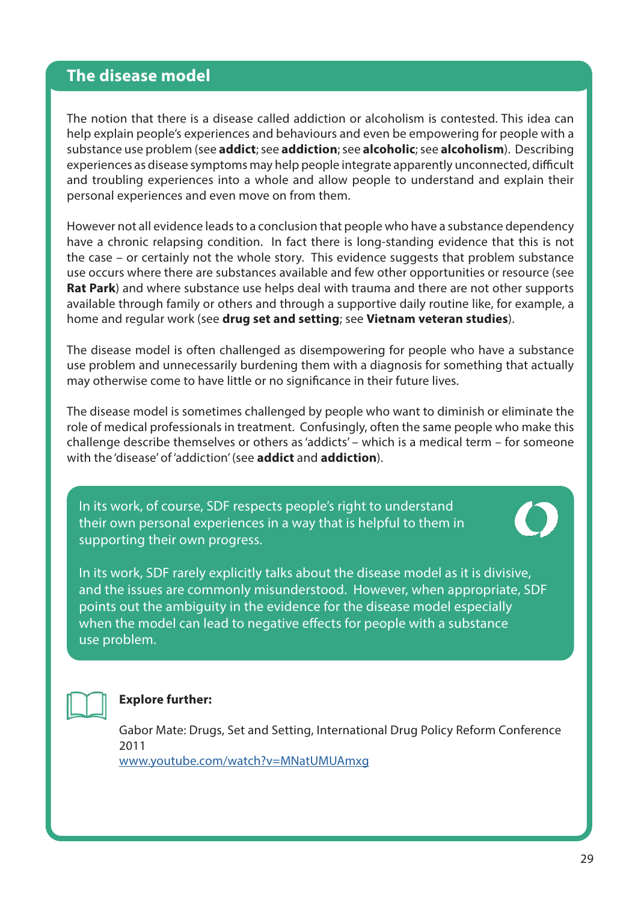## The disease model

The notion that there is a disease called addiction or alcoholism is contested. This idea can help explain people's experiences and behaviours and even be empowering for people with a substance use problem (see **addict**; see **addiction**; see **alcoholic**; see **alcoholism**). Describing experiences as disease symptoms may help people integrate apparently unconnected, difficult and troubling experiences into a whole and allow people to understand and explain their personal experiences and even move on from them.

However not all evidence leads to a conclusion that people who have a substance dependency have a chronic relapsing condition. In fact there is long-standing evidence that this is not the case – or certainly not the whole story. This evidence suggests that problem substance use occurs where there are substances available and few other opportunities or resource (see **Rat Park**) and where substance use helps deal with trauma and there are not other supports available through family or others and through a supportive daily routine like, for example, a home and regular work (see **drug set and setting**; see **Vietnam veteran studies**).

The disease model is often challenged as disempowering for people who have a substance use problem and unnecessarily burdening them with a diagnosis for something that actually may otherwise come to have little or no significance in their future lives.

The disease model is sometimes challenged by people who want to diminish or eliminate the role of medical professionals in treatment. Confusingly, often the same people who make this challenge describe themselves or others as 'addicts' – which is a medical term – for someone with the 'disease' of 'addiction' (see **addict** and **addiction**).

In its work, of course, SDF respects people's right to understand their own personal experiences in a way that is helpful to them in supporting their own progress.

In its work, SDF rarely explicitly talks about the disease model as it is divisive, and the issues are commonly misunderstood. However, when appropriate, SDF points out the ambiguity in the evidence for the disease model especially when the model can lead to negative effects for people with a substance use problem.

**Explore further:**

Gabor Mate: Drugs, Set and Setting, International Drug Policy Reform Conference 2011
www.youtube.com/watch?v=MNatUMUAmxg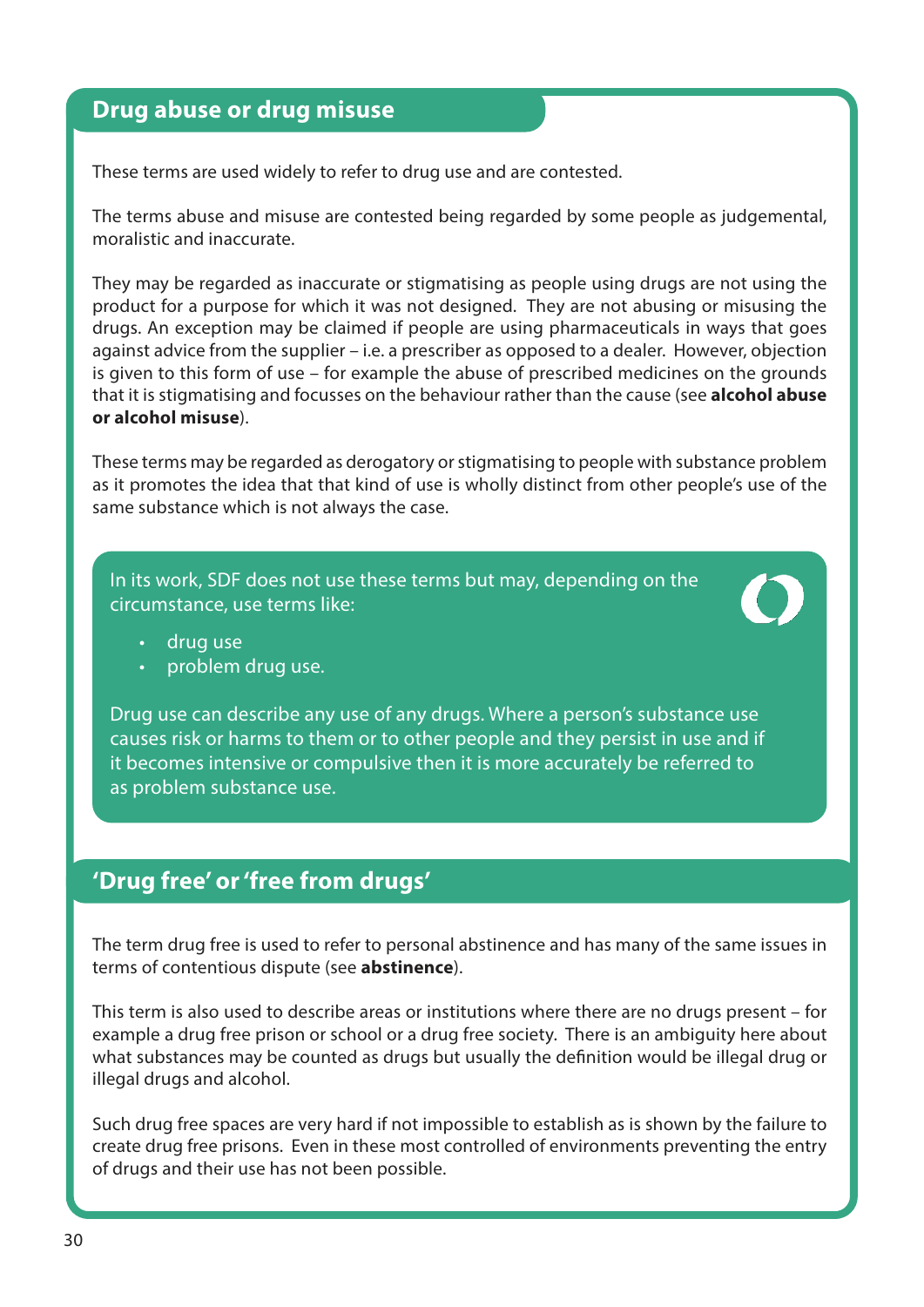## Drug abuse or drug misuse

These terms are used widely to refer to drug use and are contested.

The terms abuse and misuse are contested being regarded by some people as judgemental, moralistic and inaccurate.

They may be regarded as inaccurate or stigmatising as people using drugs are not using the product for a purpose for which it was not designed. They are not abusing or misusing the drugs. An exception may be claimed if people are using pharmaceuticals in ways that goes against advice from the supplier – i.e. a prescriber as opposed to a dealer. However, objection is given to this form of use – for example the abuse of prescribed medicines on the grounds that it is stigmatising and focusses on the behaviour rather than the cause (see **alcohol abuse or alcohol misuse**).

These terms may be regarded as derogatory or stigmatising to people with substance problem as it promotes the idea that that kind of use is wholly distinct from other people's use of the same substance which is not always the case.

In its work, SDF does not use these terms but may, depending on the circumstance, use terms like:

- drug use
- problem drug use.

Drug use can describe any use of any drugs. Where a person's substance use causes risk or harms to them or to other people and they persist in use and if it becomes intensive or compulsive then it is more accurately be referred to as problem substance use.

## 'Drug free' or 'free from drugs'

The term drug free is used to refer to personal abstinence and has many of the same issues in terms of contentious dispute (see **abstinence**).

This term is also used to describe areas or institutions where there are no drugs present – for example a drug free prison or school or a drug free society. There is an ambiguity here about what substances may be counted as drugs but usually the definition would be illegal drug or illegal drugs and alcohol.

Such drug free spaces are very hard if not impossible to establish as is shown by the failure to create drug free prisons. Even in these most controlled of environments preventing the entry of drugs and their use has not been possible.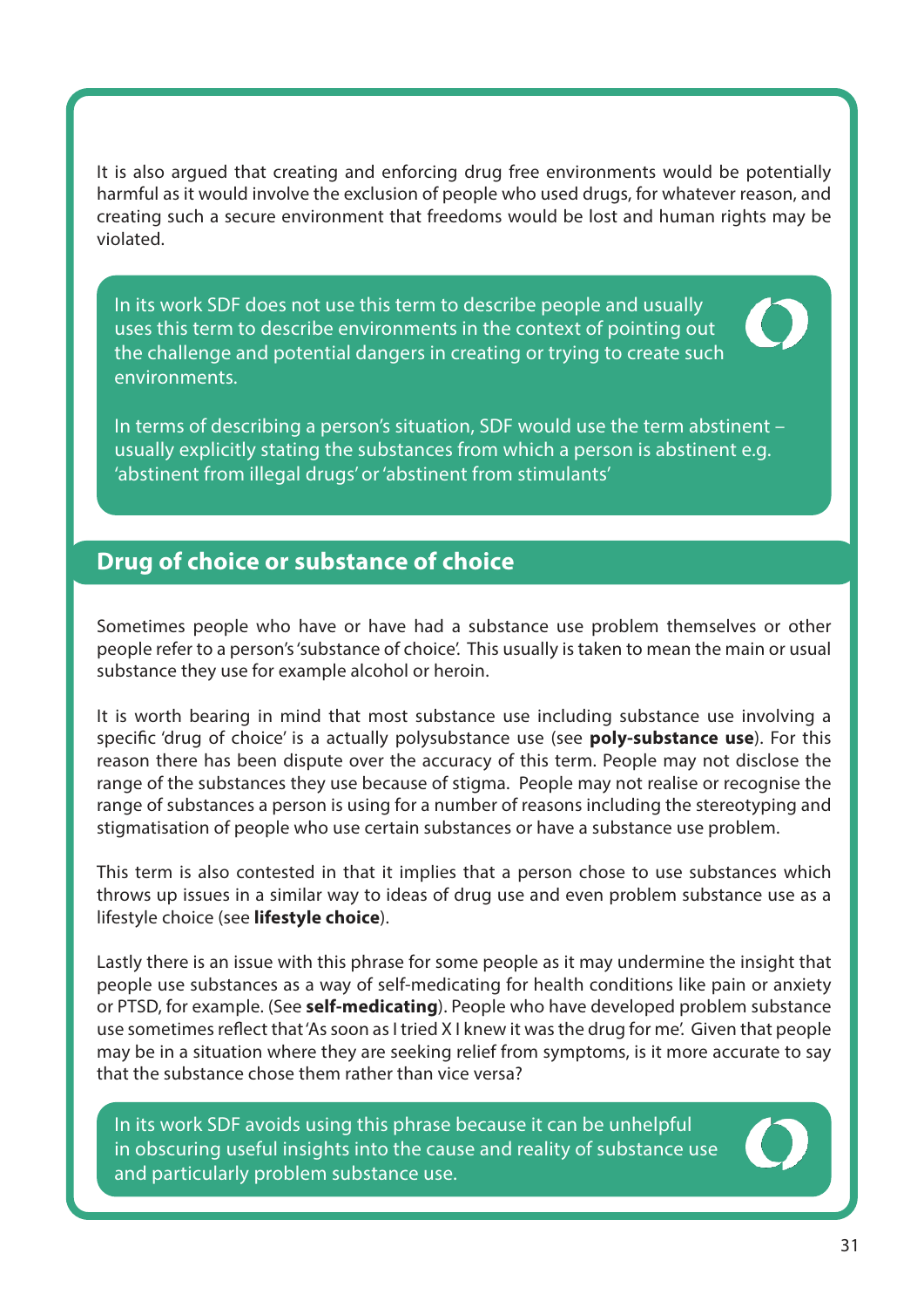It is also argued that creating and enforcing drug free environments would be potentially harmful as it would involve the exclusion of people who used drugs, for whatever reason, and creating such a secure environment that freedoms would be lost and human rights may be violated.

In its work SDF does not use this term to describe people and usually uses this term to describe environments in the context of pointing out the challenge and potential dangers in creating or trying to create such environments.

In terms of describing a person's situation, SDF would use the term abstinent – usually explicitly stating the substances from which a person is abstinent e.g. 'abstinent from illegal drugs' or 'abstinent from stimulants'

## Drug of choice or substance of choice

Sometimes people who have or have had a substance use problem themselves or other people refer to a person's 'substance of choice'. This usually is taken to mean the main or usual substance they use for example alcohol or heroin.

It is worth bearing in mind that most substance use including substance use involving a specific 'drug of choice' is a actually polysubstance use (see **poly-substance use**). For this reason there has been dispute over the accuracy of this term. People may not disclose the range of the substances they use because of stigma. People may not realise or recognise the range of substances a person is using for a number of reasons including the stereotyping and stigmatisation of people who use certain substances or have a substance use problem.

This term is also contested in that it implies that a person chose to use substances which throws up issues in a similar way to ideas of drug use and even problem substance use as a lifestyle choice (see **lifestyle choice**).

Lastly there is an issue with this phrase for some people as it may undermine the insight that people use substances as a way of self-medicating for health conditions like pain or anxiety or PTSD, for example. (See **self-medicating**). People who have developed problem substance use sometimes reflect that 'As soon as I tried X I knew it was the drug for me'. Given that people may be in a situation where they are seeking relief from symptoms, is it more accurate to say that the substance chose them rather than vice versa?

In its work SDF avoids using this phrase because it can be unhelpful in obscuring useful insights into the cause and reality of substance use and particularly problem substance use.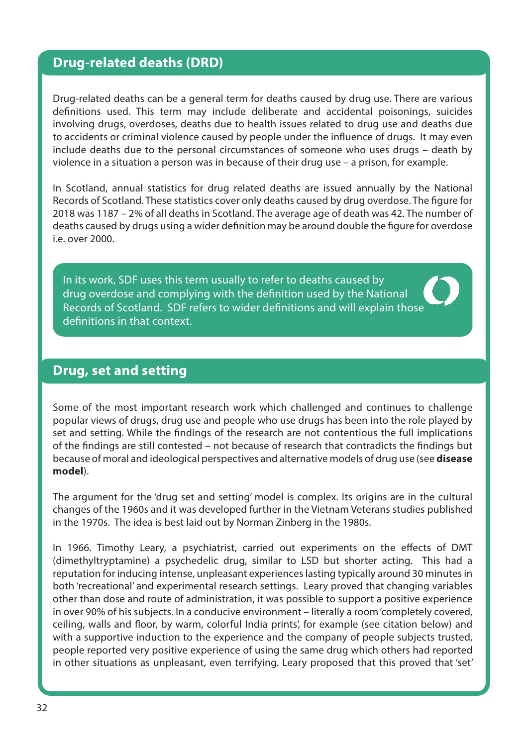## Drug-related deaths (DRD)

Drug-related deaths can be a general term for deaths caused by drug use. There are various definitions used. This term may include deliberate and accidental poisonings, suicides involving drugs, overdoses, deaths due to health issues related to drug use and deaths due to accidents or criminal violence caused by people under the influence of drugs. It may even include deaths due to the personal circumstances of someone who uses drugs – death by violence in a situation a person was in because of their drug use – a prison, for example.

In Scotland, annual statistics for drug related deaths are issued annually by the National Records of Scotland. These statistics cover only deaths caused by drug overdose. The figure for 2018 was 1187 – 2% of all deaths in Scotland. The average age of death was 42. The number of deaths caused by drugs using a wider definition may be around double the figure for overdose i.e. over 2000.

In its work, SDF uses this term usually to refer to deaths caused by drug overdose and complying with the definition used by the National Records of Scotland. SDF refers to wider definitions and will explain those definitions in that context.

## Drug, set and setting

Some of the most important research work which challenged and continues to challenge popular views of drugs, drug use and people who use drugs has been into the role played by set and setting. While the findings of the research are not contentious the full implications of the findings are still contested – not because of research that contradicts the findings but because of moral and ideological perspectives and alternative models of drug use (see **disease model**).

The argument for the 'drug set and setting' model is complex. Its origins are in the cultural changes of the 1960s and it was developed further in the Vietnam Veterans studies published in the 1970s. The idea is best laid out by Norman Zinberg in the 1980s.

In 1966. Timothy Leary, a psychiatrist, carried out experiments on the effects of DMT (dimethyltryptamine) a psychedelic drug, similar to LSD but shorter acting. This had a reputation for inducing intense, unpleasant experiences lasting typically around 30 minutes in both 'recreational' and experimental research settings. Leary proved that changing variables other than dose and route of administration, it was possible to support a positive experience in over 90% of his subjects. In a conducive environment – literally a room 'completely covered, ceiling, walls and floor, by warm, colorful India prints', for example (see citation below) and with a supportive induction to the experience and the company of people subjects trusted, people reported very positive experience of using the same drug which others had reported in other situations as unpleasant, even terrifying. Leary proposed that this proved that 'set'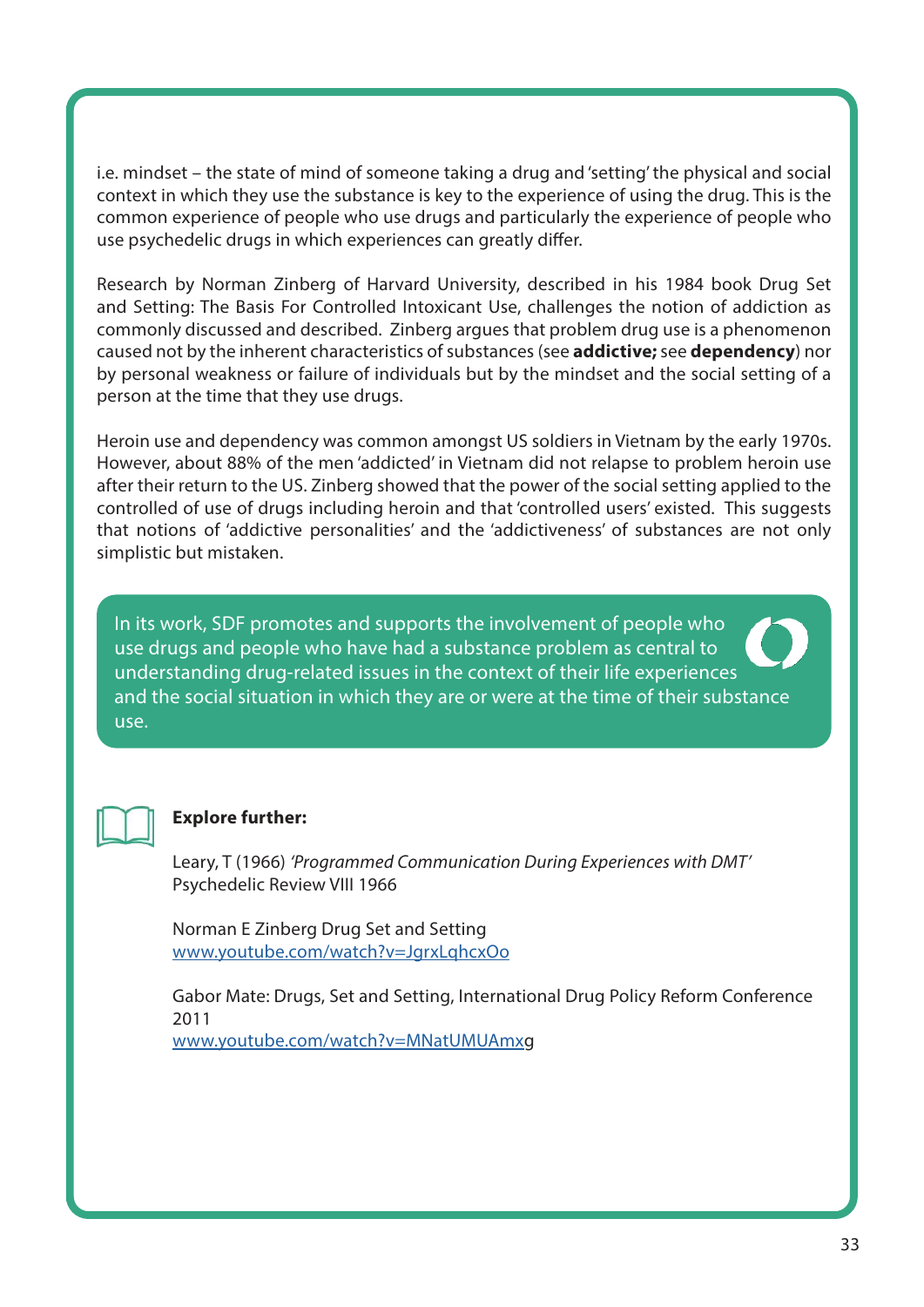i.e. mindset – the state of mind of someone taking a drug and 'setting' the physical and social context in which they use the substance is key to the experience of using the drug. This is the common experience of people who use drugs and particularly the experience of people who use psychedelic drugs in which experiences can greatly differ.

Research by Norman Zinberg of Harvard University, described in his 1984 book Drug Set and Setting: The Basis For Controlled Intoxicant Use, challenges the notion of addiction as commonly discussed and described. Zinberg argues that problem drug use is a phenomenon caused not by the inherent characteristics of substances (see **addictive;** see **dependency**) nor by personal weakness or failure of individuals but by the mindset and the social setting of a person at the time that they use drugs.

Heroin use and dependency was common amongst US soldiers in Vietnam by the early 1970s. However, about 88% of the men 'addicted' in Vietnam did not relapse to problem heroin use after their return to the US. Zinberg showed that the power of the social setting applied to the controlled of use of drugs including heroin and that 'controlled users' existed. This suggests that notions of 'addictive personalities' and the 'addictiveness' of substances are not only simplistic but mistaken.

In its work, SDF promotes and supports the involvement of people who use drugs and people who have had a substance problem as central to understanding drug-related issues in the context of their life experiences and the social situation in which they are or were at the time of their substance use.

**Explore further:**

Leary, T (1966) *'Programmed Communication During Experiences with DMT'* Psychedelic Review VIII 1966

Norman E Zinberg Drug Set and Setting
www.youtube.com/watch?v=JgrxLqhcxOo

Gabor Mate: Drugs, Set and Setting, International Drug Policy Reform Conference 2011
www.youtube.com/watch?v=MNatUMUAmxg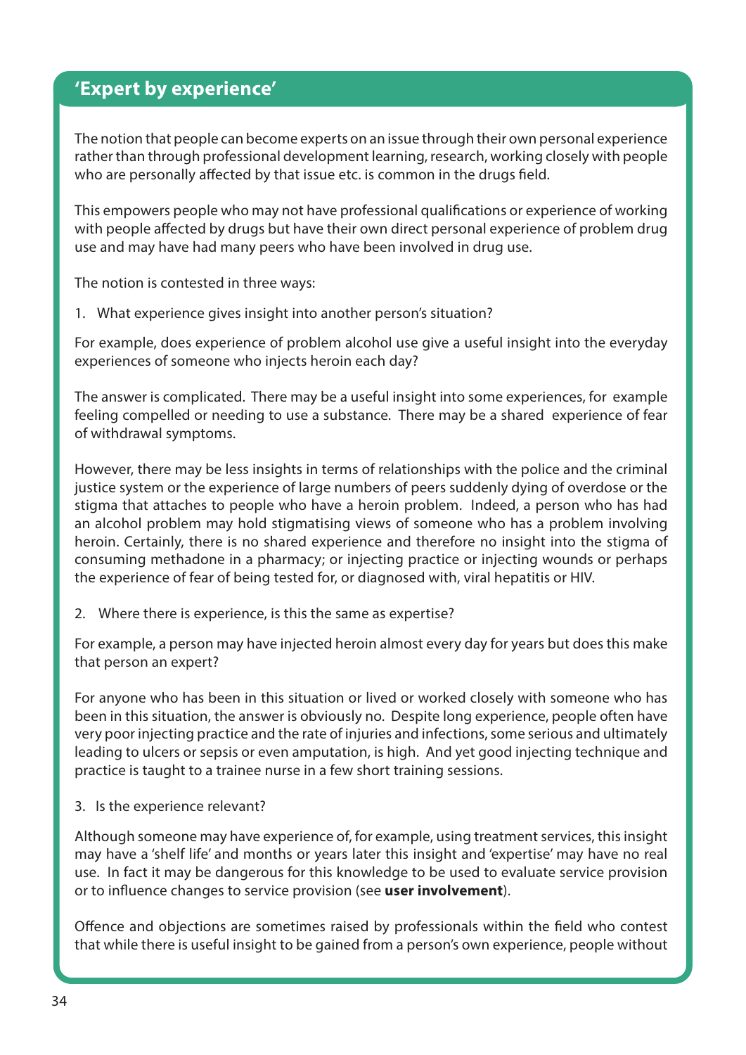## 'Expert by experience'

The notion that people can become experts on an issue through their own personal experience rather than through professional development learning, research, working closely with people who are personally affected by that issue etc. is common in the drugs field.

This empowers people who may not have professional qualifications or experience of working with people affected by drugs but have their own direct personal experience of problem drug use and may have had many peers who have been involved in drug use.

The notion is contested in three ways:

1. What experience gives insight into another person's situation?

For example, does experience of problem alcohol use give a useful insight into the everyday experiences of someone who injects heroin each day?

The answer is complicated. There may be a useful insight into some experiences, for example feeling compelled or needing to use a substance. There may be a shared experience of fear of withdrawal symptoms.

However, there may be less insights in terms of relationships with the police and the criminal justice system or the experience of large numbers of peers suddenly dying of overdose or the stigma that attaches to people who have a heroin problem. Indeed, a person who has had an alcohol problem may hold stigmatising views of someone who has a problem involving heroin. Certainly, there is no shared experience and therefore no insight into the stigma of consuming methadone in a pharmacy; or injecting practice or injecting wounds or perhaps the experience of fear of being tested for, or diagnosed with, viral hepatitis or HIV.

2. Where there is experience, is this the same as expertise?

For example, a person may have injected heroin almost every day for years but does this make that person an expert?

For anyone who has been in this situation or lived or worked closely with someone who has been in this situation, the answer is obviously no. Despite long experience, people often have very poor injecting practice and the rate of injuries and infections, some serious and ultimately leading to ulcers or sepsis or even amputation, is high. And yet good injecting technique and practice is taught to a trainee nurse in a few short training sessions.

3. Is the experience relevant?

Although someone may have experience of, for example, using treatment services, this insight may have a 'shelf life' and months or years later this insight and 'expertise' may have no real use. In fact it may be dangerous for this knowledge to be used to evaluate service provision or to influence changes to service provision (see **user involvement**).

Offence and objections are sometimes raised by professionals within the field who contest that while there is useful insight to be gained from a person's own experience, people without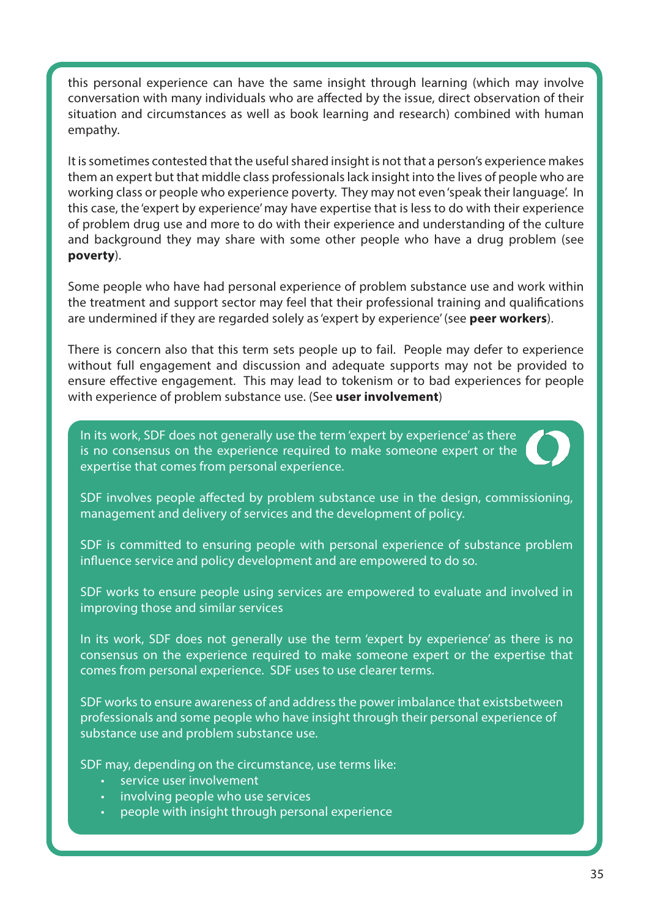this personal experience can have the same insight through learning (which may involve conversation with many individuals who are affected by the issue, direct observation of their situation and circumstances as well as book learning and research) combined with human empathy.

It is sometimes contested that the useful shared insight is not that a person's experience makes them an expert but that middle class professionals lack insight into the lives of people who are working class or people who experience poverty. They may not even 'speak their language'. In this case, the 'expert by experience' may have expertise that is less to do with their experience of problem drug use and more to do with their experience and understanding of the culture and background they may share with some other people who have a drug problem (see **poverty**).

Some people who have had personal experience of problem substance use and work within the treatment and support sector may feel that their professional training and qualifications are undermined if they are regarded solely as 'expert by experience' (see **peer workers**).

There is concern also that this term sets people up to fail. People may defer to experience without full engagement and discussion and adequate supports may not be provided to ensure effective engagement. This may lead to tokenism or to bad experiences for people with experience of problem substance use. (See **user involvement**)

In its work, SDF does not generally use the term 'expert by experience' as there is no consensus on the experience required to make someone expert or the expertise that comes from personal experience.

SDF involves people affected by problem substance use in the design, commissioning, management and delivery of services and the development of policy.

SDF is committed to ensuring people with personal experience of substance problem influence service and policy development and are empowered to do so.

SDF works to ensure people using services are empowered to evaluate and involved in improving those and similar services

In its work, SDF does not generally use the term 'expert by experience' as there is no consensus on the experience required to make someone expert or the expertise that comes from personal experience. SDF uses to use clearer terms.

SDF works to ensure awareness of and address the power imbalance that existsbetween professionals and some people who have insight through their personal experience of substance use and problem substance use.

SDF may, depending on the circumstance, use terms like:

- service user involvement
- involving people who use services
- people with insight through personal experience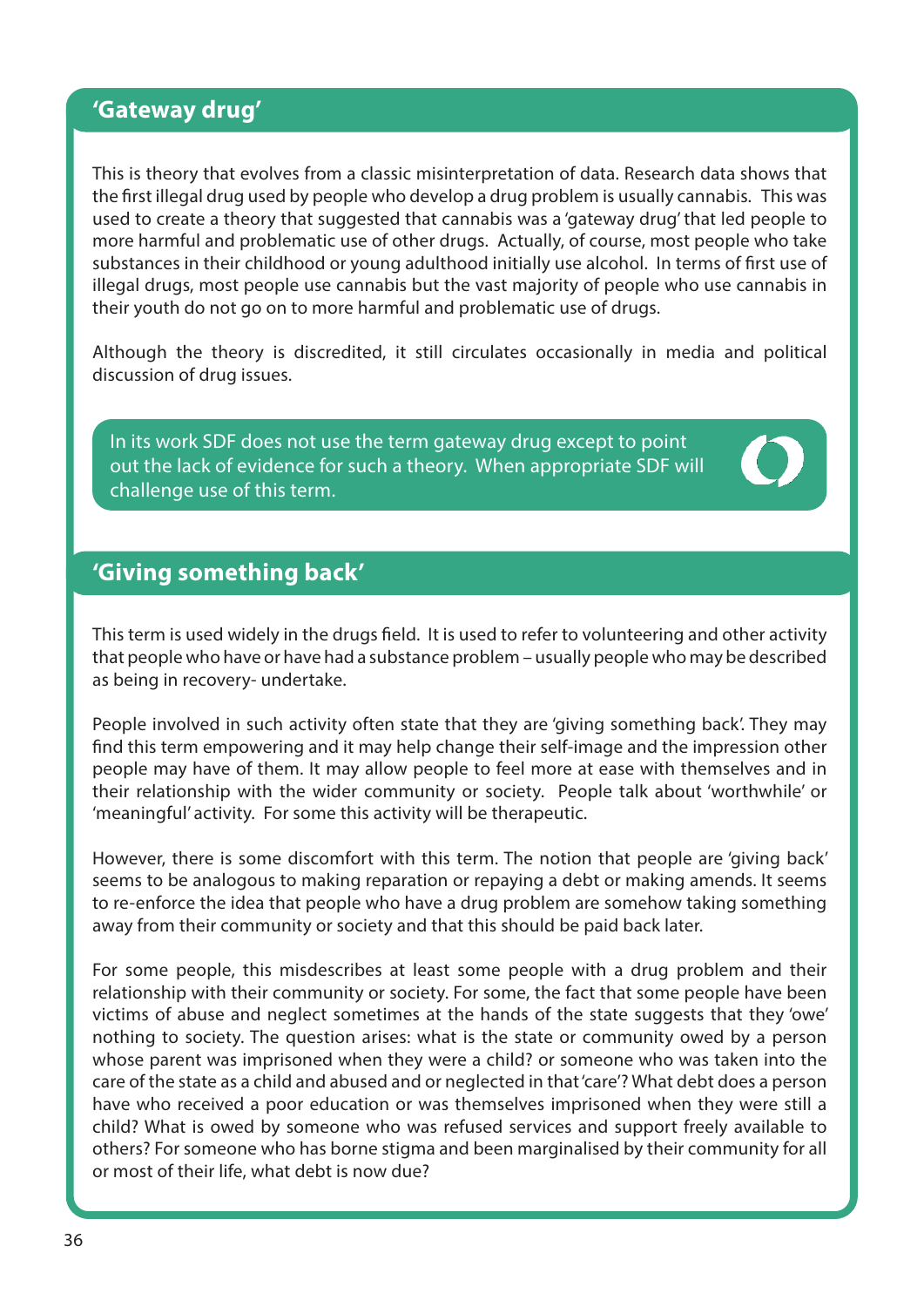## 'Gateway drug'

This is theory that evolves from a classic misinterpretation of data. Research data shows that the first illegal drug used by people who develop a drug problem is usually cannabis. This was used to create a theory that suggested that cannabis was a 'gateway drug' that led people to more harmful and problematic use of other drugs. Actually, of course, most people who take substances in their childhood or young adulthood initially use alcohol. In terms of first use of illegal drugs, most people use cannabis but the vast majority of people who use cannabis in their youth do not go on to more harmful and problematic use of drugs.

Although the theory is discredited, it still circulates occasionally in media and political discussion of drug issues.

> In its work SDF does not use the term gateway drug except to point out the lack of evidence for such a theory. When appropriate SDF will challenge use of this term.

## 'Giving something back'

This term is used widely in the drugs field. It is used to refer to volunteering and other activity that people who have or have had a substance problem – usually people who may be described as being in recovery- undertake.

People involved in such activity often state that they are 'giving something back'. They may find this term empowering and it may help change their self-image and the impression other people may have of them. It may allow people to feel more at ease with themselves and in their relationship with the wider community or society. People talk about 'worthwhile' or 'meaningful' activity. For some this activity will be therapeutic.

However, there is some discomfort with this term. The notion that people are 'giving back' seems to be analogous to making reparation or repaying a debt or making amends. It seems to re-enforce the idea that people who have a drug problem are somehow taking something away from their community or society and that this should be paid back later.

For some people, this misdescribes at least some people with a drug problem and their relationship with their community or society. For some, the fact that some people have been victims of abuse and neglect sometimes at the hands of the state suggests that they 'owe' nothing to society. The question arises: what is the state or community owed by a person whose parent was imprisoned when they were a child? or someone who was taken into the care of the state as a child and abused and or neglected in that 'care'? What debt does a person have who received a poor education or was themselves imprisoned when they were still a child? What is owed by someone who was refused services and support freely available to others? For someone who has borne stigma and been marginalised by their community for all or most of their life, what debt is now due?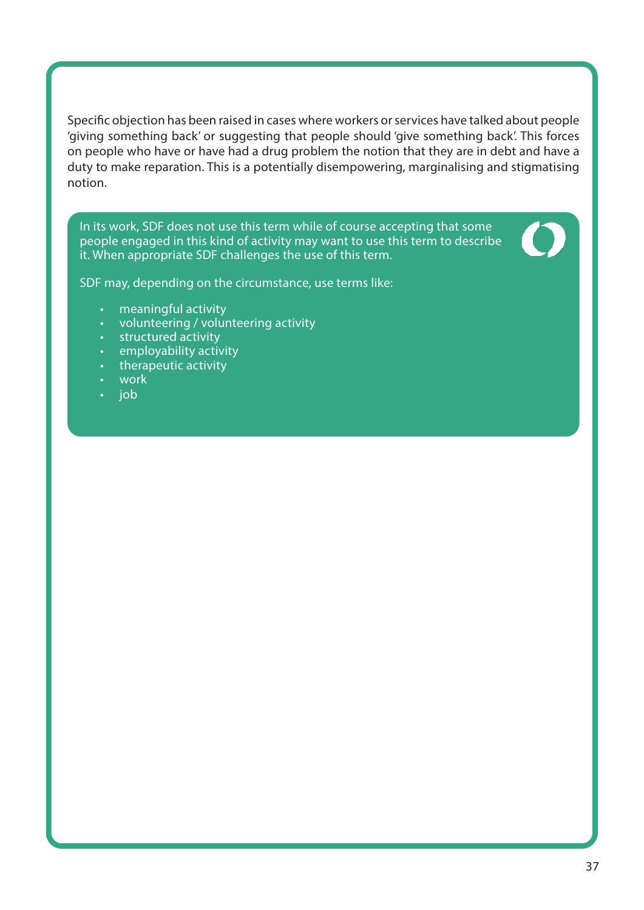Specific objection has been raised in cases where workers or services have talked about people 'giving something back' or suggesting that people should 'give something back'. This forces on people who have or have had a drug problem the notion that they are in debt and have a duty to make reparation. This is a potentially disempowering, marginalising and stigmatising notion.

In its work, SDF does not use this term while of course accepting that some people engaged in this kind of activity may want to use this term to describe it. When appropriate SDF challenges the use of this term.

SDF may, depending on the circumstance, use terms like:

- meaningful activity
- volunteering / volunteering activity
- structured activity
- employability activity
- therapeutic activity
- work
- job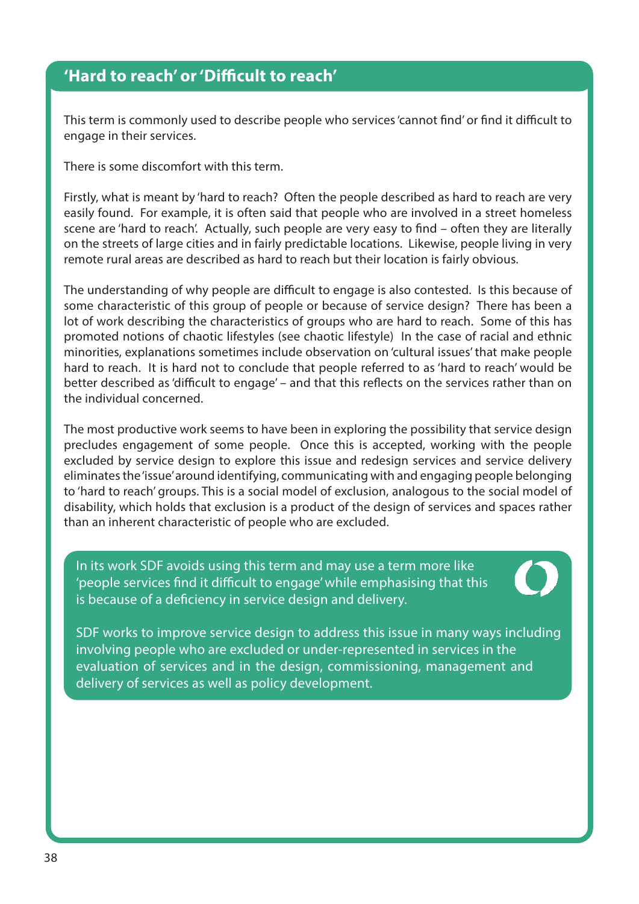## 'Hard to reach' or 'Difficult to reach'

This term is commonly used to describe people who services 'cannot find' or find it difficult to engage in their services.

There is some discomfort with this term.

Firstly, what is meant by 'hard to reach? Often the people described as hard to reach are very easily found. For example, it is often said that people who are involved in a street homeless scene are 'hard to reach'. Actually, such people are very easy to find – often they are literally on the streets of large cities and in fairly predictable locations. Likewise, people living in very remote rural areas are described as hard to reach but their location is fairly obvious.

The understanding of why people are difficult to engage is also contested. Is this because of some characteristic of this group of people or because of service design? There has been a lot of work describing the characteristics of groups who are hard to reach. Some of this has promoted notions of chaotic lifestyles (see chaotic lifestyle) In the case of racial and ethnic minorities, explanations sometimes include observation on 'cultural issues' that make people hard to reach. It is hard not to conclude that people referred to as 'hard to reach' would be better described as 'difficult to engage' – and that this reflects on the services rather than on the individual concerned.

The most productive work seems to have been in exploring the possibility that service design precludes engagement of some people. Once this is accepted, working with the people excluded by service design to explore this issue and redesign services and service delivery eliminates the 'issue' around identifying, communicating with and engaging people belonging to 'hard to reach' groups. This is a social model of exclusion, analogous to the social model of disability, which holds that exclusion is a product of the design of services and spaces rather than an inherent characteristic of people who are excluded.

In its work SDF avoids using this term and may use a term more like 'people services find it difficult to engage' while emphasising that this is because of a deficiency in service design and delivery.

SDF works to improve service design to address this issue in many ways including involving people who are excluded or under-represented in services in the evaluation of services and in the design, commissioning, management and delivery of services as well as policy development.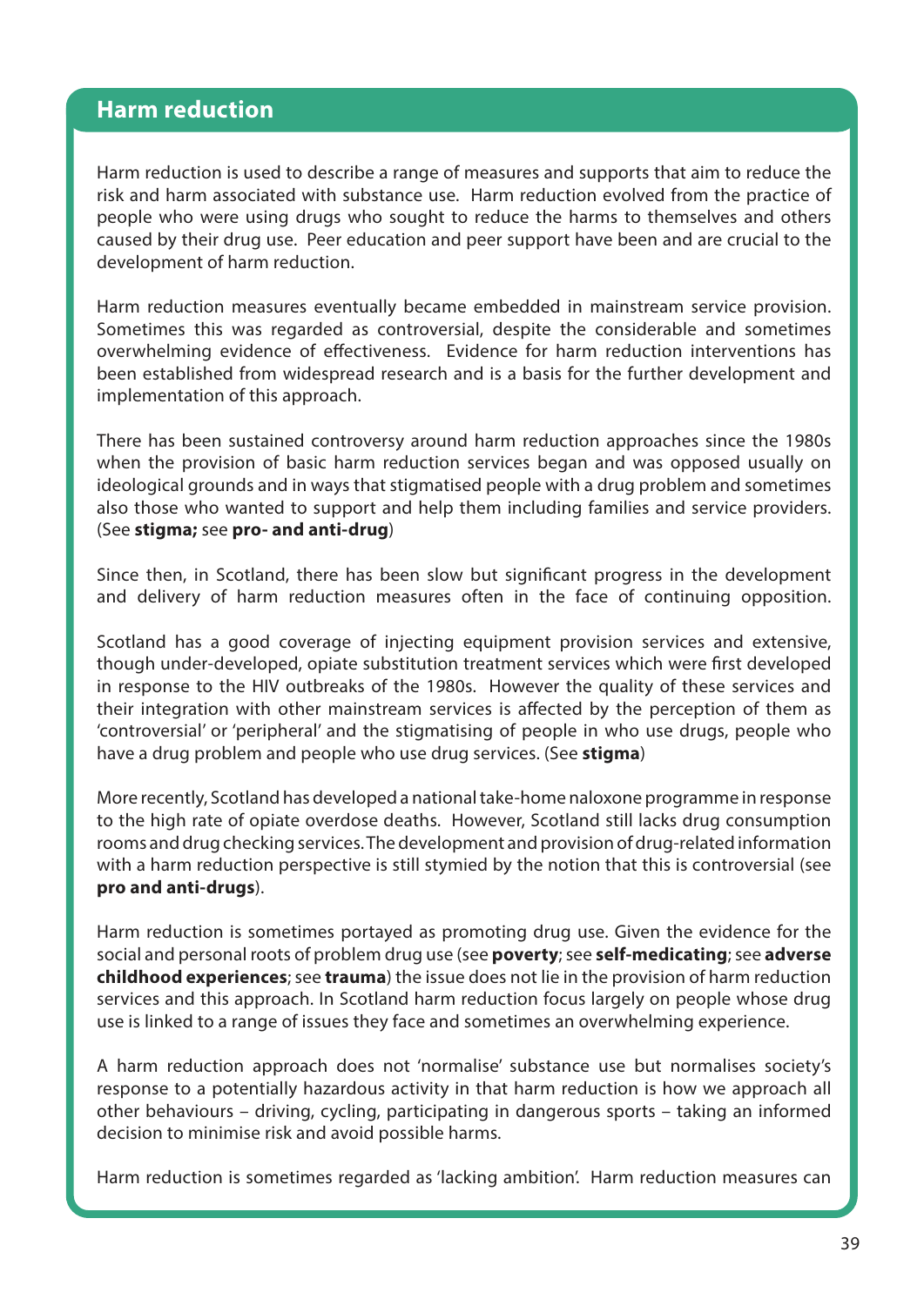## Harm reduction

Harm reduction is used to describe a range of measures and supports that aim to reduce the risk and harm associated with substance use. Harm reduction evolved from the practice of people who were using drugs who sought to reduce the harms to themselves and others caused by their drug use. Peer education and peer support have been and are crucial to the development of harm reduction.

Harm reduction measures eventually became embedded in mainstream service provision. Sometimes this was regarded as controversial, despite the considerable and sometimes overwhelming evidence of effectiveness. Evidence for harm reduction interventions has been established from widespread research and is a basis for the further development and implementation of this approach.

There has been sustained controversy around harm reduction approaches since the 1980s when the provision of basic harm reduction services began and was opposed usually on ideological grounds and in ways that stigmatised people with a drug problem and sometimes also those who wanted to support and help them including families and service providers. (See **stigma;** see **pro- and anti-drug**)

Since then, in Scotland, there has been slow but significant progress in the development and delivery of harm reduction measures often in the face of continuing opposition.

Scotland has a good coverage of injecting equipment provision services and extensive, though under-developed, opiate substitution treatment services which were first developed in response to the HIV outbreaks of the 1980s. However the quality of these services and their integration with other mainstream services is affected by the perception of them as 'controversial' or 'peripheral' and the stigmatising of people in who use drugs, people who have a drug problem and people who use drug services. (See **stigma**)

More recently, Scotland has developed a national take-home naloxone programme in response to the high rate of opiate overdose deaths. However, Scotland still lacks drug consumption rooms and drug checking services. The development and provision of drug-related information with a harm reduction perspective is still stymied by the notion that this is controversial (see **pro and anti-drugs**).

Harm reduction is sometimes portayed as promoting drug use. Given the evidence for the social and personal roots of problem drug use (see **poverty**; see **self-medicating**; see **adverse childhood experiences**; see **trauma**) the issue does not lie in the provision of harm reduction services and this approach. In Scotland harm reduction focus largely on people whose drug use is linked to a range of issues they face and sometimes an overwhelming experience.

A harm reduction approach does not 'normalise' substance use but normalises society's response to a potentially hazardous activity in that harm reduction is how we approach all other behaviours – driving, cycling, participating in dangerous sports – taking an informed decision to minimise risk and avoid possible harms.

Harm reduction is sometimes regarded as 'lacking ambition'. Harm reduction measures can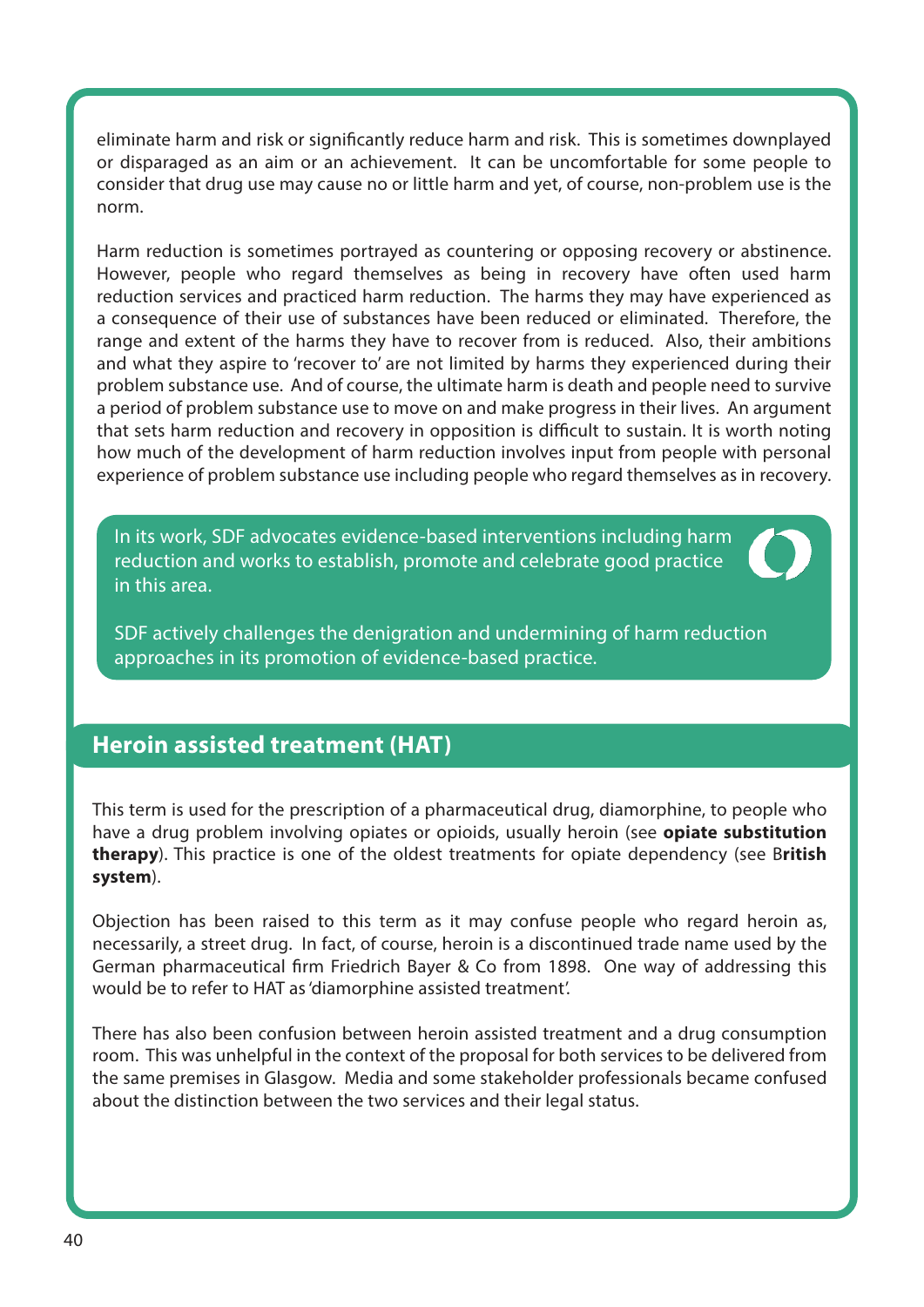eliminate harm and risk or significantly reduce harm and risk. This is sometimes downplayed or disparaged as an aim or an achievement. It can be uncomfortable for some people to consider that drug use may cause no or little harm and yet, of course, non-problem use is the norm.

Harm reduction is sometimes portrayed as countering or opposing recovery or abstinence. However, people who regard themselves as being in recovery have often used harm reduction services and practiced harm reduction. The harms they may have experienced as a consequence of their use of substances have been reduced or eliminated. Therefore, the range and extent of the harms they have to recover from is reduced. Also, their ambitions and what they aspire to 'recover to' are not limited by harms they experienced during their problem substance use. And of course, the ultimate harm is death and people need to survive a period of problem substance use to move on and make progress in their lives. An argument that sets harm reduction and recovery in opposition is difficult to sustain. It is worth noting how much of the development of harm reduction involves input from people with personal experience of problem substance use including people who regard themselves as in recovery.

In its work, SDF advocates evidence-based interventions including harm reduction and works to establish, promote and celebrate good practice in this area.

SDF actively challenges the denigration and undermining of harm reduction approaches in its promotion of evidence-based practice.

## Heroin assisted treatment (HAT)

This term is used for the prescription of a pharmaceutical drug, diamorphine, to people who have a drug problem involving opiates or opioids, usually heroin (see **opiate substitution therapy**). This practice is one of the oldest treatments for opiate dependency (see **British system**).

Objection has been raised to this term as it may confuse people who regard heroin as, necessarily, a street drug. In fact, of course, heroin is a discontinued trade name used by the German pharmaceutical firm Friedrich Bayer & Co from 1898. One way of addressing this would be to refer to HAT as 'diamorphine assisted treatment'.

There has also been confusion between heroin assisted treatment and a drug consumption room. This was unhelpful in the context of the proposal for both services to be delivered from the same premises in Glasgow. Media and some stakeholder professionals became confused about the distinction between the two services and their legal status.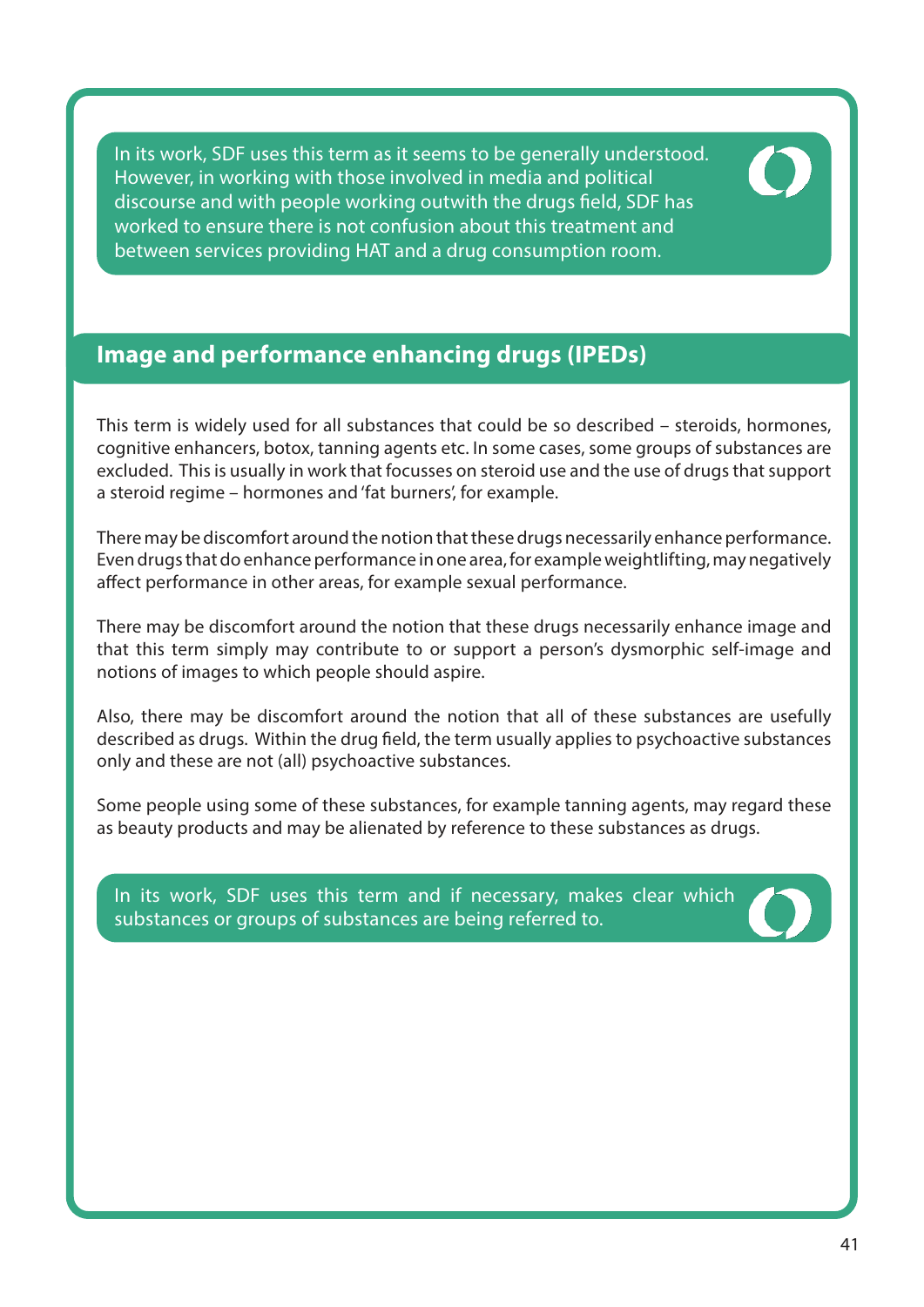In its work, SDF uses this term as it seems to be generally understood. However, in working with those involved in media and political discourse and with people working outwith the drugs field, SDF has worked to ensure there is not confusion about this treatment and between services providing HAT and a drug consumption room.

## Image and performance enhancing drugs (IPEDs)

This term is widely used for all substances that could be so described – steroids, hormones, cognitive enhancers, botox, tanning agents etc. In some cases, some groups of substances are excluded. This is usually in work that focusses on steroid use and the use of drugs that support a steroid regime – hormones and 'fat burners', for example.

There may be discomfort around the notion that these drugs necessarily enhance performance. Even drugs that do enhance performance in one area, for example weightlifting, may negatively affect performance in other areas, for example sexual performance.

There may be discomfort around the notion that these drugs necessarily enhance image and that this term simply may contribute to or support a person's dysmorphic self-image and notions of images to which people should aspire.

Also, there may be discomfort around the notion that all of these substances are usefully described as drugs. Within the drug field, the term usually applies to psychoactive substances only and these are not (all) psychoactive substances.

Some people using some of these substances, for example tanning agents, may regard these as beauty products and may be alienated by reference to these substances as drugs.

In its work, SDF uses this term and if necessary, makes clear which substances or groups of substances are being referred to.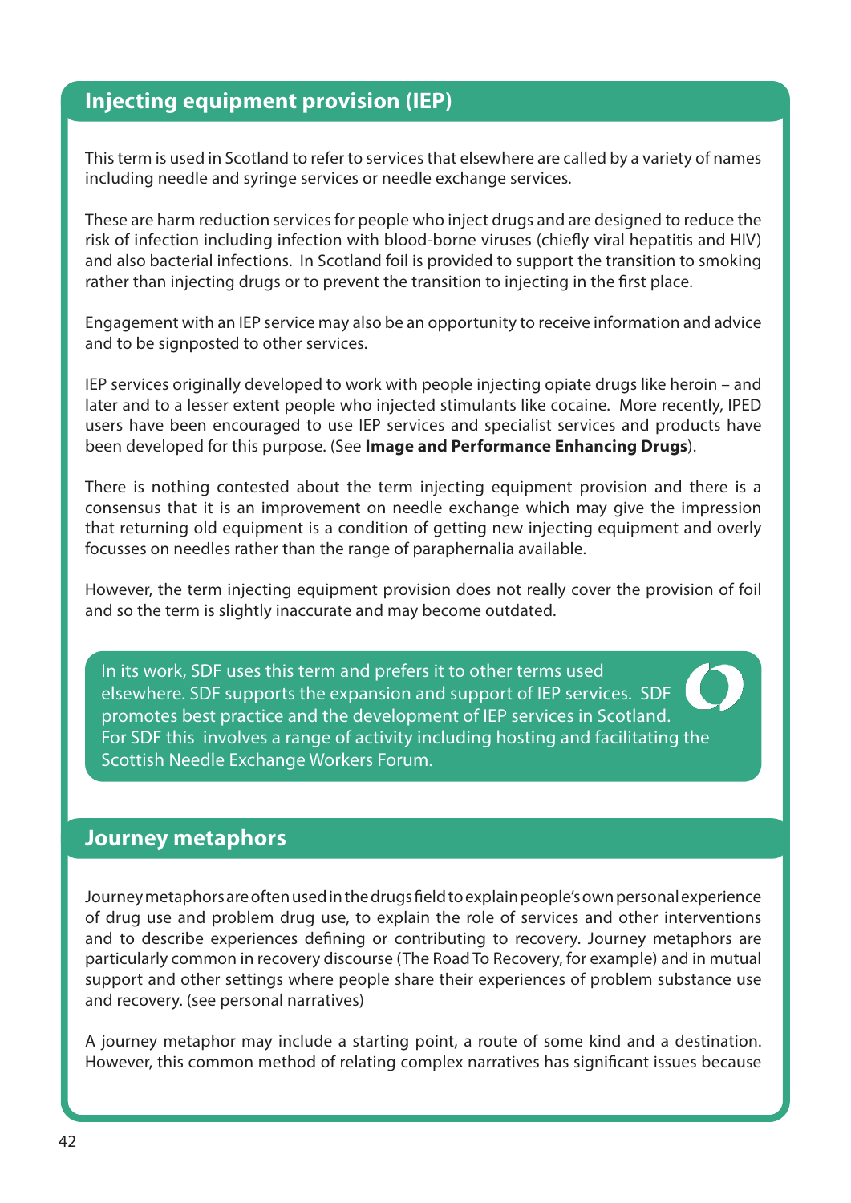## Injecting equipment provision (IEP)

This term is used in Scotland to refer to services that elsewhere are called by a variety of names including needle and syringe services or needle exchange services.

These are harm reduction services for people who inject drugs and are designed to reduce the risk of infection including infection with blood-borne viruses (chiefly viral hepatitis and HIV) and also bacterial infections. In Scotland foil is provided to support the transition to smoking rather than injecting drugs or to prevent the transition to injecting in the first place.

Engagement with an IEP service may also be an opportunity to receive information and advice and to be signposted to other services.

IEP services originally developed to work with people injecting opiate drugs like heroin – and later and to a lesser extent people who injected stimulants like cocaine. More recently, IPED users have been encouraged to use IEP services and specialist services and products have been developed for this purpose. (See **Image and Performance Enhancing Drugs**).

There is nothing contested about the term injecting equipment provision and there is a consensus that it is an improvement on needle exchange which may give the impression that returning old equipment is a condition of getting new injecting equipment and overly focusses on needles rather than the range of paraphernalia available.

However, the term injecting equipment provision does not really cover the provision of foil and so the term is slightly inaccurate and may become outdated.

In its work, SDF uses this term and prefers it to other terms used elsewhere. SDF supports the expansion and support of IEP services. SDF promotes best practice and the development of IEP services in Scotland. For SDF this involves a range of activity including hosting and facilitating the Scottish Needle Exchange Workers Forum.

## Journey metaphors

Journey metaphors are often used in the drugs field to explain people's own personal experience of drug use and problem drug use, to explain the role of services and other interventions and to describe experiences defining or contributing to recovery. Journey metaphors are particularly common in recovery discourse (The Road To Recovery, for example) and in mutual support and other settings where people share their experiences of problem substance use and recovery. (see personal narratives)

A journey metaphor may include a starting point, a route of some kind and a destination. However, this common method of relating complex narratives has significant issues because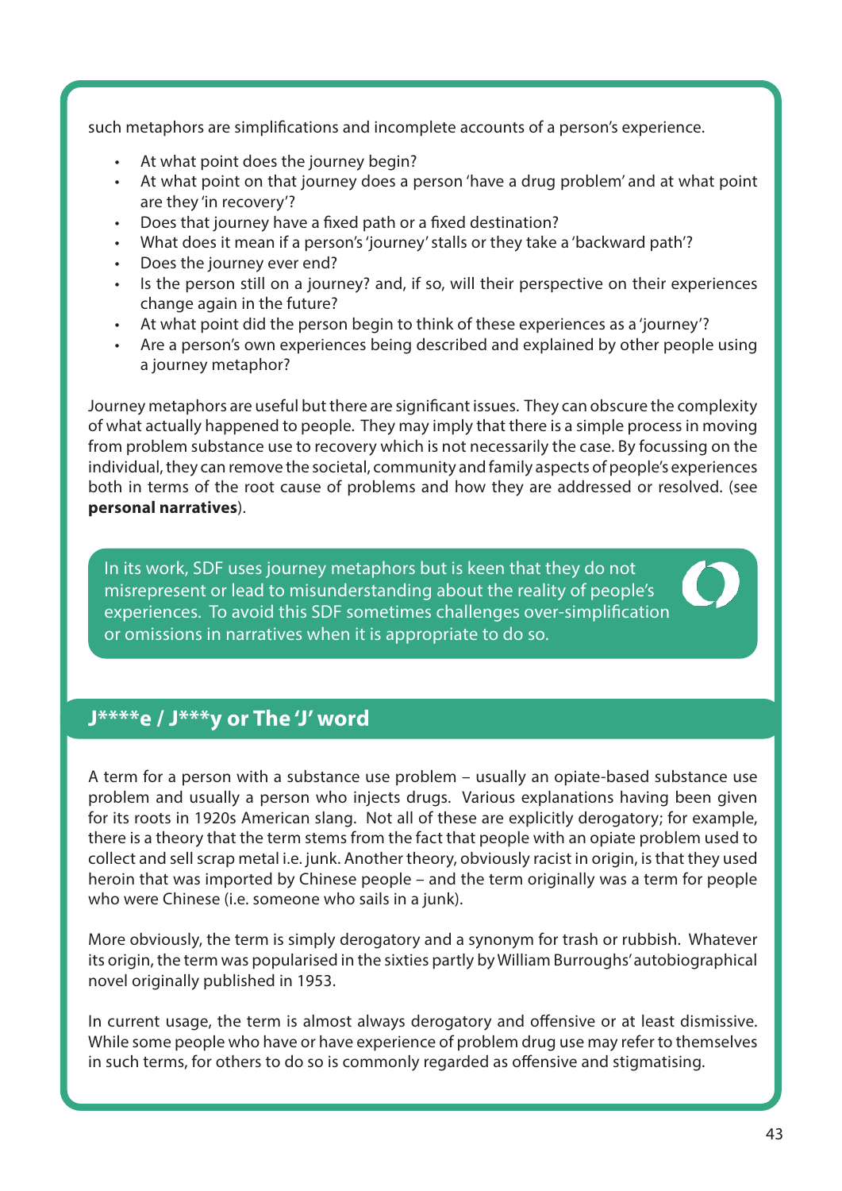such metaphors are simplifications and incomplete accounts of a person's experience.

- At what point does the journey begin?
- At what point on that journey does a person 'have a drug problem' and at what point are they 'in recovery'?
- Does that journey have a fixed path or a fixed destination?
- What does it mean if a person's 'journey' stalls or they take a 'backward path'?
- Does the journey ever end?
- Is the person still on a journey? and, if so, will their perspective on their experiences change again in the future?
- At what point did the person begin to think of these experiences as a 'journey'?
- Are a person's own experiences being described and explained by other people using a journey metaphor?

Journey metaphors are useful but there are significant issues. They can obscure the complexity of what actually happened to people. They may imply that there is a simple process in moving from problem substance use to recovery which is not necessarily the case. By focussing on the individual, they can remove the societal, community and family aspects of people's experiences both in terms of the root cause of problems and how they are addressed or resolved. (see **personal narratives**).

In its work, SDF uses journey metaphors but is keen that they do not misrepresent or lead to misunderstanding about the reality of people's experiences. To avoid this SDF sometimes challenges over-simplification or omissions in narratives when it is appropriate to do so.

## J****e / J***y or The 'J' word

A term for a person with a substance use problem – usually an opiate-based substance use problem and usually a person who injects drugs. Various explanations having been given for its roots in 1920s American slang. Not all of these are explicitly derogatory; for example, there is a theory that the term stems from the fact that people with an opiate problem used to collect and sell scrap metal i.e. junk. Another theory, obviously racist in origin, is that they used heroin that was imported by Chinese people – and the term originally was a term for people who were Chinese (i.e. someone who sails in a junk).

More obviously, the term is simply derogatory and a synonym for trash or rubbish. Whatever its origin, the term was popularised in the sixties partly by William Burroughs' autobiographical novel originally published in 1953.

In current usage, the term is almost always derogatory and offensive or at least dismissive. While some people who have or have experience of problem drug use may refer to themselves in such terms, for others to do so is commonly regarded as offensive and stigmatising.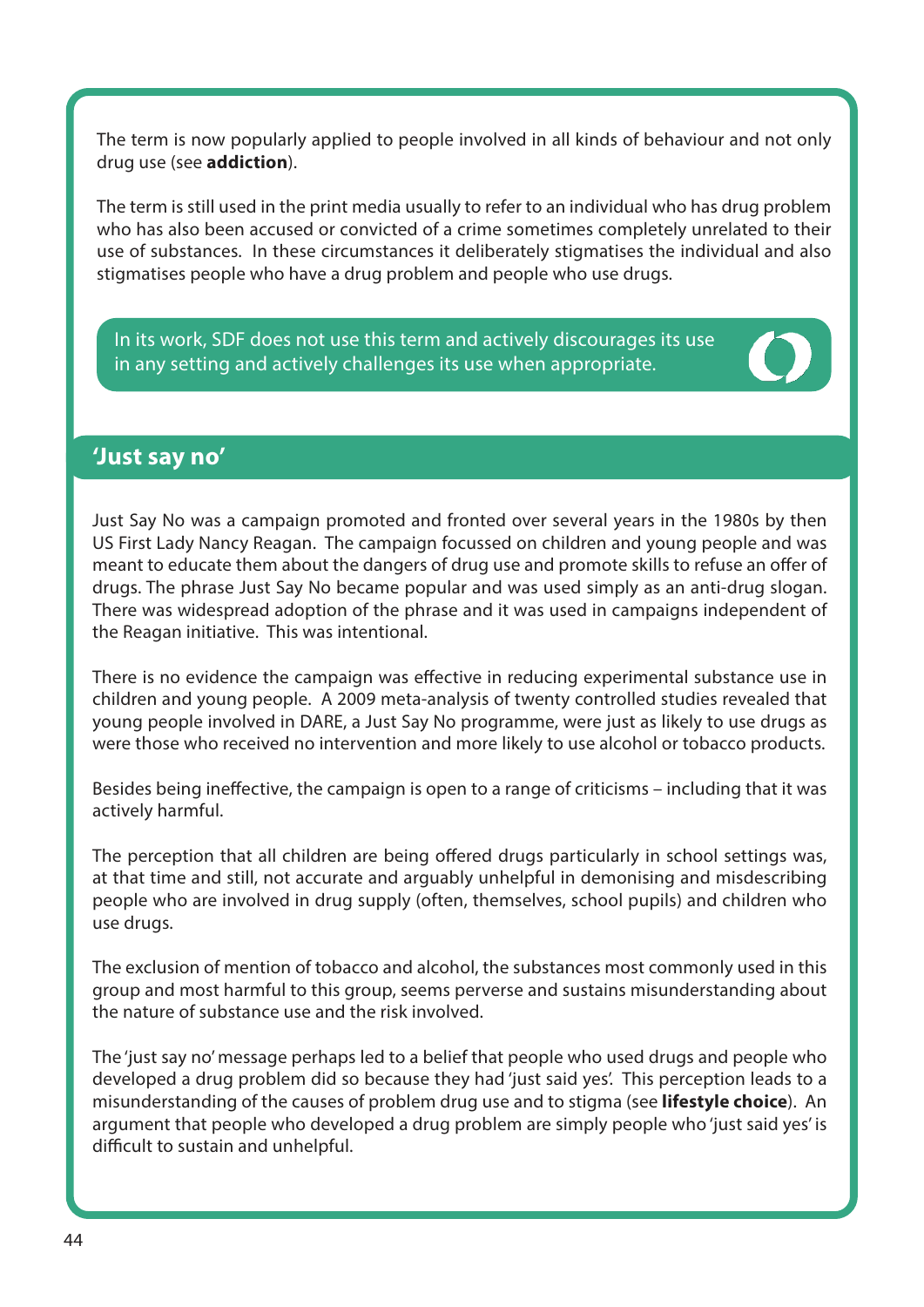The term is now popularly applied to people involved in all kinds of behaviour and not only drug use (see **addiction**).

The term is still used in the print media usually to refer to an individual who has drug problem who has also been accused or convicted of a crime sometimes completely unrelated to their use of substances. In these circumstances it deliberately stigmatises the individual and also stigmatises people who have a drug problem and people who use drugs.

In its work, SDF does not use this term and actively discourages its use in any setting and actively challenges its use when appropriate.

## 'Just say no'

Just Say No was a campaign promoted and fronted over several years in the 1980s by then US First Lady Nancy Reagan. The campaign focussed on children and young people and was meant to educate them about the dangers of drug use and promote skills to refuse an offer of drugs. The phrase Just Say No became popular and was used simply as an anti-drug slogan. There was widespread adoption of the phrase and it was used in campaigns independent of the Reagan initiative. This was intentional.

There is no evidence the campaign was effective in reducing experimental substance use in children and young people. A 2009 meta-analysis of twenty controlled studies revealed that young people involved in DARE, a Just Say No programme, were just as likely to use drugs as were those who received no intervention and more likely to use alcohol or tobacco products.

Besides being ineffective, the campaign is open to a range of criticisms – including that it was actively harmful.

The perception that all children are being offered drugs particularly in school settings was, at that time and still, not accurate and arguably unhelpful in demonising and misdescribing people who are involved in drug supply (often, themselves, school pupils) and children who use drugs.

The exclusion of mention of tobacco and alcohol, the substances most commonly used in this group and most harmful to this group, seems perverse and sustains misunderstanding about the nature of substance use and the risk involved.

The 'just say no' message perhaps led to a belief that people who used drugs and people who developed a drug problem did so because they had 'just said yes'. This perception leads to a misunderstanding of the causes of problem drug use and to stigma (see **lifestyle choice**). An argument that people who developed a drug problem are simply people who 'just said yes' is difficult to sustain and unhelpful.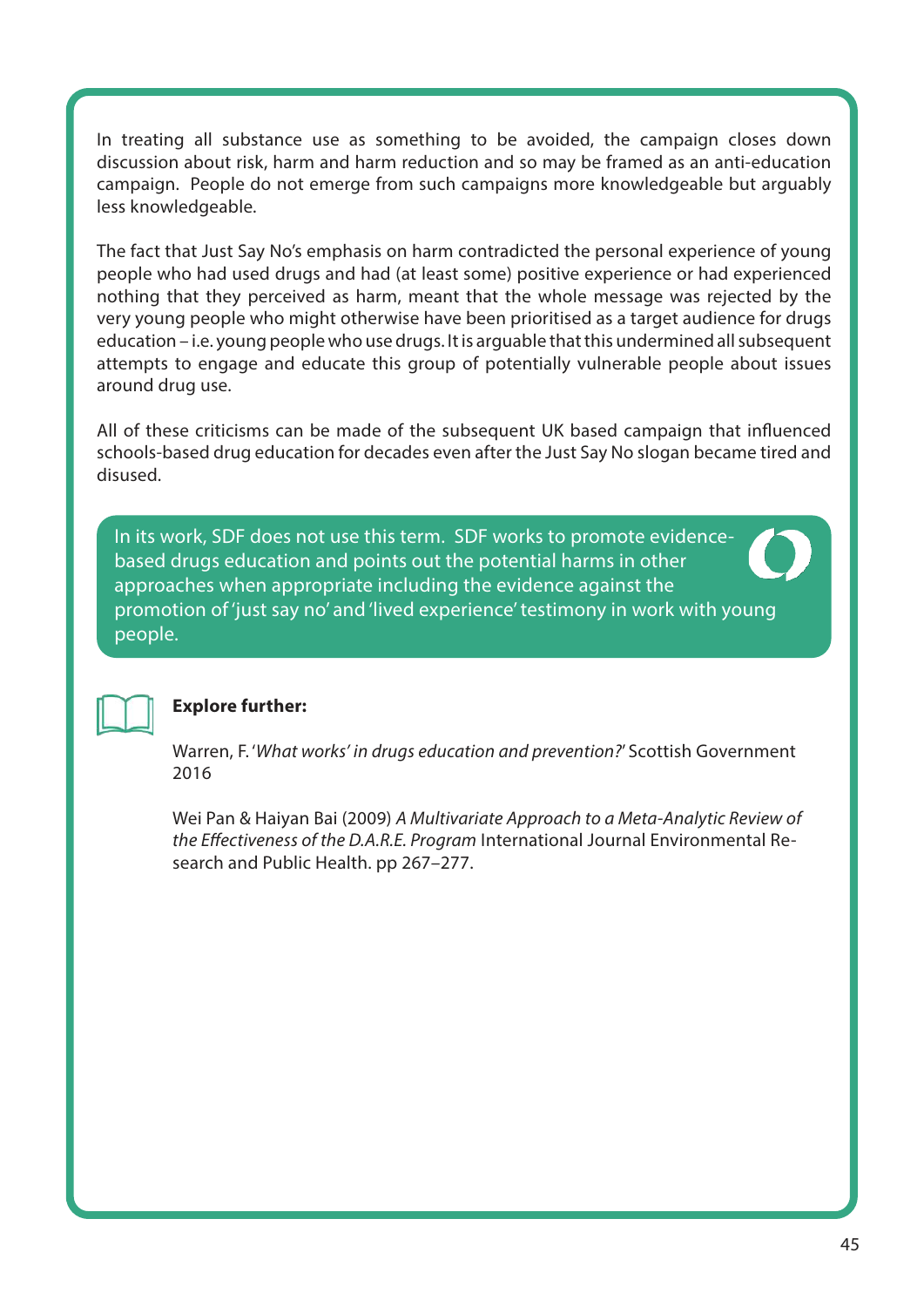In treating all substance use as something to be avoided, the campaign closes down discussion about risk, harm and harm reduction and so may be framed as an anti-education campaign. People do not emerge from such campaigns more knowledgeable but arguably less knowledgeable.

The fact that Just Say No's emphasis on harm contradicted the personal experience of young people who had used drugs and had (at least some) positive experience or had experienced nothing that they perceived as harm, meant that the whole message was rejected by the very young people who might otherwise have been prioritised as a target audience for drugs education – i.e. young people who use drugs. It is arguable that this undermined all subsequent attempts to engage and educate this group of potentially vulnerable people about issues around drug use.

All of these criticisms can be made of the subsequent UK based campaign that influenced schools-based drug education for decades even after the Just Say No slogan became tired and disused.

In its work, SDF does not use this term. SDF works to promote evidence-based drugs education and points out the potential harms in other approaches when appropriate including the evidence against the promotion of 'just say no' and 'lived experience' testimony in work with young people.

**Explore further:**

Warren, F. '*What works' in drugs education and prevention?*' Scottish Government 2016

Wei Pan & Haiyan Bai (2009) *A Multivariate Approach to a Meta-Analytic Review of the Effectiveness of the D.A.R.E. Program* International Journal Environmental Research and Public Health. pp 267–277.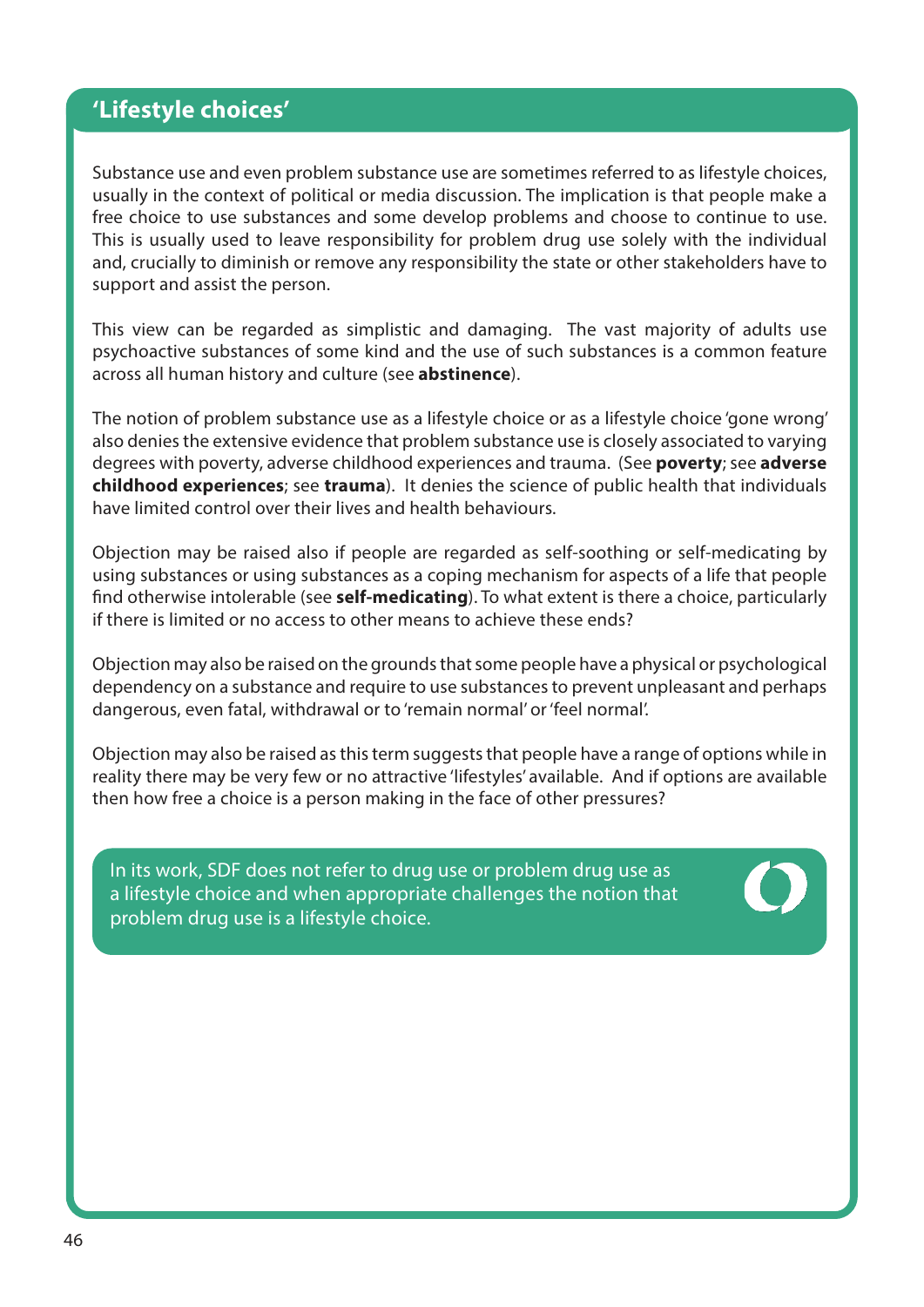## ‘Lifestyle choices’

Substance use and even problem substance use are sometimes referred to as lifestyle choices, usually in the context of political or media discussion. The implication is that people make a free choice to use substances and some develop problems and choose to continue to use. This is usually used to leave responsibility for problem drug use solely with the individual and, crucially to diminish or remove any responsibility the state or other stakeholders have to support and assist the person.

This view can be regarded as simplistic and damaging. The vast majority of adults use psychoactive substances of some kind and the use of such substances is a common feature across all human history and culture (see **abstinence**).

The notion of problem substance use as a lifestyle choice or as a lifestyle choice ‘gone wrong’ also denies the extensive evidence that problem substance use is closely associated to varying degrees with poverty, adverse childhood experiences and trauma. (See **poverty**; see **adverse childhood experiences**; see **trauma**). It denies the science of public health that individuals have limited control over their lives and health behaviours.

Objection may be raised also if people are regarded as self-soothing or self-medicating by using substances or using substances as a coping mechanism for aspects of a life that people find otherwise intolerable (see **self-medicating**). To what extent is there a choice, particularly if there is limited or no access to other means to achieve these ends?

Objection may also be raised on the grounds that some people have a physical or psychological dependency on a substance and require to use substances to prevent unpleasant and perhaps dangerous, even fatal, withdrawal or to ‘remain normal’ or ‘feel normal’.

Objection may also be raised as this term suggests that people have a range of options while in reality there may be very few or no attractive ‘lifestyles’ available. And if options are available then how free a choice is a person making in the face of other pressures?

In its work, SDF does not refer to drug use or problem drug use as a lifestyle choice and when appropriate challenges the notion that problem drug use is a lifestyle choice.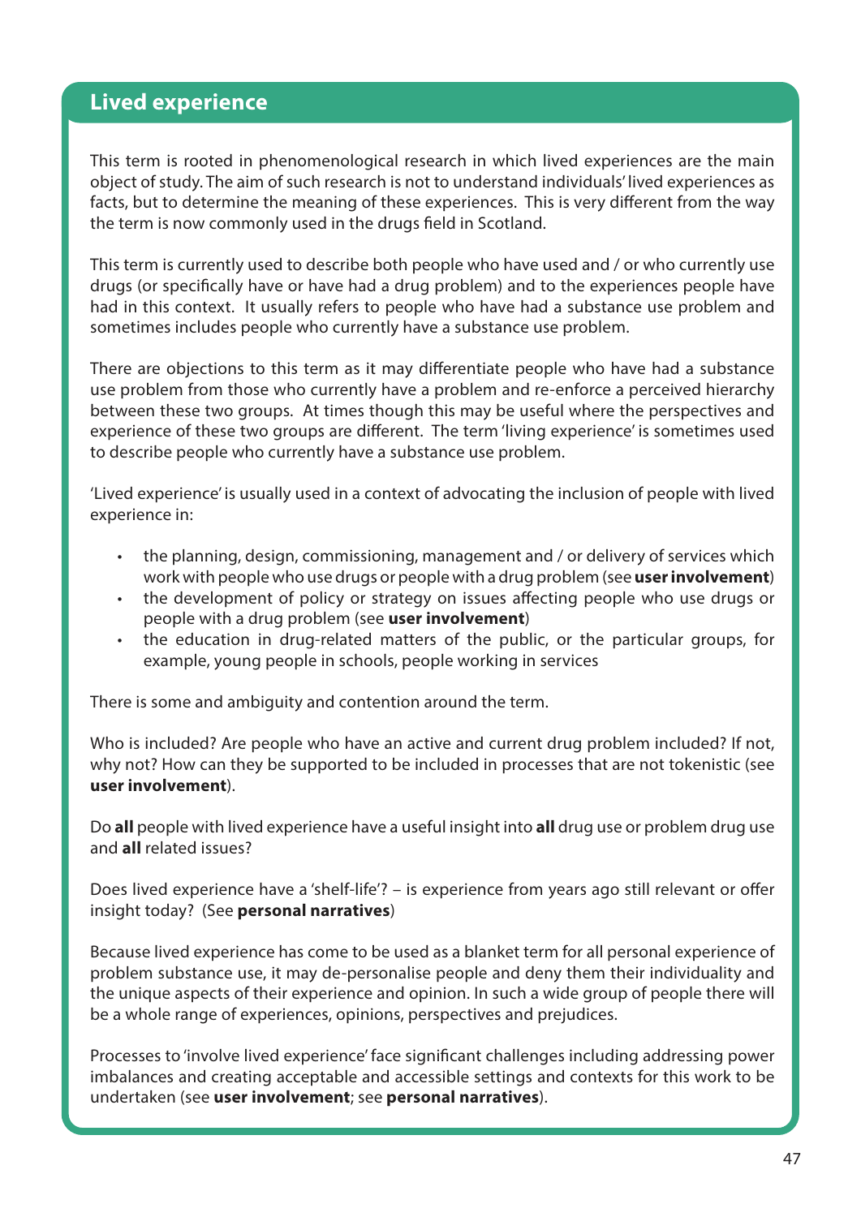## Lived experience

This term is rooted in phenomenological research in which lived experiences are the main object of study. The aim of such research is not to understand individuals' lived experiences as facts, but to determine the meaning of these experiences. This is very different from the way the term is now commonly used in the drugs field in Scotland.

This term is currently used to describe both people who have used and / or who currently use drugs (or specifically have or have had a drug problem) and to the experiences people have had in this context. It usually refers to people who have had a substance use problem and sometimes includes people who currently have a substance use problem.

There are objections to this term as it may differentiate people who have had a substance use problem from those who currently have a problem and re-enforce a perceived hierarchy between these two groups. At times though this may be useful where the perspectives and experience of these two groups are different. The term 'living experience' is sometimes used to describe people who currently have a substance use problem.

'Lived experience' is usually used in a context of advocating the inclusion of people with lived experience in:

- the planning, design, commissioning, management and / or delivery of services which work with people who use drugs or people with a drug problem (see **user involvement**)
- the development of policy or strategy on issues affecting people who use drugs or people with a drug problem (see **user involvement**)
- the education in drug-related matters of the public, or the particular groups, for example, young people in schools, people working in services

There is some and ambiguity and contention around the term.

Who is included? Are people who have an active and current drug problem included? If not, why not? How can they be supported to be included in processes that are not tokenistic (see **user involvement**).

Do **all** people with lived experience have a useful insight into **all** drug use or problem drug use and **all** related issues?

Does lived experience have a 'shelf-life'? – is experience from years ago still relevant or offer insight today? (See **personal narratives**)

Because lived experience has come to be used as a blanket term for all personal experience of problem substance use, it may de-personalise people and deny them their individuality and the unique aspects of their experience and opinion. In such a wide group of people there will be a whole range of experiences, opinions, perspectives and prejudices.

Processes to 'involve lived experience' face significant challenges including addressing power imbalances and creating acceptable and accessible settings and contexts for this work to be undertaken (see **user involvement**; see **personal narratives**).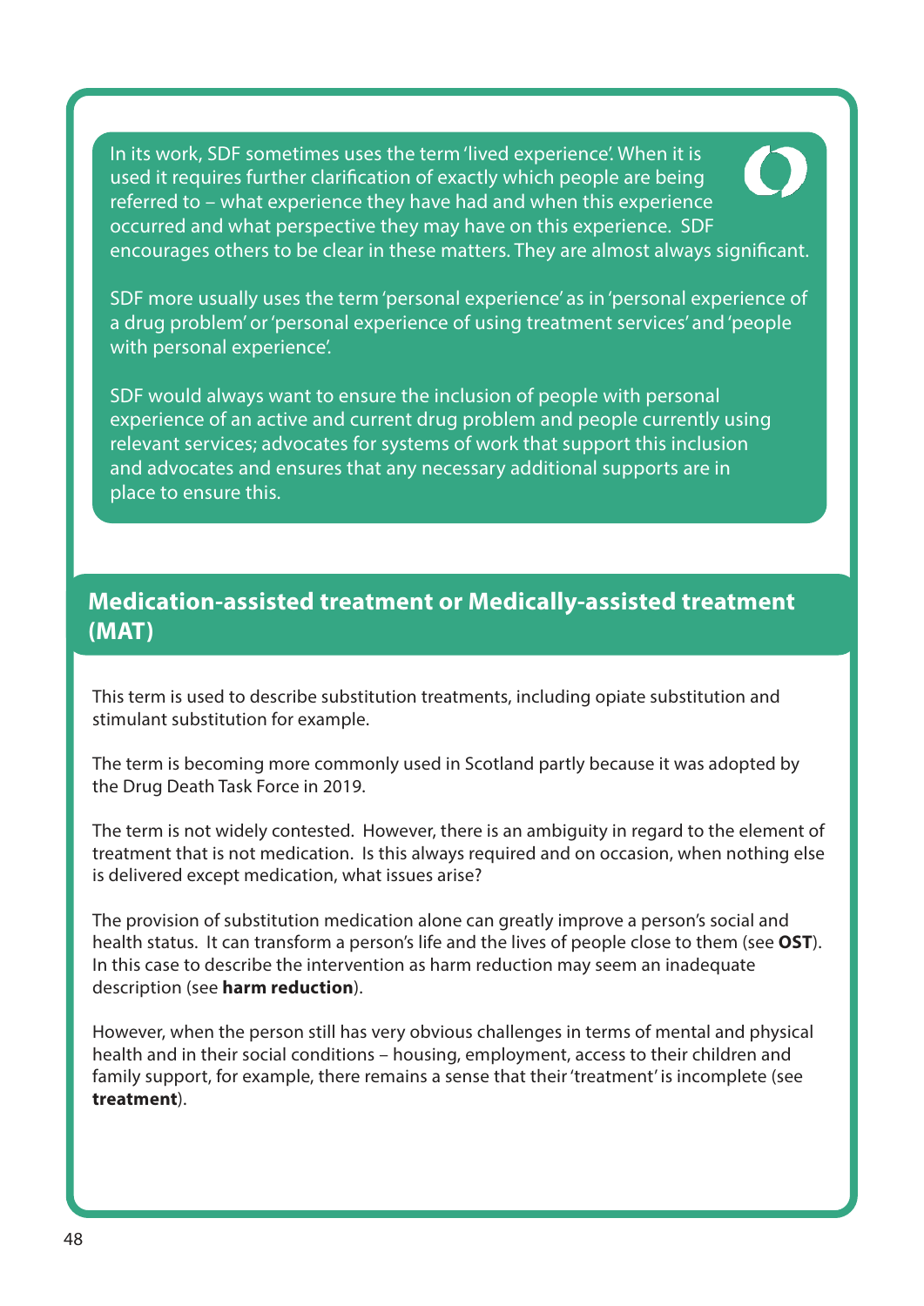In its work, SDF sometimes uses the term 'lived experience'. When it is used it requires further clarification of exactly which people are being referred to – what experience they have had and when this experience occurred and what perspective they may have on this experience. SDF encourages others to be clear in these matters. They are almost always significant.

SDF more usually uses the term 'personal experience' as in 'personal experience of a drug problem' or 'personal experience of using treatment services' and 'people with personal experience'.

SDF would always want to ensure the inclusion of people with personal experience of an active and current drug problem and people currently using relevant services; advocates for systems of work that support this inclusion and advocates and ensures that any necessary additional supports are in place to ensure this.

## Medication-assisted treatment or Medically-assisted treatment (MAT)

This term is used to describe substitution treatments, including opiate substitution and stimulant substitution for example.

The term is becoming more commonly used in Scotland partly because it was adopted by the Drug Death Task Force in 2019.

The term is not widely contested. However, there is an ambiguity in regard to the element of treatment that is not medication. Is this always required and on occasion, when nothing else is delivered except medication, what issues arise?

The provision of substitution medication alone can greatly improve a person's social and health status. It can transform a person's life and the lives of people close to them (see **OST**). In this case to describe the intervention as harm reduction may seem an inadequate description (see **harm reduction**).

However, when the person still has very obvious challenges in terms of mental and physical health and in their social conditions – housing, employment, access to their children and family support, for example, there remains a sense that their 'treatment' is incomplete (see **treatment**).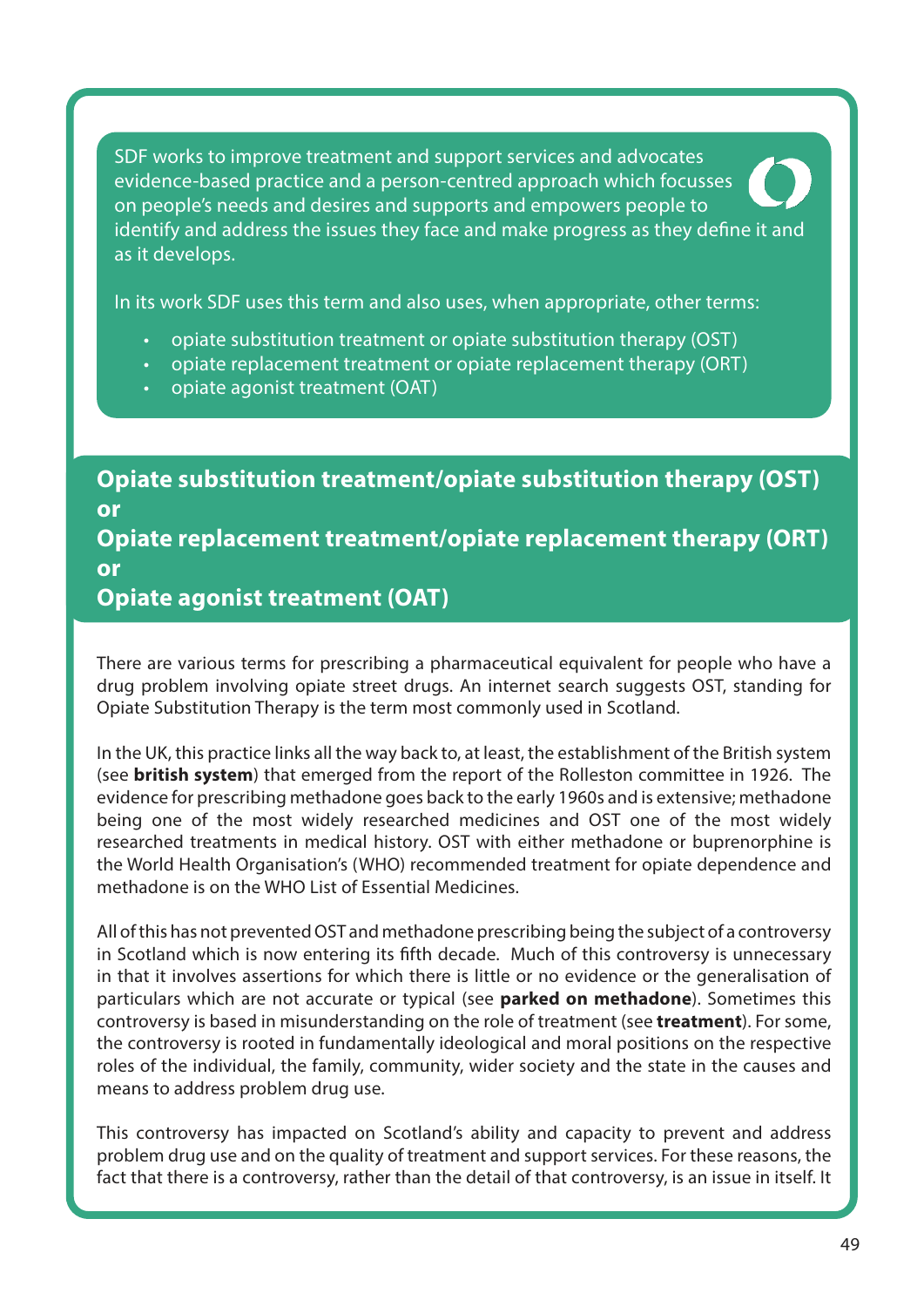SDF works to improve treatment and support services and advocates evidence-based practice and a person-centred approach which focusses on people's needs and desires and supports and empowers people to identify and address the issues they face and make progress as they define it and as it develops.

In its work SDF uses this term and also uses, when appropriate, other terms:

- opiate substitution treatment or opiate substitution therapy (OST)
- opiate replacement treatment or opiate replacement therapy (ORT)
- opiate agonist treatment (OAT)

## Opiate substitution treatment/opiate substitution therapy (OST) or Opiate replacement treatment/opiate replacement therapy (ORT) or Opiate agonist treatment (OAT)

There are various terms for prescribing a pharmaceutical equivalent for people who have a drug problem involving opiate street drugs. An internet search suggests OST, standing for Opiate Substitution Therapy is the term most commonly used in Scotland.

In the UK, this practice links all the way back to, at least, the establishment of the British system (see **british system**) that emerged from the report of the Rolleston committee in 1926. The evidence for prescribing methadone goes back to the early 1960s and is extensive; methadone being one of the most widely researched medicines and OST one of the most widely researched treatments in medical history. OST with either methadone or buprenorphine is the World Health Organisation's (WHO) recommended treatment for opiate dependence and methadone is on the WHO List of Essential Medicines.

All of this has not prevented OST and methadone prescribing being the subject of a controversy in Scotland which is now entering its fifth decade. Much of this controversy is unnecessary in that it involves assertions for which there is little or no evidence or the generalisation of particulars which are not accurate or typical (see **parked on methadone**). Sometimes this controversy is based in misunderstanding on the role of treatment (see **treatment**). For some, the controversy is rooted in fundamentally ideological and moral positions on the respective roles of the individual, the family, community, wider society and the state in the causes and means to address problem drug use.

This controversy has impacted on Scotland's ability and capacity to prevent and address problem drug use and on the quality of treatment and support services. For these reasons, the fact that there is a controversy, rather than the detail of that controversy, is an issue in itself. It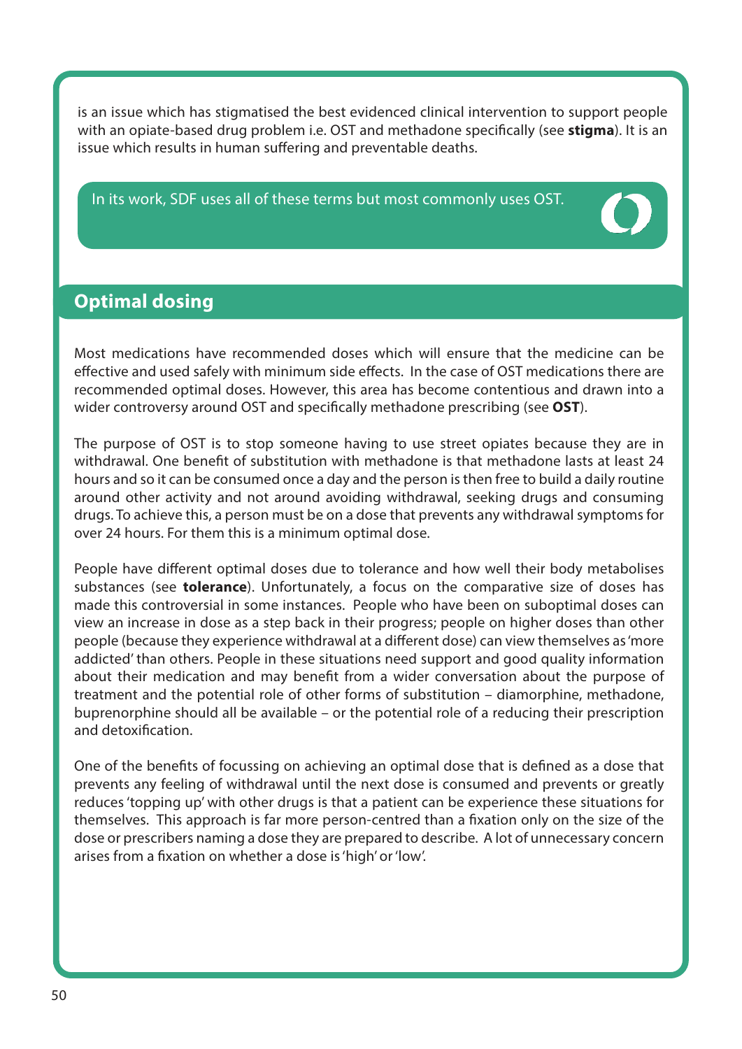is an issue which has stigmatised the best evidenced clinical intervention to support people with an opiate-based drug problem i.e. OST and methadone specifically (see **stigma**). It is an issue which results in human suffering and preventable deaths.

In its work, SDF uses all of these terms but most commonly uses OST.

## Optimal dosing

Most medications have recommended doses which will ensure that the medicine can be effective and used safely with minimum side effects. In the case of OST medications there are recommended optimal doses. However, this area has become contentious and drawn into a wider controversy around OST and specifically methadone prescribing (see **OST**).

The purpose of OST is to stop someone having to use street opiates because they are in withdrawal. One benefit of substitution with methadone is that methadone lasts at least 24 hours and so it can be consumed once a day and the person is then free to build a daily routine around other activity and not around avoiding withdrawal, seeking drugs and consuming drugs. To achieve this, a person must be on a dose that prevents any withdrawal symptoms for over 24 hours. For them this is a minimum optimal dose.

People have different optimal doses due to tolerance and how well their body metabolises substances (see **tolerance**). Unfortunately, a focus on the comparative size of doses has made this controversial in some instances. People who have been on suboptimal doses can view an increase in dose as a step back in their progress; people on higher doses than other people (because they experience withdrawal at a different dose) can view themselves as 'more addicted' than others. People in these situations need support and good quality information about their medication and may benefit from a wider conversation about the purpose of treatment and the potential role of other forms of substitution – diamorphine, methadone, buprenorphine should all be available – or the potential role of a reducing their prescription and detoxification.

One of the benefits of focussing on achieving an optimal dose that is defined as a dose that prevents any feeling of withdrawal until the next dose is consumed and prevents or greatly reduces 'topping up' with other drugs is that a patient can be experience these situations for themselves. This approach is far more person-centred than a fixation only on the size of the dose or prescribers naming a dose they are prepared to describe. A lot of unnecessary concern arises from a fixation on whether a dose is 'high' or 'low'.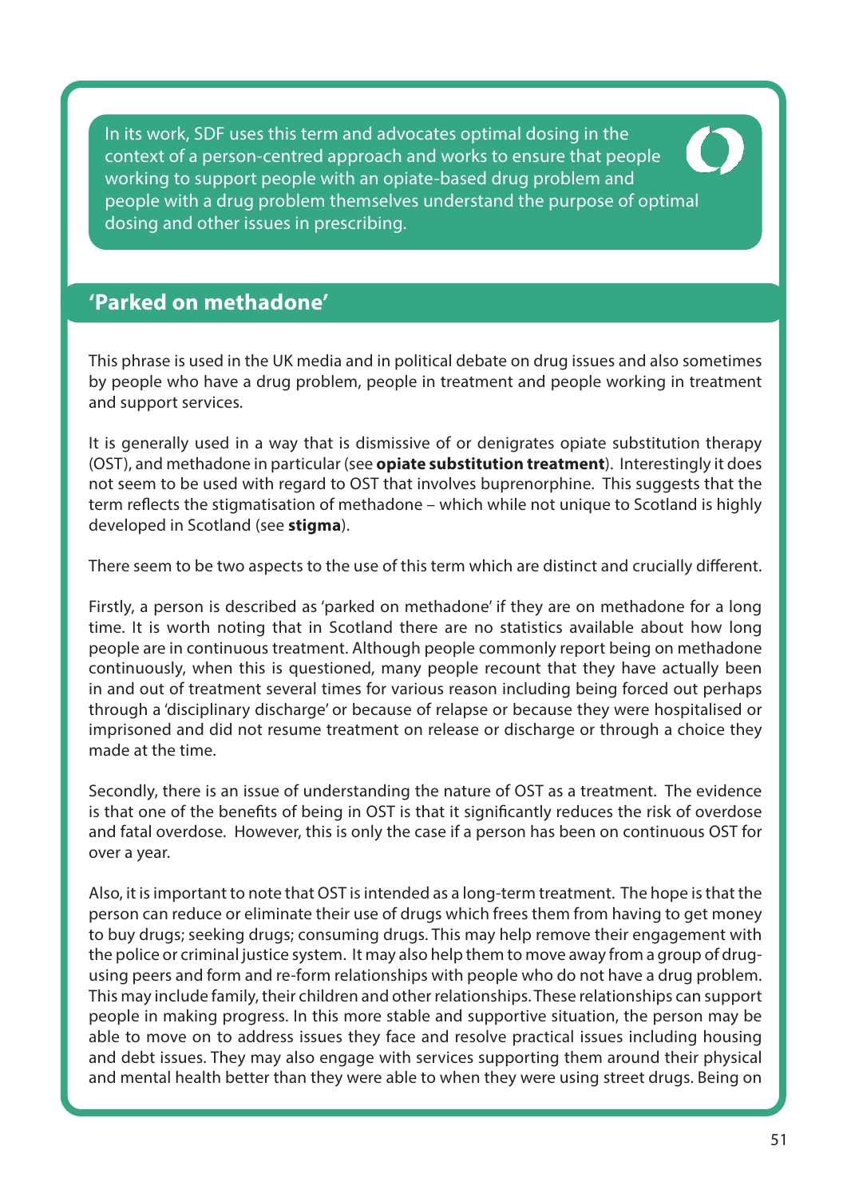In its work, SDF uses this term and advocates optimal dosing in the context of a person-centred approach and works to ensure that people working to support people with an opiate-based drug problem and people with a drug problem themselves understand the purpose of optimal dosing and other issues in prescribing.

## 'Parked on methadone'

This phrase is used in the UK media and in political debate on drug issues and also sometimes by people who have a drug problem, people in treatment and people working in treatment and support services.

It is generally used in a way that is dismissive of or denigrates opiate substitution therapy (OST), and methadone in particular (see **opiate substitution treatment**). Interestingly it does not seem to be used with regard to OST that involves buprenorphine. This suggests that the term reflects the stigmatisation of methadone – which while not unique to Scotland is highly developed in Scotland (see **stigma**).

There seem to be two aspects to the use of this term which are distinct and crucially different.

Firstly, a person is described as 'parked on methadone' if they are on methadone for a long time. It is worth noting that in Scotland there are no statistics available about how long people are in continuous treatment. Although people commonly report being on methadone continuously, when this is questioned, many people recount that they have actually been in and out of treatment several times for various reason including being forced out perhaps through a 'disciplinary discharge' or because of relapse or because they were hospitalised or imprisoned and did not resume treatment on release or discharge or through a choice they made at the time.

Secondly, there is an issue of understanding the nature of OST as a treatment. The evidence is that one of the benefits of being in OST is that it significantly reduces the risk of overdose and fatal overdose. However, this is only the case if a person has been on continuous OST for over a year.

Also, it is important to note that OST is intended as a long-term treatment. The hope is that the person can reduce or eliminate their use of drugs which frees them from having to get money to buy drugs; seeking drugs; consuming drugs. This may help remove their engagement with the police or criminal justice system. It may also help them to move away from a group of drug-using peers and form and re-form relationships with people who do not have a drug problem. This may include family, their children and other relationships. These relationships can support people in making progress. In this more stable and supportive situation, the person may be able to move on to address issues they face and resolve practical issues including housing and debt issues. They may also engage with services supporting them around their physical and mental health better than they were able to when they were using street drugs. Being on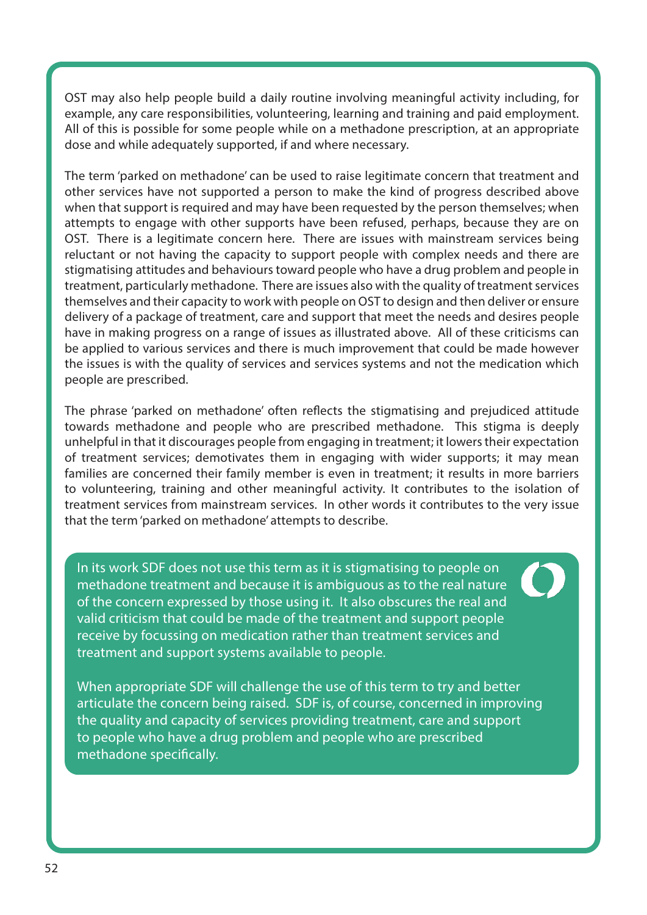OST may also help people build a daily routine involving meaningful activity including, for example, any care responsibilities, volunteering, learning and training and paid employment. All of this is possible for some people while on a methadone prescription, at an appropriate dose and while adequately supported, if and where necessary.

The term 'parked on methadone' can be used to raise legitimate concern that treatment and other services have not supported a person to make the kind of progress described above when that support is required and may have been requested by the person themselves; when attempts to engage with other supports have been refused, perhaps, because they are on OST. There is a legitimate concern here. There are issues with mainstream services being reluctant or not having the capacity to support people with complex needs and there are stigmatising attitudes and behaviours toward people who have a drug problem and people in treatment, particularly methadone. There are issues also with the quality of treatment services themselves and their capacity to work with people on OST to design and then deliver or ensure delivery of a package of treatment, care and support that meet the needs and desires people have in making progress on a range of issues as illustrated above. All of these criticisms can be applied to various services and there is much improvement that could be made however the issues is with the quality of services and services systems and not the medication which people are prescribed.

The phrase 'parked on methadone' often reflects the stigmatising and prejudiced attitude towards methadone and people who are prescribed methadone. This stigma is deeply unhelpful in that it discourages people from engaging in treatment; it lowers their expectation of treatment services; demotivates them in engaging with wider supports; it may mean families are concerned their family member is even in treatment; it results in more barriers to volunteering, training and other meaningful activity. It contributes to the isolation of treatment services from mainstream services. In other words it contributes to the very issue that the term 'parked on methadone' attempts to describe.

In its work SDF does not use this term as it is stigmatising to people on methadone treatment and because it is ambiguous as to the real nature of the concern expressed by those using it. It also obscures the real and valid criticism that could be made of the treatment and support people receive by focussing on medication rather than treatment services and treatment and support systems available to people.

When appropriate SDF will challenge the use of this term to try and better articulate the concern being raised. SDF is, of course, concerned in improving the quality and capacity of services providing treatment, care and support to people who have a drug problem and people who are prescribed methadone specifically.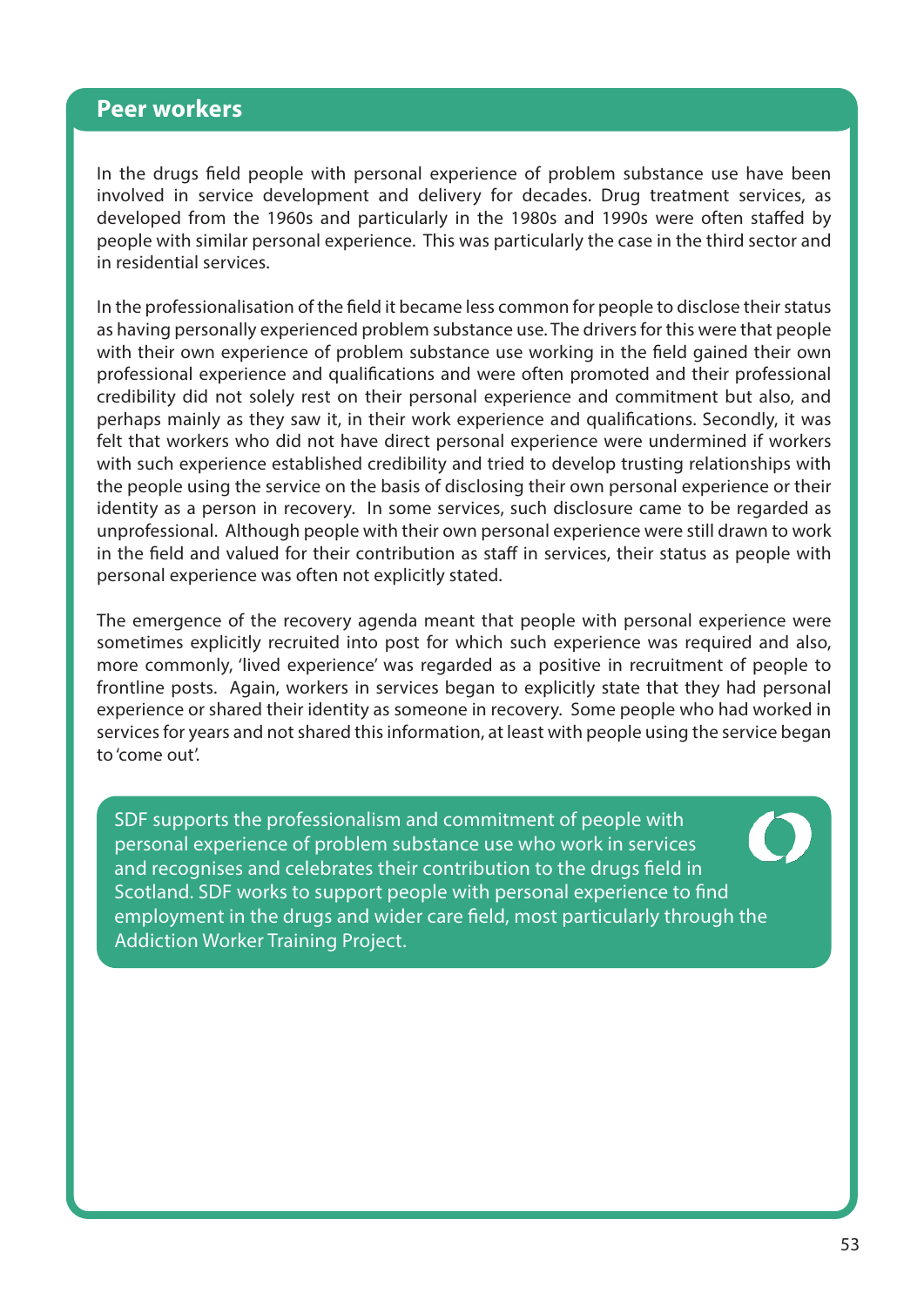## Peer workers

In the drugs field people with personal experience of problem substance use have been involved in service development and delivery for decades. Drug treatment services, as developed from the 1960s and particularly in the 1980s and 1990s were often staffed by people with similar personal experience. This was particularly the case in the third sector and in residential services.

In the professionalisation of the field it became less common for people to disclose their status as having personally experienced problem substance use. The drivers for this were that people with their own experience of problem substance use working in the field gained their own professional experience and qualifications and were often promoted and their professional credibility did not solely rest on their personal experience and commitment but also, and perhaps mainly as they saw it, in their work experience and qualifications. Secondly, it was felt that workers who did not have direct personal experience were undermined if workers with such experience established credibility and tried to develop trusting relationships with the people using the service on the basis of disclosing their own personal experience or their identity as a person in recovery. In some services, such disclosure came to be regarded as unprofessional. Although people with their own personal experience were still drawn to work in the field and valued for their contribution as staff in services, their status as people with personal experience was often not explicitly stated.

The emergence of the recovery agenda meant that people with personal experience were sometimes explicitly recruited into post for which such experience was required and also, more commonly, 'lived experience' was regarded as a positive in recruitment of people to frontline posts. Again, workers in services began to explicitly state that they had personal experience or shared their identity as someone in recovery. Some people who had worked in services for years and not shared this information, at least with people using the service began to 'come out'.

SDF supports the professionalism and commitment of people with personal experience of problem substance use who work in services and recognises and celebrates their contribution to the drugs field in Scotland. SDF works to support people with personal experience to find employment in the drugs and wider care field, most particularly through the Addiction Worker Training Project.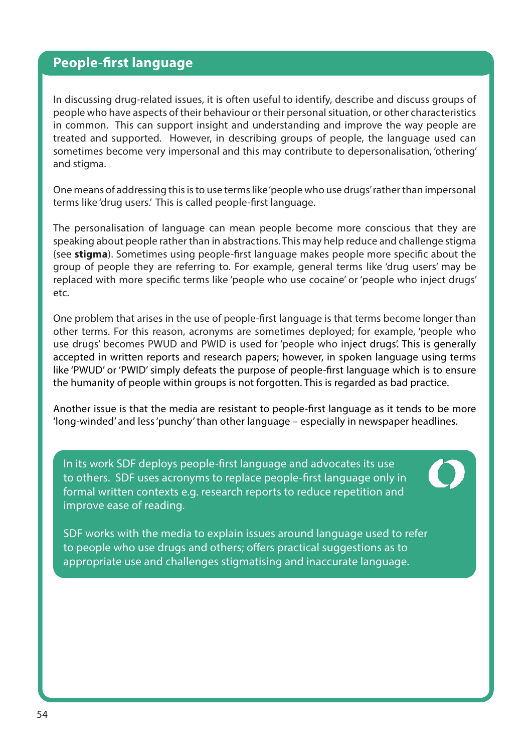## People-first language

In discussing drug-related issues, it is often useful to identify, describe and discuss groups of people who have aspects of their behaviour or their personal situation, or other characteristics in common. This can support insight and understanding and improve the way people are treated and supported. However, in describing groups of people, the language used can sometimes become very impersonal and this may contribute to depersonalisation, 'othering' and stigma.

One means of addressing this is to use terms like 'people who use drugs' rather than impersonal terms like 'drug users.' This is called people-first language.

The personalisation of language can mean people become more conscious that they are speaking about people rather than in abstractions. This may help reduce and challenge stigma (see **stigma**). Sometimes using people-first language makes people more specific about the group of people they are referring to. For example, general terms like 'drug users' may be replaced with more specific terms like 'people who use cocaine' or 'people who inject drugs' etc.

One problem that arises in the use of people-first language is that terms become longer than other terms. For this reason, acronyms are sometimes deployed; for example, 'people who use drugs' becomes PWUD and PWID is used for 'people who inject drugs'. This is generally accepted in written reports and research papers; however, in spoken language using terms like 'PWUD' or 'PWID' simply defeats the purpose of people-first language which is to ensure the humanity of people within groups is not forgotten. This is regarded as bad practice.

Another issue is that the media are resistant to people-first language as it tends to be more 'long-winded' and less 'punchy' than other language – especially in newspaper headlines.

In its work SDF deploys people-first language and advocates its use to others. SDF uses acronyms to replace people-first language only in formal written contexts e.g. research reports to reduce repetition and improve ease of reading.

SDF works with the media to explain issues around language used to refer to people who use drugs and others; offers practical suggestions as to appropriate use and challenges stigmatising and inaccurate language.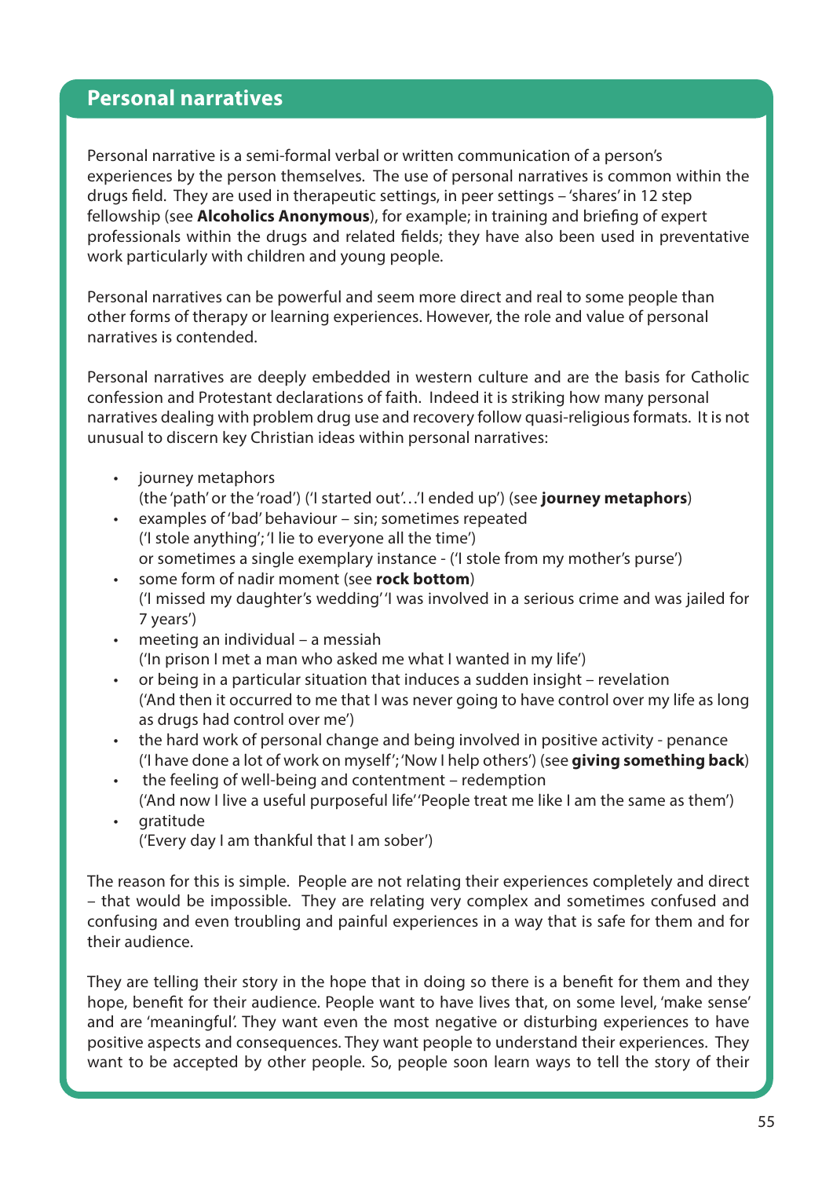## Personal narratives

Personal narrative is a semi-formal verbal or written communication of a person's experiences by the person themselves. The use of personal narratives is common within the drugs field. They are used in therapeutic settings, in peer settings – 'shares' in 12 step fellowship (see **Alcoholics Anonymous**), for example; in training and briefing of expert professionals within the drugs and related fields; they have also been used in preventative work particularly with children and young people.

Personal narratives can be powerful and seem more direct and real to some people than other forms of therapy or learning experiences. However, the role and value of personal narratives is contended.

Personal narratives are deeply embedded in western culture and are the basis for Catholic confession and Protestant declarations of faith. Indeed it is striking how many personal narratives dealing with problem drug use and recovery follow quasi-religious formats. It is not unusual to discern key Christian ideas within personal narratives:

- journey metaphors
  (the 'path' or the 'road') ('I started out'…'I ended up') (see **journey metaphors**)
- examples of 'bad' behaviour – sin; sometimes repeated
  ('I stole anything'; 'I lie to everyone all the time')
  or sometimes a single exemplary instance - ('I stole from my mother's purse')
- some form of nadir moment (see **rock bottom**)
  ('I missed my daughter's wedding' 'I was involved in a serious crime and was jailed for 7 years')
- meeting an individual – a messiah
  ('In prison I met a man who asked me what I wanted in my life')
- or being in a particular situation that induces a sudden insight – revelation
  ('And then it occurred to me that I was never going to have control over my life as long as drugs had control over me')
- the hard work of personal change and being involved in positive activity - penance
  ('I have done a lot of work on myself'; 'Now I help others') (see **giving something back**)
- the feeling of well-being and contentment – redemption
  ('And now I live a useful purposeful life' 'People treat me like I am the same as them')
- gratitude
  ('Every day I am thankful that I am sober')

The reason for this is simple. People are not relating their experiences completely and direct – that would be impossible. They are relating very complex and sometimes confused and confusing and even troubling and painful experiences in a way that is safe for them and for their audience.

They are telling their story in the hope that in doing so there is a benefit for them and they hope, benefit for their audience. People want to have lives that, on some level, 'make sense' and are 'meaningful'. They want even the most negative or disturbing experiences to have positive aspects and consequences. They want people to understand their experiences. They want to be accepted by other people. So, people soon learn ways to tell the story of their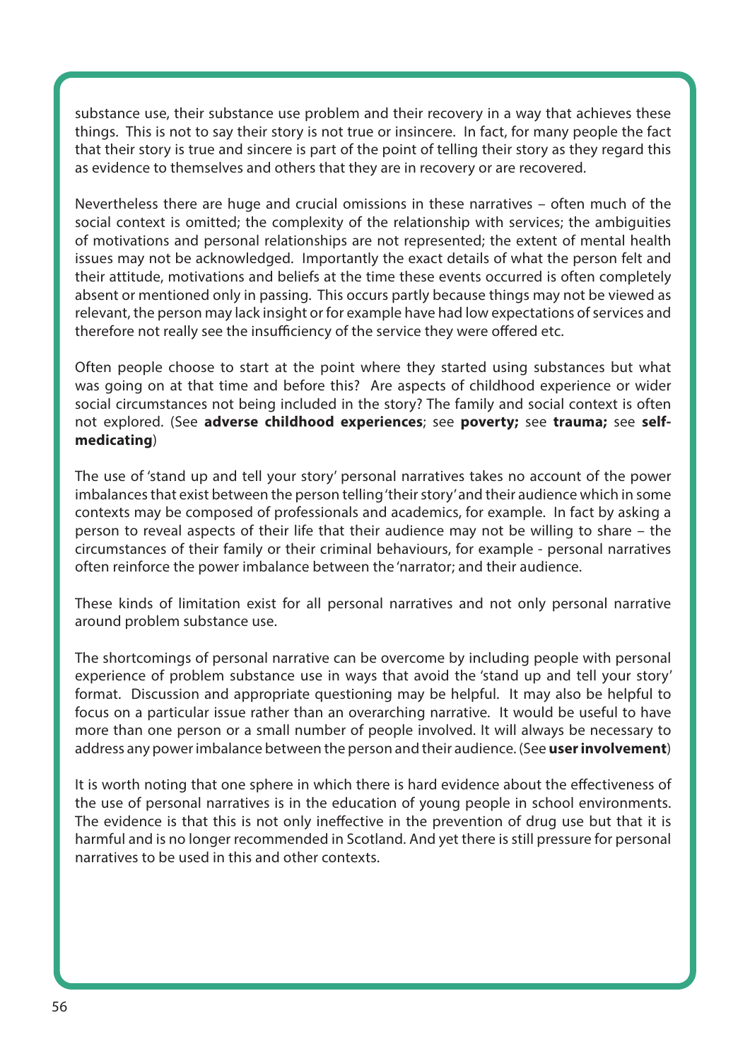substance use, their substance use problem and their recovery in a way that achieves these things. This is not to say their story is not true or insincere. In fact, for many people the fact that their story is true and sincere is part of the point of telling their story as they regard this as evidence to themselves and others that they are in recovery or are recovered.

Nevertheless there are huge and crucial omissions in these narratives – often much of the social context is omitted; the complexity of the relationship with services; the ambiguities of motivations and personal relationships are not represented; the extent of mental health issues may not be acknowledged. Importantly the exact details of what the person felt and their attitude, motivations and beliefs at the time these events occurred is often completely absent or mentioned only in passing. This occurs partly because things may not be viewed as relevant, the person may lack insight or for example have had low expectations of services and therefore not really see the insufficiency of the service they were offered etc.

Often people choose to start at the point where they started using substances but what was going on at that time and before this? Are aspects of childhood experience or wider social circumstances not being included in the story? The family and social context is often not explored. (See **adverse childhood experiences**; see **poverty;** see **trauma;** see **self-medicating**)

The use of 'stand up and tell your story' personal narratives takes no account of the power imbalances that exist between the person telling 'their story' and their audience which in some contexts may be composed of professionals and academics, for example. In fact by asking a person to reveal aspects of their life that their audience may not be willing to share – the circumstances of their family or their criminal behaviours, for example - personal narratives often reinforce the power imbalance between the 'narrator; and their audience.

These kinds of limitation exist for all personal narratives and not only personal narrative around problem substance use.

The shortcomings of personal narrative can be overcome by including people with personal experience of problem substance use in ways that avoid the 'stand up and tell your story' format. Discussion and appropriate questioning may be helpful. It may also be helpful to focus on a particular issue rather than an overarching narrative. It would be useful to have more than one person or a small number of people involved. It will always be necessary to address any power imbalance between the person and their audience. (See **user involvement**)

It is worth noting that one sphere in which there is hard evidence about the effectiveness of the use of personal narratives is in the education of young people in school environments. The evidence is that this is not only ineffective in the prevention of drug use but that it is harmful and is no longer recommended in Scotland. And yet there is still pressure for personal narratives to be used in this and other contexts.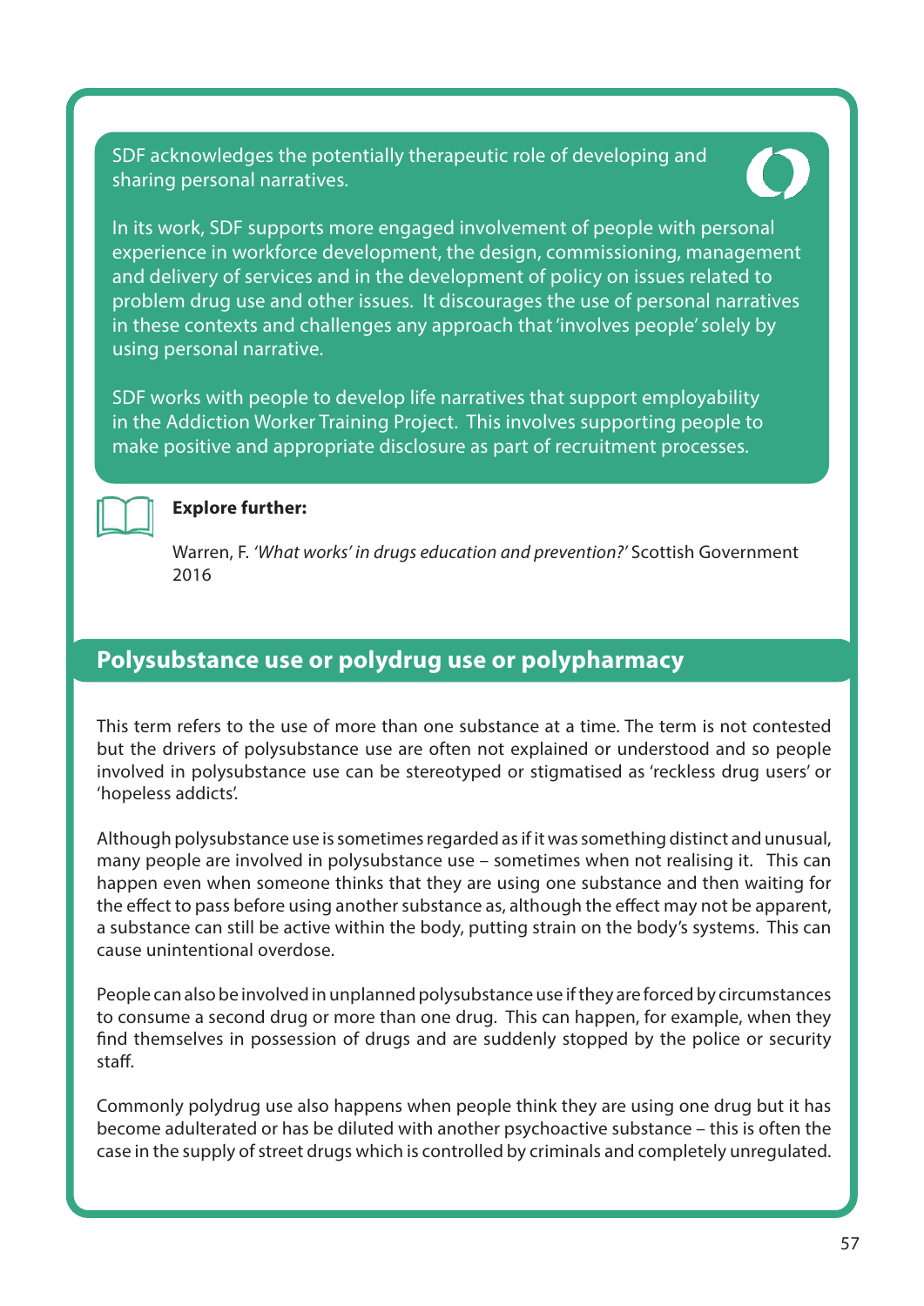SDF acknowledges the potentially therapeutic role of developing and sharing personal narratives.

In its work, SDF supports more engaged involvement of people with personal experience in workforce development, the design, commissioning, management and delivery of services and in the development of policy on issues related to problem drug use and other issues. It discourages the use of personal narratives in these contexts and challenges any approach that 'involves people' solely by using personal narrative.

SDF works with people to develop life narratives that support employability in the Addiction Worker Training Project. This involves supporting people to make positive and appropriate disclosure as part of recruitment processes.

**Explore further:**

Warren, F. *'What works' in drugs education and prevention?'* Scottish Government 2016

## Polysubstance use or polydrug use or polypharmacy

This term refers to the use of more than one substance at a time. The term is not contested but the drivers of polysubstance use are often not explained or understood and so people involved in polysubstance use can be stereotyped or stigmatised as 'reckless drug users' or 'hopeless addicts'.

Although polysubstance use is sometimes regarded as if it was something distinct and unusual, many people are involved in polysubstance use – sometimes when not realising it. This can happen even when someone thinks that they are using one substance and then waiting for the effect to pass before using another substance as, although the effect may not be apparent, a substance can still be active within the body, putting strain on the body's systems. This can cause unintentional overdose.

People can also be involved in unplanned polysubstance use if they are forced by circumstances to consume a second drug or more than one drug. This can happen, for example, when they find themselves in possession of drugs and are suddenly stopped by the police or security staff.

Commonly polydrug use also happens when people think they are using one drug but it has become adulterated or has be diluted with another psychoactive substance – this is often the case in the supply of street drugs which is controlled by criminals and completely unregulated.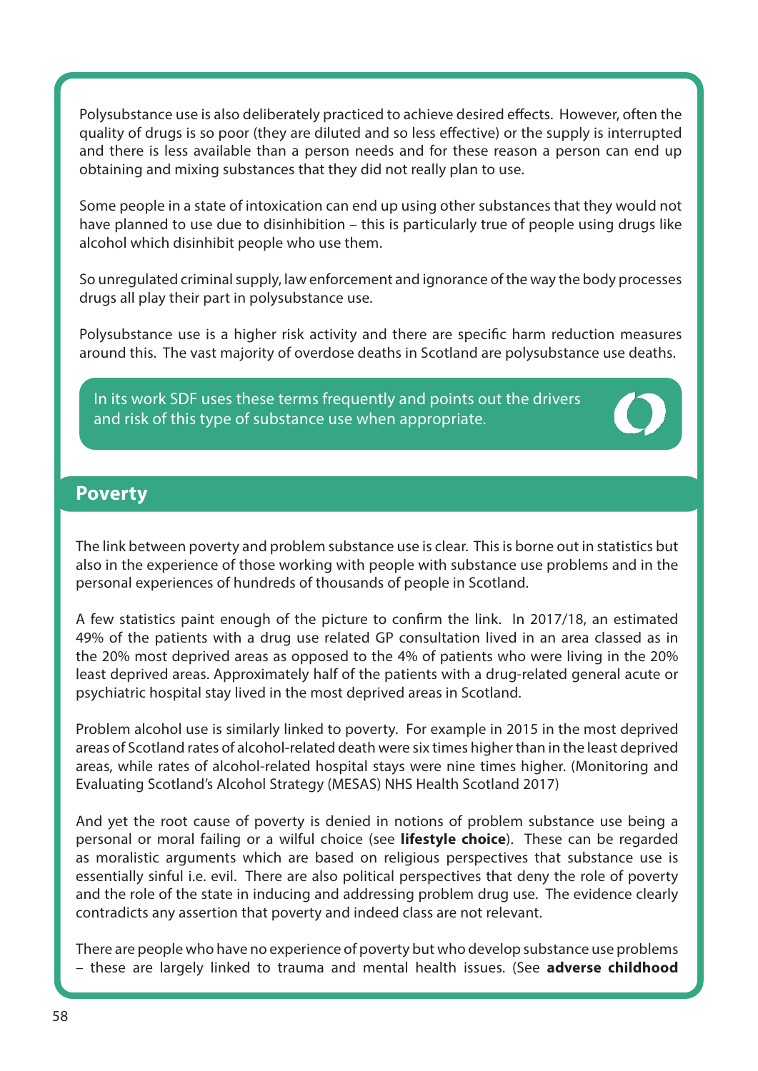Polysubstance use is also deliberately practiced to achieve desired effects. However, often the quality of drugs is so poor (they are diluted and so less effective) or the supply is interrupted and there is less available than a person needs and for these reason a person can end up obtaining and mixing substances that they did not really plan to use.

Some people in a state of intoxication can end up using other substances that they would not have planned to use due to disinhibition – this is particularly true of people using drugs like alcohol which disinhibit people who use them.

So unregulated criminal supply, law enforcement and ignorance of the way the body processes drugs all play their part in polysubstance use.

Polysubstance use is a higher risk activity and there are specific harm reduction measures around this. The vast majority of overdose deaths in Scotland are polysubstance use deaths.

In its work SDF uses these terms frequently and points out the drivers and risk of this type of substance use when appropriate.

## Poverty

The link between poverty and problem substance use is clear. This is borne out in statistics but also in the experience of those working with people with substance use problems and in the personal experiences of hundreds of thousands of people in Scotland.

A few statistics paint enough of the picture to confirm the link. In 2017/18, an estimated 49% of the patients with a drug use related GP consultation lived in an area classed as in the 20% most deprived areas as opposed to the 4% of patients who were living in the 20% least deprived areas. Approximately half of the patients with a drug-related general acute or psychiatric hospital stay lived in the most deprived areas in Scotland.

Problem alcohol use is similarly linked to poverty. For example in 2015 in the most deprived areas of Scotland rates of alcohol-related death were six times higher than in the least deprived areas, while rates of alcohol-related hospital stays were nine times higher. (Monitoring and Evaluating Scotland's Alcohol Strategy (MESAS) NHS Health Scotland 2017)

And yet the root cause of poverty is denied in notions of problem substance use being a personal or moral failing or a wilful choice (see **lifestyle choice**). These can be regarded as moralistic arguments which are based on religious perspectives that substance use is essentially sinful i.e. evil. There are also political perspectives that deny the role of poverty and the role of the state in inducing and addressing problem drug use. The evidence clearly contradicts any assertion that poverty and indeed class are not relevant.

There are people who have no experience of poverty but who develop substance use problems – these are largely linked to trauma and mental health issues. (See **adverse childhood**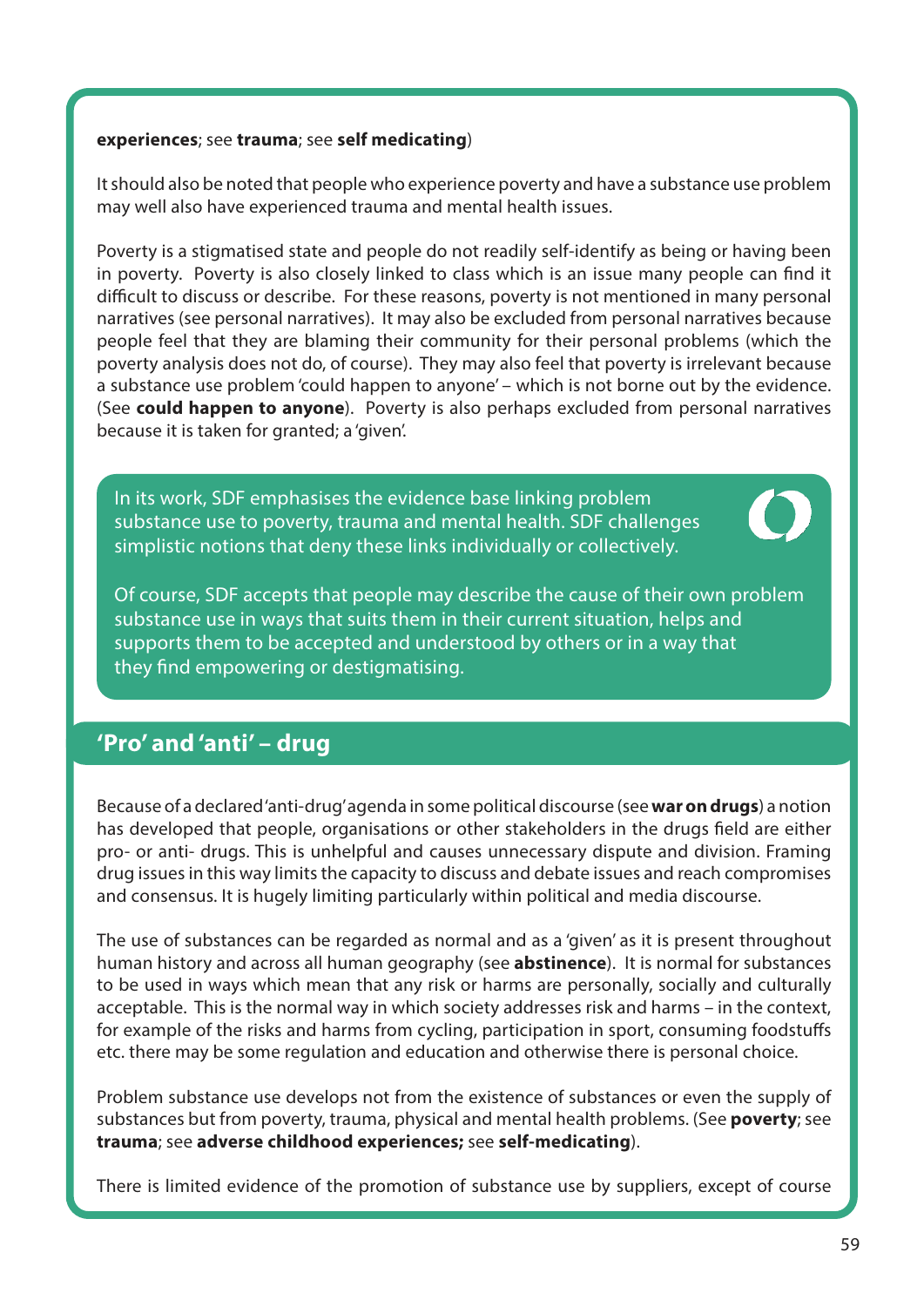**experiences**; see **trauma**; see **self medicating**)

It should also be noted that people who experience poverty and have a substance use problem may well also have experienced trauma and mental health issues.

Poverty is a stigmatised state and people do not readily self-identify as being or having been in poverty. Poverty is also closely linked to class which is an issue many people can find it difficult to discuss or describe. For these reasons, poverty is not mentioned in many personal narratives (see personal narratives). It may also be excluded from personal narratives because people feel that they are blaming their community for their personal problems (which the poverty analysis does not do, of course). They may also feel that poverty is irrelevant because a substance use problem 'could happen to anyone' – which is not borne out by the evidence. (See **could happen to anyone**). Poverty is also perhaps excluded from personal narratives because it is taken for granted; a 'given'.

> In its work, SDF emphasises the evidence base linking problem substance use to poverty, trauma and mental health. SDF challenges simplistic notions that deny these links individually or collectively.
>
> Of course, SDF accepts that people may describe the cause of their own problem substance use in ways that suits them in their current situation, helps and supports them to be accepted and understood by others or in a way that they find empowering or destigmatising.

## 'Pro' and 'anti' – drug

Because of a declared 'anti-drug' agenda in some political discourse (see **war on drugs**) a notion has developed that people, organisations or other stakeholders in the drugs field are either pro- or anti- drugs. This is unhelpful and causes unnecessary dispute and division. Framing drug issues in this way limits the capacity to discuss and debate issues and reach compromises and consensus. It is hugely limiting particularly within political and media discourse.

The use of substances can be regarded as normal and as a 'given' as it is present throughout human history and across all human geography (see **abstinence**). It is normal for substances to be used in ways which mean that any risk or harms are personally, socially and culturally acceptable. This is the normal way in which society addresses risk and harms – in the context, for example of the risks and harms from cycling, participation in sport, consuming foodstuffs etc. there may be some regulation and education and otherwise there is personal choice.

Problem substance use develops not from the existence of substances or even the supply of substances but from poverty, trauma, physical and mental health problems. (See **poverty**; see **trauma**; see **adverse childhood experiences;** see **self-medicating**).

There is limited evidence of the promotion of substance use by suppliers, except of course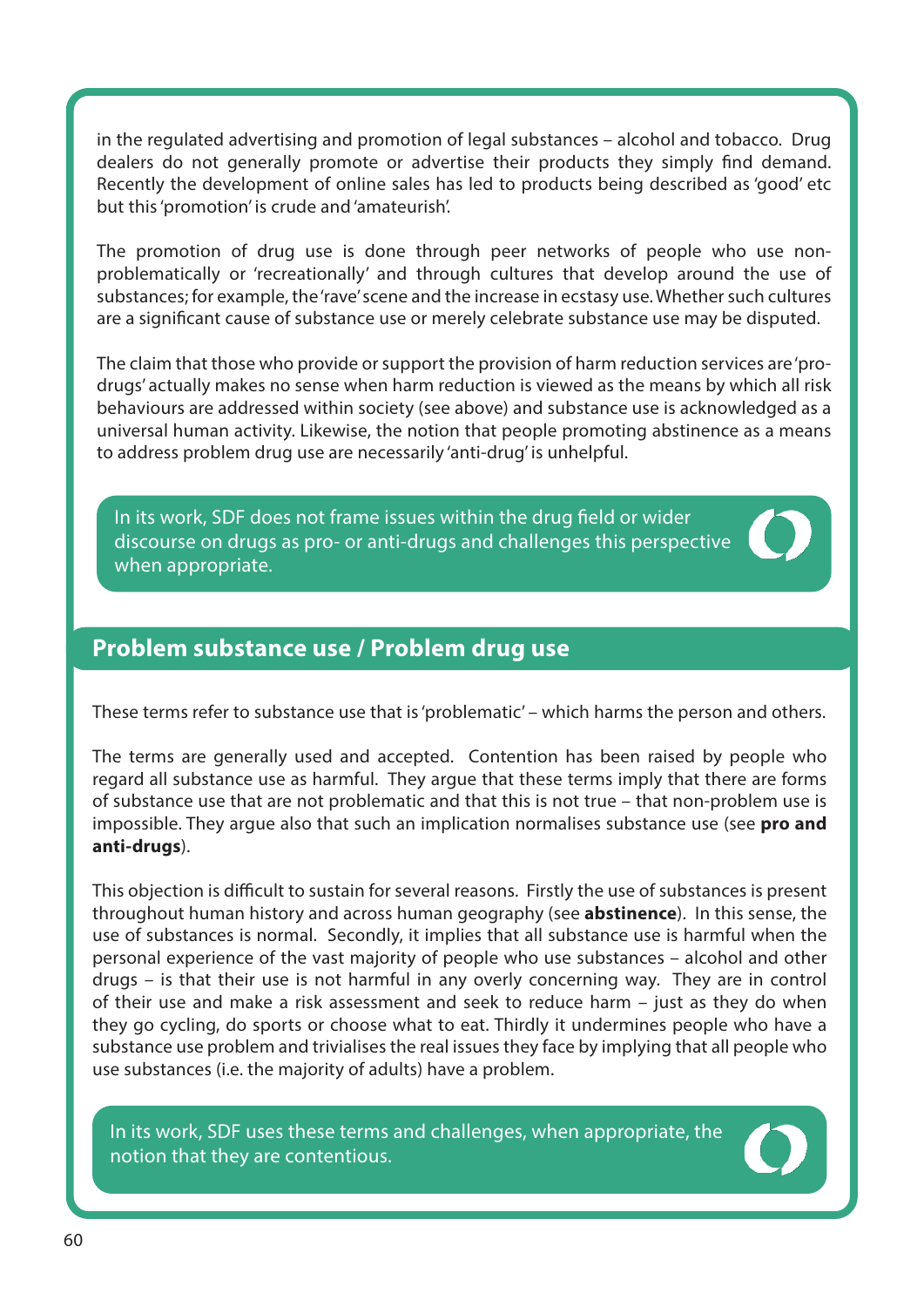in the regulated advertising and promotion of legal substances – alcohol and tobacco. Drug dealers do not generally promote or advertise their products they simply find demand. Recently the development of online sales has led to products being described as 'good' etc but this 'promotion' is crude and 'amateurish'.

The promotion of drug use is done through peer networks of people who use non-problematically or 'recreationally' and through cultures that develop around the use of substances; for example, the 'rave' scene and the increase in ecstasy use. Whether such cultures are a significant cause of substance use or merely celebrate substance use may be disputed.

The claim that those who provide or support the provision of harm reduction services are 'pro-drugs' actually makes no sense when harm reduction is viewed as the means by which all risk behaviours are addressed within society (see above) and substance use is acknowledged as a universal human activity. Likewise, the notion that people promoting abstinence as a means to address problem drug use are necessarily 'anti-drug' is unhelpful.

> In its work, SDF does not frame issues within the drug field or wider discourse on drugs as pro- or anti-drugs and challenges this perspective when appropriate.

## Problem substance use / Problem drug use

These terms refer to substance use that is 'problematic' – which harms the person and others.

The terms are generally used and accepted. Contention has been raised by people who regard all substance use as harmful. They argue that these terms imply that there are forms of substance use that are not problematic and that this is not true – that non-problem use is impossible. They argue also that such an implication normalises substance use (see **pro and anti-drugs**).

This objection is difficult to sustain for several reasons. Firstly the use of substances is present throughout human history and across human geography (see **abstinence**). In this sense, the use of substances is normal. Secondly, it implies that all substance use is harmful when the personal experience of the vast majority of people who use substances – alcohol and other drugs – is that their use is not harmful in any overly concerning way. They are in control of their use and make a risk assessment and seek to reduce harm – just as they do when they go cycling, do sports or choose what to eat. Thirdly it undermines people who have a substance use problem and trivialises the real issues they face by implying that all people who use substances (i.e. the majority of adults) have a problem.

> In its work, SDF uses these terms and challenges, when appropriate, the notion that they are contentious.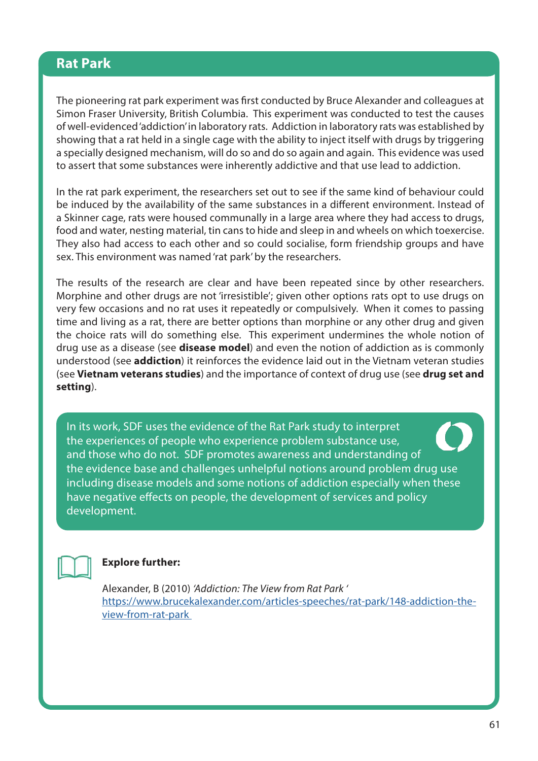## Rat Park

The pioneering rat park experiment was first conducted by Bruce Alexander and colleagues at Simon Fraser University, British Columbia. This experiment was conducted to test the causes of well-evidenced 'addiction' in laboratory rats. Addiction in laboratory rats was established by showing that a rat held in a single cage with the ability to inject itself with drugs by triggering a specially designed mechanism, will do so and do so again and again. This evidence was used to assert that some substances were inherently addictive and that use lead to addiction.

In the rat park experiment, the researchers set out to see if the same kind of behaviour could be induced by the availability of the same substances in a different environment. Instead of a Skinner cage, rats were housed communally in a large area where they had access to drugs, food and water, nesting material, tin cans to hide and sleep in and wheels on which toexercise. They also had access to each other and so could socialise, form friendship groups and have sex. This environment was named 'rat park' by the researchers.

The results of the research are clear and have been repeated since by other researchers. Morphine and other drugs are not 'irresistible'; given other options rats opt to use drugs on very few occasions and no rat uses it repeatedly or compulsively. When it comes to passing time and living as a rat, there are better options than morphine or any other drug and given the choice rats will do something else. This experiment undermines the whole notion of drug use as a disease (see **disease model**) and even the notion of addiction as is commonly understood (see **addiction**) it reinforces the evidence laid out in the Vietnam veteran studies (see **Vietnam veterans studies**) and the importance of context of drug use (see **drug set and setting**).

In its work, SDF uses the evidence of the Rat Park study to interpret the experiences of people who experience problem substance use, and those who do not. SDF promotes awareness and understanding of the evidence base and challenges unhelpful notions around problem drug use including disease models and some notions of addiction especially when these have negative effects on people, the development of services and policy development.

**Explore further:**

Alexander, B (2010) *'Addiction: The View from Rat Park '*
https://www.brucekalexander.com/articles-speeches/rat-park/148-addiction-the-view-from-rat-park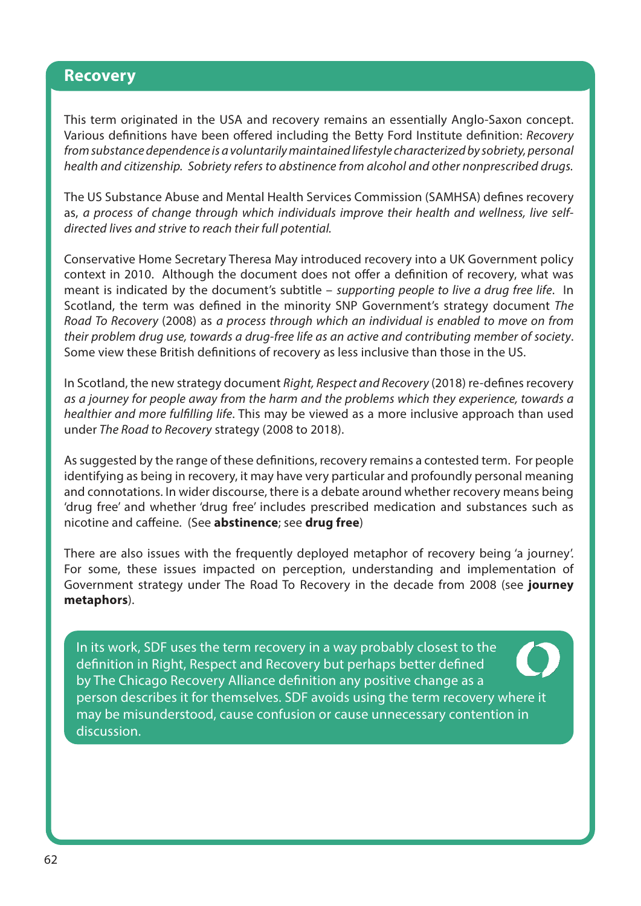## Recovery

This term originated in the USA and recovery remains an essentially Anglo-Saxon concept. Various definitions have been offered including the Betty Ford Institute definition: *Recovery from substance dependence is a voluntarily maintained lifestyle characterized by sobriety, personal health and citizenship. Sobriety refers to abstinence from alcohol and other nonprescribed drugs.*

The US Substance Abuse and Mental Health Services Commission (SAMHSA) defines recovery as, *a process of change through which individuals improve their health and wellness, live self-directed lives and strive to reach their full potential.*

Conservative Home Secretary Theresa May introduced recovery into a UK Government policy context in 2010. Although the document does not offer a definition of recovery, what was meant is indicated by the document's subtitle – *supporting people to live a drug free life*. In Scotland, the term was defined in the minority SNP Government's strategy document *The Road To Recovery* (2008) as *a process through which an individual is enabled to move on from their problem drug use, towards a drug-free life as an active and contributing member of society*. Some view these British definitions of recovery as less inclusive than those in the US.

In Scotland, the new strategy document *Right, Respect and Recovery* (2018) re-defines recovery *as a journey for people away from the harm and the problems which they experience, towards a healthier and more fulfilling life*. This may be viewed as a more inclusive approach than used under *The Road to Recovery* strategy (2008 to 2018).

As suggested by the range of these definitions, recovery remains a contested term. For people identifying as being in recovery, it may have very particular and profoundly personal meaning and connotations. In wider discourse, there is a debate around whether recovery means being 'drug free' and whether 'drug free' includes prescribed medication and substances such as nicotine and caffeine. (See **abstinence**; see **drug free**)

There are also issues with the frequently deployed metaphor of recovery being 'a journey'. For some, these issues impacted on perception, understanding and implementation of Government strategy under The Road To Recovery in the decade from 2008 (see **journey metaphors**).

In its work, SDF uses the term recovery in a way probably closest to the definition in Right, Respect and Recovery but perhaps better defined by The Chicago Recovery Alliance definition any positive change as a person describes it for themselves. SDF avoids using the term recovery where it may be misunderstood, cause confusion or cause unnecessary contention in discussion.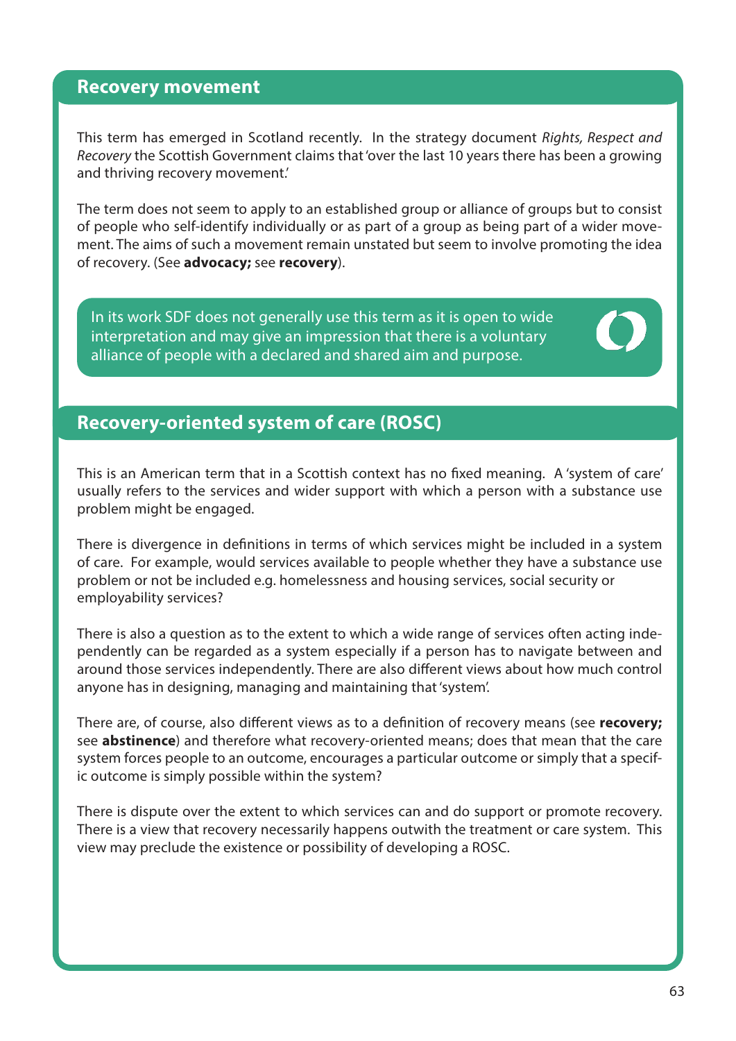## Recovery movement

This term has emerged in Scotland recently. In the strategy document *Rights, Respect and Recovery* the Scottish Government claims that 'over the last 10 years there has been a growing and thriving recovery movement.'

The term does not seem to apply to an established group or alliance of groups but to consist of people who self-identify individually or as part of a group as being part of a wider movement. The aims of such a movement remain unstated but seem to involve promoting the idea of recovery. (See **advocacy;** see **recovery**).

> In its work SDF does not generally use this term as it is open to wide interpretation and may give an impression that there is a voluntary alliance of people with a declared and shared aim and purpose.

## Recovery-oriented system of care (ROSC)

This is an American term that in a Scottish context has no fixed meaning. A 'system of care' usually refers to the services and wider support with which a person with a substance use problem might be engaged.

There is divergence in definitions in terms of which services might be included in a system of care. For example, would services available to people whether they have a substance use problem or not be included e.g. homelessness and housing services, social security or employability services?

There is also a question as to the extent to which a wide range of services often acting independently can be regarded as a system especially if a person has to navigate between and around those services independently. There are also different views about how much control anyone has in designing, managing and maintaining that 'system'.

There are, of course, also different views as to a definition of recovery means (see **recovery;** see **abstinence**) and therefore what recovery-oriented means; does that mean that the care system forces people to an outcome, encourages a particular outcome or simply that a specific outcome is simply possible within the system?

There is dispute over the extent to which services can and do support or promote recovery. There is a view that recovery necessarily happens outwith the treatment or care system. This view may preclude the existence or possibility of developing a ROSC.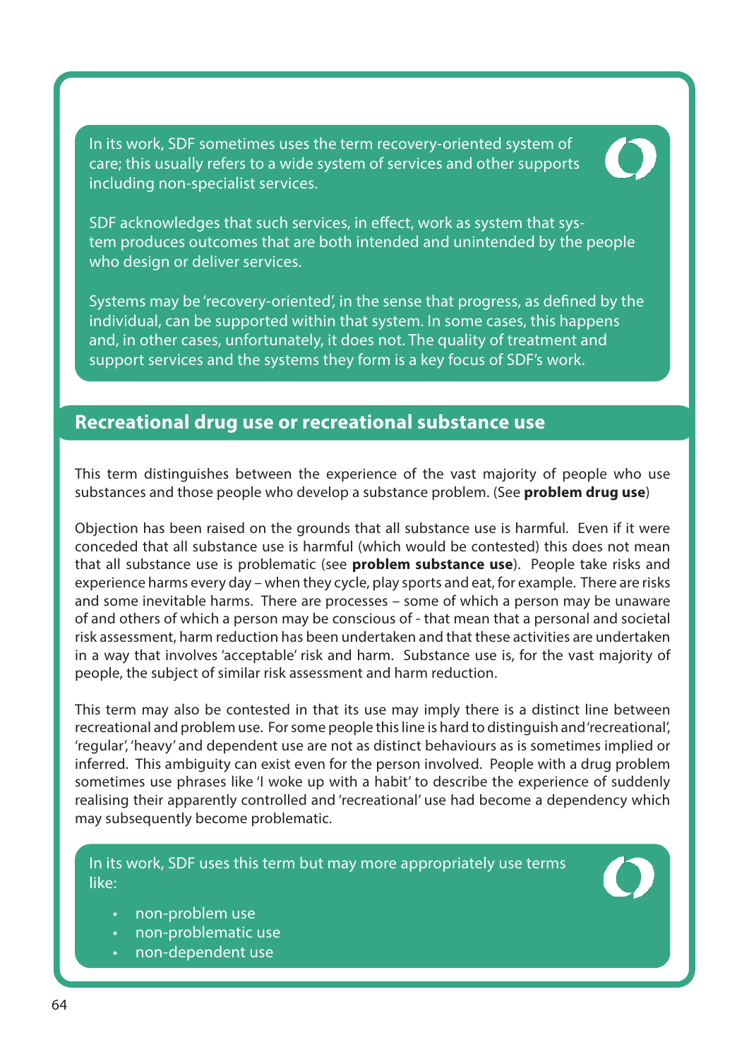In its work, SDF sometimes uses the term recovery-oriented system of care; this usually refers to a wide system of services and other supports including non-specialist services.

SDF acknowledges that such services, in effect, work as system that system produces outcomes that are both intended and unintended by the people who design or deliver services.

Systems may be 'recovery-oriented', in the sense that progress, as defined by the individual, can be supported within that system. In some cases, this happens and, in other cases, unfortunately, it does not. The quality of treatment and support services and the systems they form is a key focus of SDF's work.

## Recreational drug use or recreational substance use

This term distinguishes between the experience of the vast majority of people who use substances and those people who develop a substance problem. (See **problem drug use**)

Objection has been raised on the grounds that all substance use is harmful. Even if it were conceded that all substance use is harmful (which would be contested) this does not mean that all substance use is problematic (see **problem substance use**). People take risks and experience harms every day – when they cycle, play sports and eat, for example. There are risks and some inevitable harms. There are processes – some of which a person may be unaware of and others of which a person may be conscious of - that mean that a personal and societal risk assessment, harm reduction has been undertaken and that these activities are undertaken in a way that involves 'acceptable' risk and harm. Substance use is, for the vast majority of people, the subject of similar risk assessment and harm reduction.

This term may also be contested in that its use may imply there is a distinct line between recreational and problem use. For some people this line is hard to distinguish and 'recreational', 'regular', 'heavy' and dependent use are not as distinct behaviours as is sometimes implied or inferred. This ambiguity can exist even for the person involved. People with a drug problem sometimes use phrases like 'I woke up with a habit' to describe the experience of suddenly realising their apparently controlled and 'recreational' use had become a dependency which may subsequently become problematic.

In its work, SDF uses this term but may more appropriately use terms like:

- non-problem use
- non-problematic use
- non-dependent use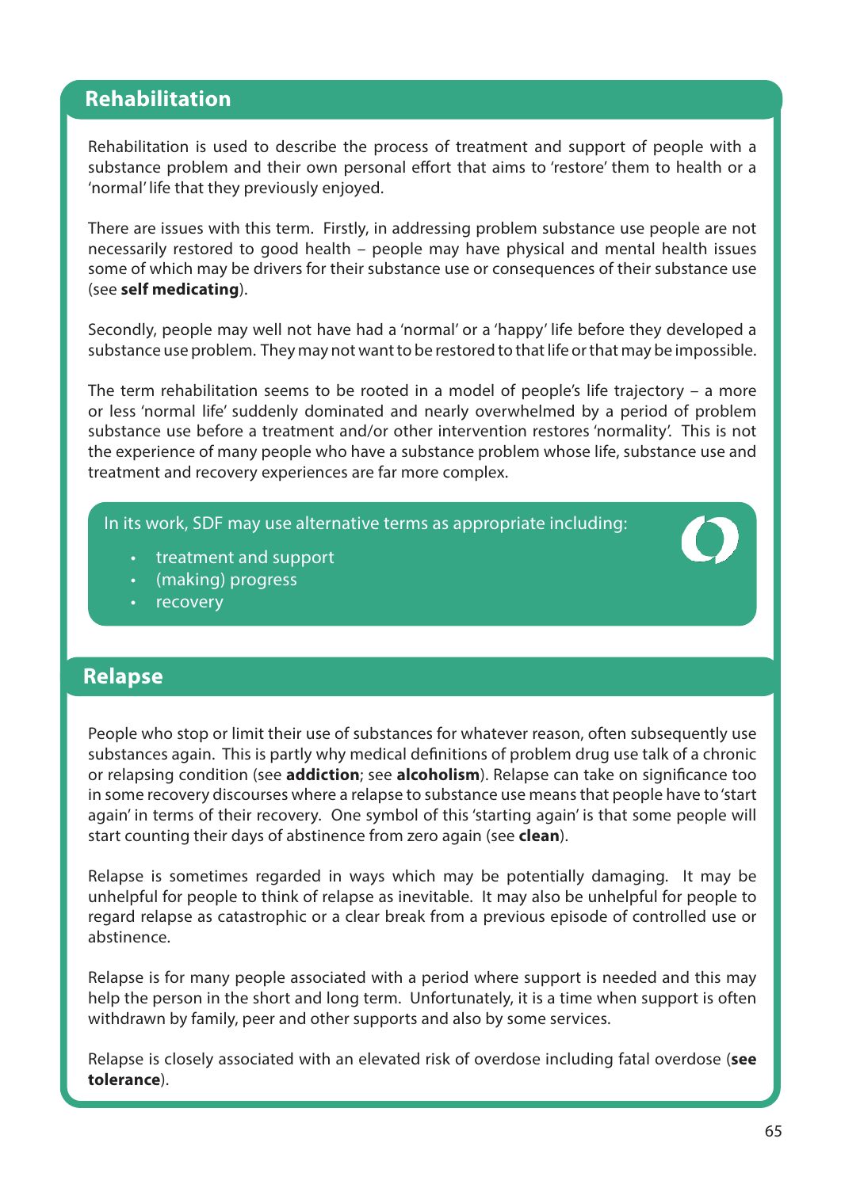## Rehabilitation

Rehabilitation is used to describe the process of treatment and support of people with a substance problem and their own personal effort that aims to 'restore' them to health or a 'normal' life that they previously enjoyed.

There are issues with this term. Firstly, in addressing problem substance use people are not necessarily restored to good health – people may have physical and mental health issues some of which may be drivers for their substance use or consequences of their substance use (see **self medicating**).

Secondly, people may well not have had a 'normal' or a 'happy' life before they developed a substance use problem. They may not want to be restored to that life or that may be impossible.

The term rehabilitation seems to be rooted in a model of people's life trajectory – a more or less 'normal life' suddenly dominated and nearly overwhelmed by a period of problem substance use before a treatment and/or other intervention restores 'normality'. This is not the experience of many people who have a substance problem whose life, substance use and treatment and recovery experiences are far more complex.

In its work, SDF may use alternative terms as appropriate including:

- treatment and support
- (making) progress
- recovery

## Relapse

People who stop or limit their use of substances for whatever reason, often subsequently use substances again. This is partly why medical definitions of problem drug use talk of a chronic or relapsing condition (see **addiction**; see **alcoholism**). Relapse can take on significance too in some recovery discourses where a relapse to substance use means that people have to 'start again' in terms of their recovery. One symbol of this 'starting again' is that some people will start counting their days of abstinence from zero again (see **clean**).

Relapse is sometimes regarded in ways which may be potentially damaging. It may be unhelpful for people to think of relapse as inevitable. It may also be unhelpful for people to regard relapse as catastrophic or a clear break from a previous episode of controlled use or abstinence.

Relapse is for many people associated with a period where support is needed and this may help the person in the short and long term. Unfortunately, it is a time when support is often withdrawn by family, peer and other supports and also by some services.

Relapse is closely associated with an elevated risk of overdose including fatal overdose (**see tolerance**).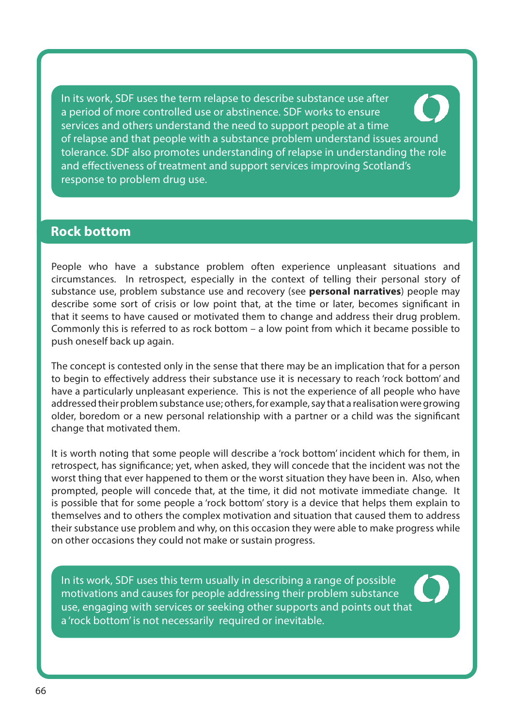In its work, SDF uses the term relapse to describe substance use after a period of more controlled use or abstinence. SDF works to ensure services and others understand the need to support people at a time of relapse and that people with a substance problem understand issues around tolerance. SDF also promotes understanding of relapse in understanding the role and effectiveness of treatment and support services improving Scotland's response to problem drug use.

## Rock bottom

People who have a substance problem often experience unpleasant situations and circumstances. In retrospect, especially in the context of telling their personal story of substance use, problem substance use and recovery (see **personal narratives**) people may describe some sort of crisis or low point that, at the time or later, becomes significant in that it seems to have caused or motivated them to change and address their drug problem. Commonly this is referred to as rock bottom – a low point from which it became possible to push oneself back up again.

The concept is contested only in the sense that there may be an implication that for a person to begin to effectively address their substance use it is necessary to reach 'rock bottom' and have a particularly unpleasant experience. This is not the experience of all people who have addressed their problem substance use; others, for example, say that a realisation were growing older, boredom or a new personal relationship with a partner or a child was the significant change that motivated them.

It is worth noting that some people will describe a 'rock bottom' incident which for them, in retrospect, has significance; yet, when asked, they will concede that the incident was not the worst thing that ever happened to them or the worst situation they have been in. Also, when prompted, people will concede that, at the time, it did not motivate immediate change. It is possible that for some people a 'rock bottom' story is a device that helps them explain to themselves and to others the complex motivation and situation that caused them to address their substance use problem and why, on this occasion they were able to make progress while on other occasions they could not make or sustain progress.

In its work, SDF uses this term usually in describing a range of possible motivations and causes for people addressing their problem substance use, engaging with services or seeking other supports and points out that a 'rock bottom' is not necessarily required or inevitable.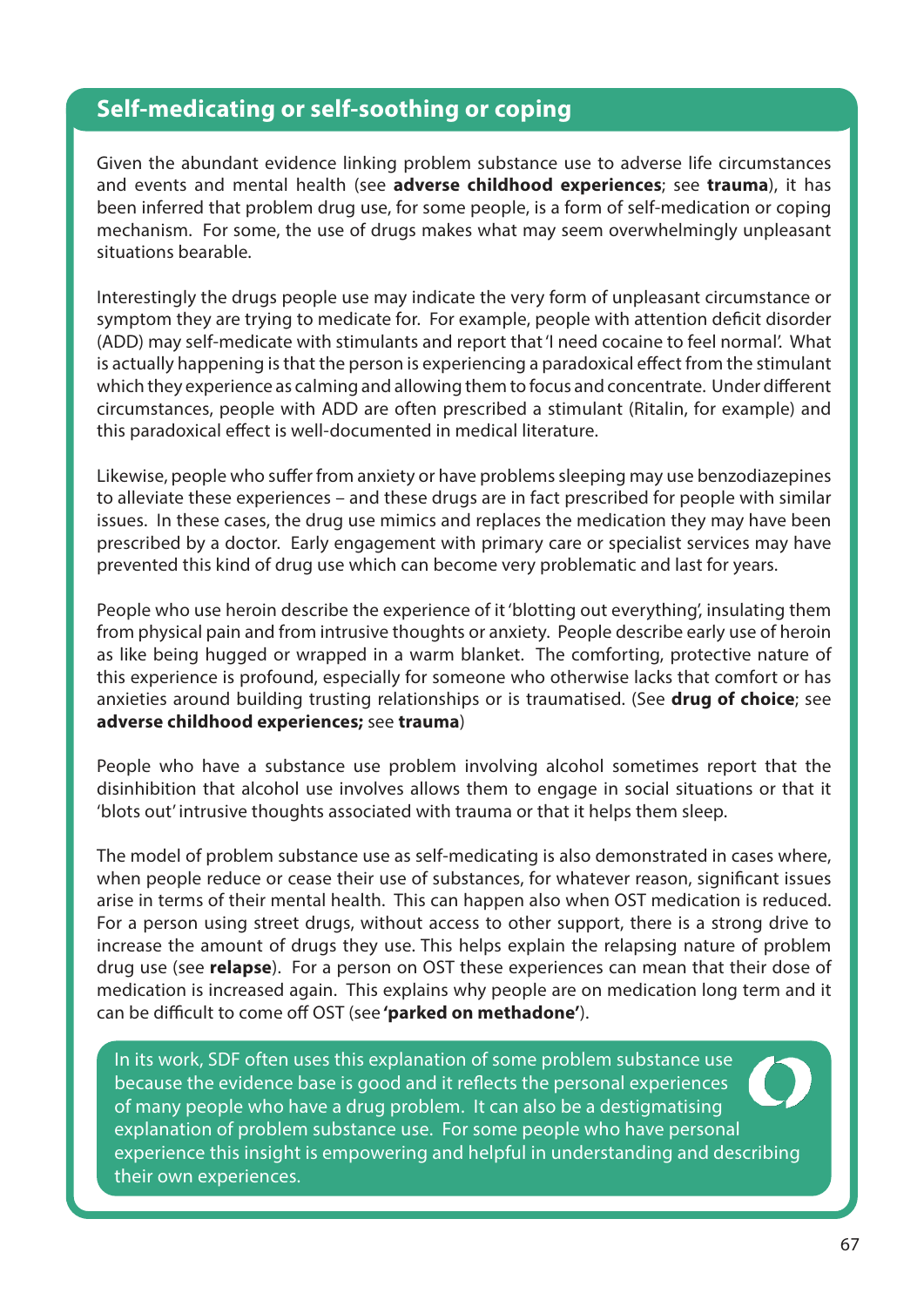## Self-medicating or self-soothing or coping

Given the abundant evidence linking problem substance use to adverse life circumstances and events and mental health (see **adverse childhood experiences**; see **trauma**), it has been inferred that problem drug use, for some people, is a form of self-medication or coping mechanism. For some, the use of drugs makes what may seem overwhelmingly unpleasant situations bearable.

Interestingly the drugs people use may indicate the very form of unpleasant circumstance or symptom they are trying to medicate for. For example, people with attention deficit disorder (ADD) may self-medicate with stimulants and report that 'I need cocaine to feel normal'. What is actually happening is that the person is experiencing a paradoxical effect from the stimulant which they experience as calming and allowing them to focus and concentrate. Under different circumstances, people with ADD are often prescribed a stimulant (Ritalin, for example) and this paradoxical effect is well-documented in medical literature.

Likewise, people who suffer from anxiety or have problems sleeping may use benzodiazepines to alleviate these experiences – and these drugs are in fact prescribed for people with similar issues. In these cases, the drug use mimics and replaces the medication they may have been prescribed by a doctor. Early engagement with primary care or specialist services may have prevented this kind of drug use which can become very problematic and last for years.

People who use heroin describe the experience of it 'blotting out everything', insulating them from physical pain and from intrusive thoughts or anxiety. People describe early use of heroin as like being hugged or wrapped in a warm blanket. The comforting, protective nature of this experience is profound, especially for someone who otherwise lacks that comfort or has anxieties around building trusting relationships or is traumatised. (See **drug of choice**; see **adverse childhood experiences;** see **trauma**)

People who have a substance use problem involving alcohol sometimes report that the disinhibition that alcohol use involves allows them to engage in social situations or that it 'blots out' intrusive thoughts associated with trauma or that it helps them sleep.

The model of problem substance use as self-medicating is also demonstrated in cases where, when people reduce or cease their use of substances, for whatever reason, significant issues arise in terms of their mental health. This can happen also when OST medication is reduced. For a person using street drugs, without access to other support, there is a strong drive to increase the amount of drugs they use. This helps explain the relapsing nature of problem drug use (see **relapse**). For a person on OST these experiences can mean that their dose of medication is increased again. This explains why people are on medication long term and it can be difficult to come off OST (see **'parked on methadone'**).

In its work, SDF often uses this explanation of some problem substance use because the evidence base is good and it reflects the personal experiences of many people who have a drug problem. It can also be a destigmatising explanation of problem substance use. For some people who have personal experience this insight is empowering and helpful in understanding and describing their own experiences.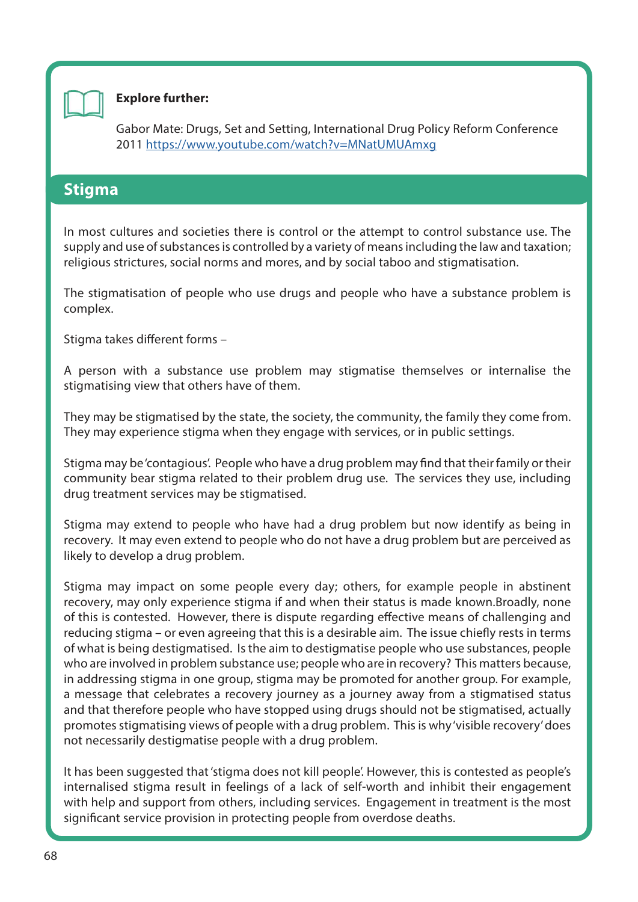**Explore further:**

Gabor Mate: Drugs, Set and Setting, International Drug Policy Reform Conference 2011 https://www.youtube.com/watch?v=MNatUMUAmxg

## Stigma

In most cultures and societies there is control or the attempt to control substance use. The supply and use of substances is controlled by a variety of means including the law and taxation; religious strictures, social norms and mores, and by social taboo and stigmatisation.

The stigmatisation of people who use drugs and people who have a substance problem is complex.

Stigma takes different forms –

A person with a substance use problem may stigmatise themselves or internalise the stigmatising view that others have of them.

They may be stigmatised by the state, the society, the community, the family they come from. They may experience stigma when they engage with services, or in public settings.

Stigma may be 'contagious'. People who have a drug problem may find that their family or their community bear stigma related to their problem drug use. The services they use, including drug treatment services may be stigmatised.

Stigma may extend to people who have had a drug problem but now identify as being in recovery. It may even extend to people who do not have a drug problem but are perceived as likely to develop a drug problem.

Stigma may impact on some people every day; others, for example people in abstinent recovery, may only experience stigma if and when their status is made known.Broadly, none of this is contested. However, there is dispute regarding effective means of challenging and reducing stigma – or even agreeing that this is a desirable aim. The issue chiefly rests in terms of what is being destigmatised. Is the aim to destigmatise people who use substances, people who are involved in problem substance use; people who are in recovery? This matters because, in addressing stigma in one group, stigma may be promoted for another group. For example, a message that celebrates a recovery journey as a journey away from a stigmatised status and that therefore people who have stopped using drugs should not be stigmatised, actually promotes stigmatising views of people with a drug problem. This is why 'visible recovery' does not necessarily destigmatise people with a drug problem.

It has been suggested that 'stigma does not kill people'. However, this is contested as people's internalised stigma result in feelings of a lack of self-worth and inhibit their engagement with help and support from others, including services. Engagement in treatment is the most significant service provision in protecting people from overdose deaths.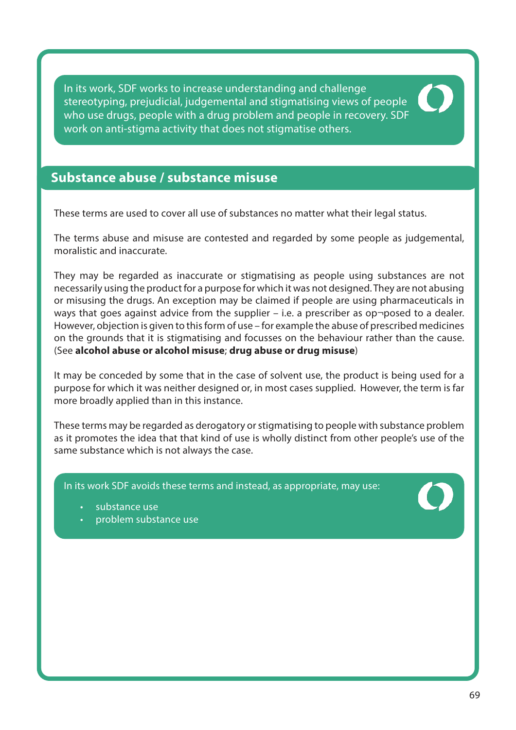In its work, SDF works to increase understanding and challenge stereotyping, prejudicial, judgemental and stigmatising views of people who use drugs, people with a drug problem and people in recovery. SDF work on anti-stigma activity that does not stigmatise others.

## Substance abuse / substance misuse

These terms are used to cover all use of substances no matter what their legal status.

The terms abuse and misuse are contested and regarded by some people as judgemental, moralistic and inaccurate.

They may be regarded as inaccurate or stigmatising as people using substances are not necessarily using the product for a purpose for which it was not designed. They are not abusing or misusing the drugs. An exception may be claimed if people are using pharmaceuticals in ways that goes against advice from the supplier – i.e. a prescriber as op¬posed to a dealer. However, objection is given to this form of use – for example the abuse of prescribed medicines on the grounds that it is stigmatising and focusses on the behaviour rather than the cause. (See **alcohol abuse or alcohol misuse**; **drug abuse or drug misuse**)

It may be conceded by some that in the case of solvent use, the product is being used for a purpose for which it was neither designed or, in most cases supplied. However, the term is far more broadly applied than in this instance.

These terms may be regarded as derogatory or stigmatising to people with substance problem as it promotes the idea that that kind of use is wholly distinct from other people's use of the same substance which is not always the case.

In its work SDF avoids these terms and instead, as appropriate, may use:

- substance use
- problem substance use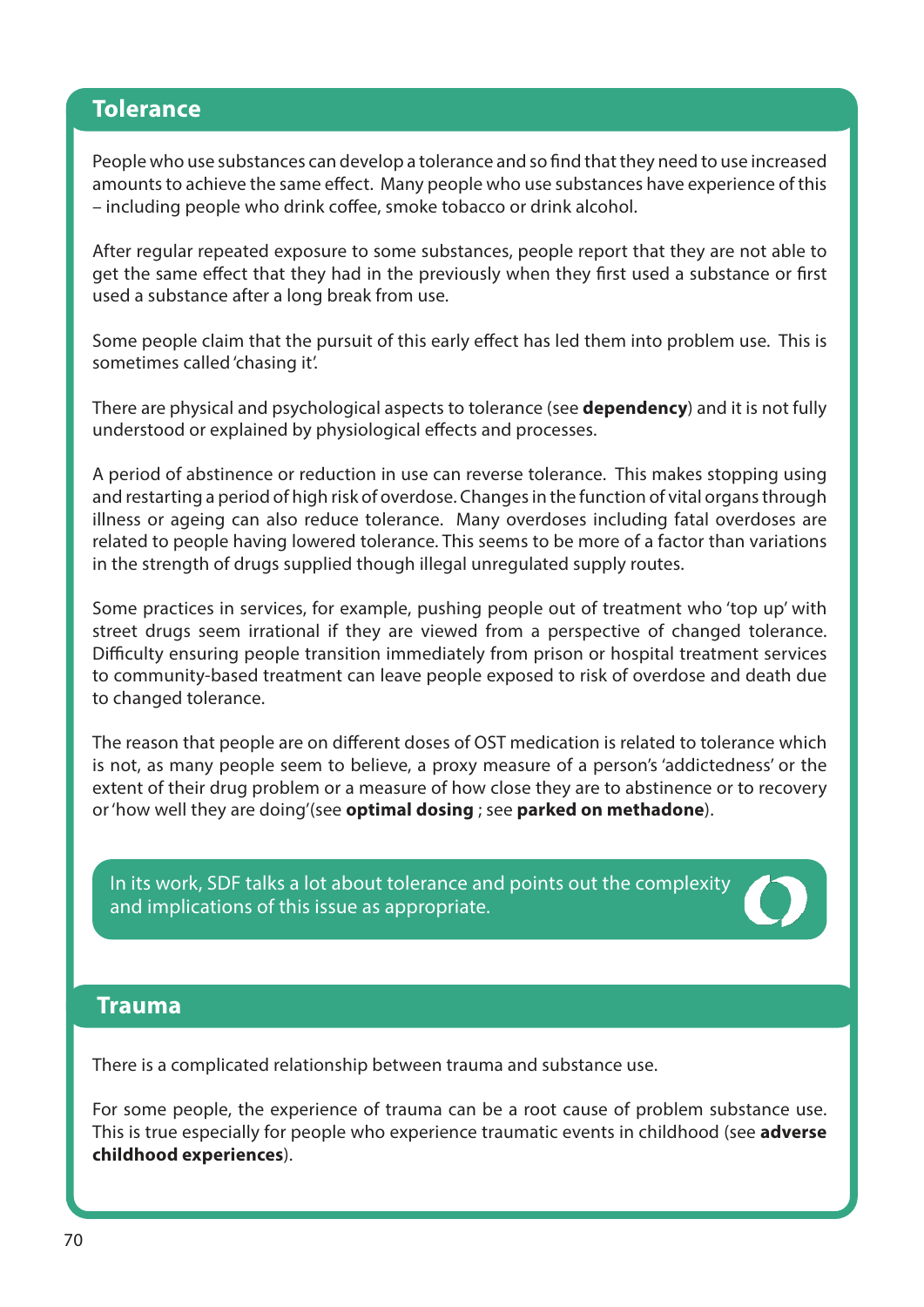## Tolerance

People who use substances can develop a tolerance and so find that they need to use increased amounts to achieve the same effect. Many people who use substances have experience of this – including people who drink coffee, smoke tobacco or drink alcohol.

After regular repeated exposure to some substances, people report that they are not able to get the same effect that they had in the previously when they first used a substance or first used a substance after a long break from use.

Some people claim that the pursuit of this early effect has led them into problem use. This is sometimes called 'chasing it'.

There are physical and psychological aspects to tolerance (see **dependency**) and it is not fully understood or explained by physiological effects and processes.

A period of abstinence or reduction in use can reverse tolerance. This makes stopping using and restarting a period of high risk of overdose. Changes in the function of vital organs through illness or ageing can also reduce tolerance. Many overdoses including fatal overdoses are related to people having lowered tolerance. This seems to be more of a factor than variations in the strength of drugs supplied though illegal unregulated supply routes.

Some practices in services, for example, pushing people out of treatment who 'top up' with street drugs seem irrational if they are viewed from a perspective of changed tolerance. Difficulty ensuring people transition immediately from prison or hospital treatment services to community-based treatment can leave people exposed to risk of overdose and death due to changed tolerance.

The reason that people are on different doses of OST medication is related to tolerance which is not, as many people seem to believe, a proxy measure of a person's 'addictedness' or the extent of their drug problem or a measure of how close they are to abstinence or to recovery or 'how well they are doing'(see **optimal dosing** ; see **parked on methadone**).

In its work, SDF talks a lot about tolerance and points out the complexity and implications of this issue as appropriate.

## Trauma

There is a complicated relationship between trauma and substance use.

For some people, the experience of trauma can be a root cause of problem substance use. This is true especially for people who experience traumatic events in childhood (see **adverse childhood experiences**).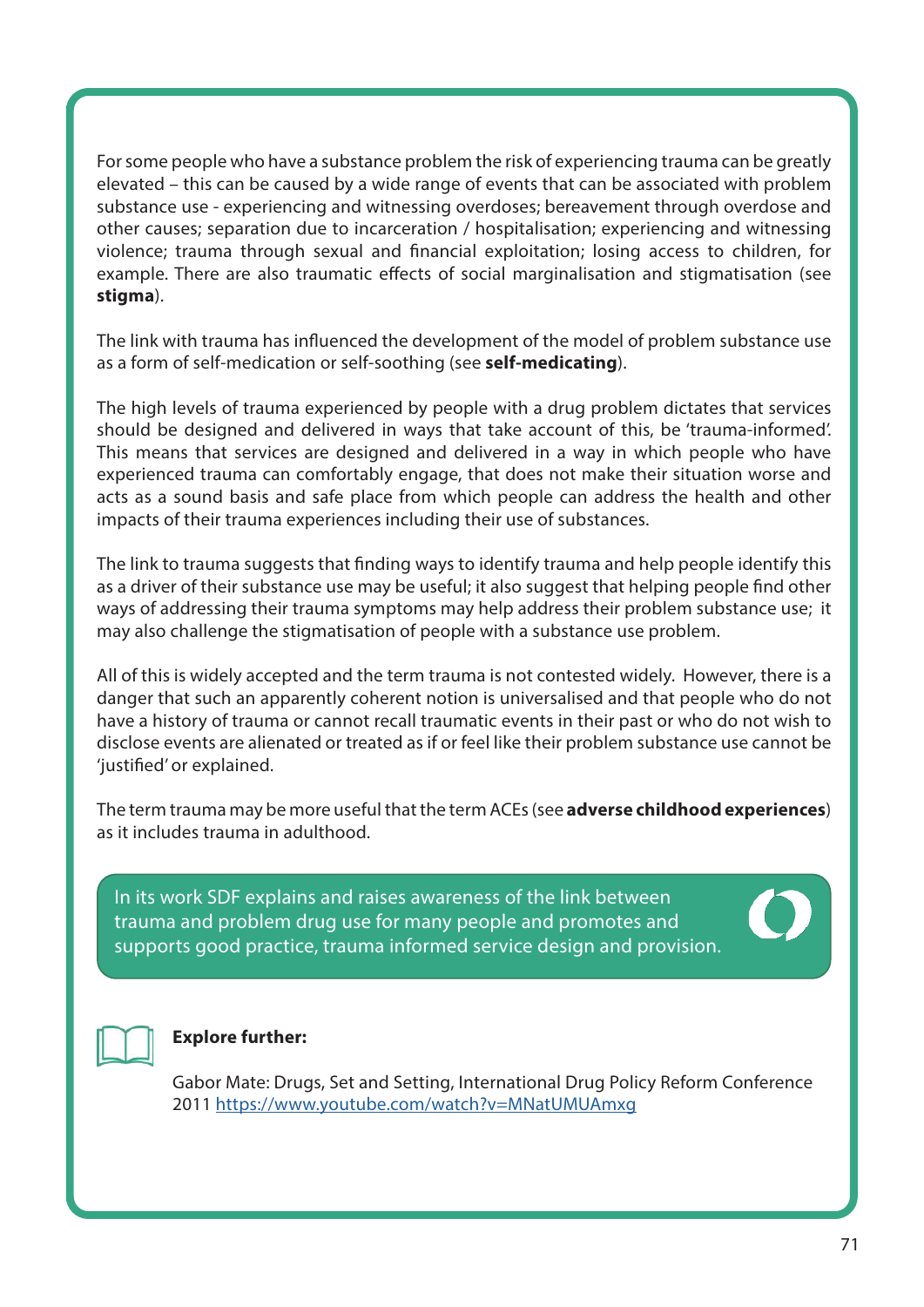For some people who have a substance problem the risk of experiencing trauma can be greatly elevated – this can be caused by a wide range of events that can be associated with problem substance use - experiencing and witnessing overdoses; bereavement through overdose and other causes; separation due to incarceration / hospitalisation; experiencing and witnessing violence; trauma through sexual and financial exploitation; losing access to children, for example. There are also traumatic effects of social marginalisation and stigmatisation (see **stigma**).

The link with trauma has influenced the development of the model of problem substance use as a form of self-medication or self-soothing (see **self-medicating**).

The high levels of trauma experienced by people with a drug problem dictates that services should be designed and delivered in ways that take account of this, be 'trauma-informed'. This means that services are designed and delivered in a way in which people who have experienced trauma can comfortably engage, that does not make their situation worse and acts as a sound basis and safe place from which people can address the health and other impacts of their trauma experiences including their use of substances.

The link to trauma suggests that finding ways to identify trauma and help people identify this as a driver of their substance use may be useful; it also suggest that helping people find other ways of addressing their trauma symptoms may help address their problem substance use; it may also challenge the stigmatisation of people with a substance use problem.

All of this is widely accepted and the term trauma is not contested widely. However, there is a danger that such an apparently coherent notion is universalised and that people who do not have a history of trauma or cannot recall traumatic events in their past or who do not wish to disclose events are alienated or treated as if or feel like their problem substance use cannot be 'justified' or explained.

The term trauma may be more useful that the term ACEs (see **adverse childhood experiences**) as it includes trauma in adulthood.

In its work SDF explains and raises awareness of the link between trauma and problem drug use for many people and promotes and supports good practice, trauma informed service design and provision.

**Explore further:**

Gabor Mate: Drugs, Set and Setting, International Drug Policy Reform Conference 2011 https://www.youtube.com/watch?v=MNatUMUAmxg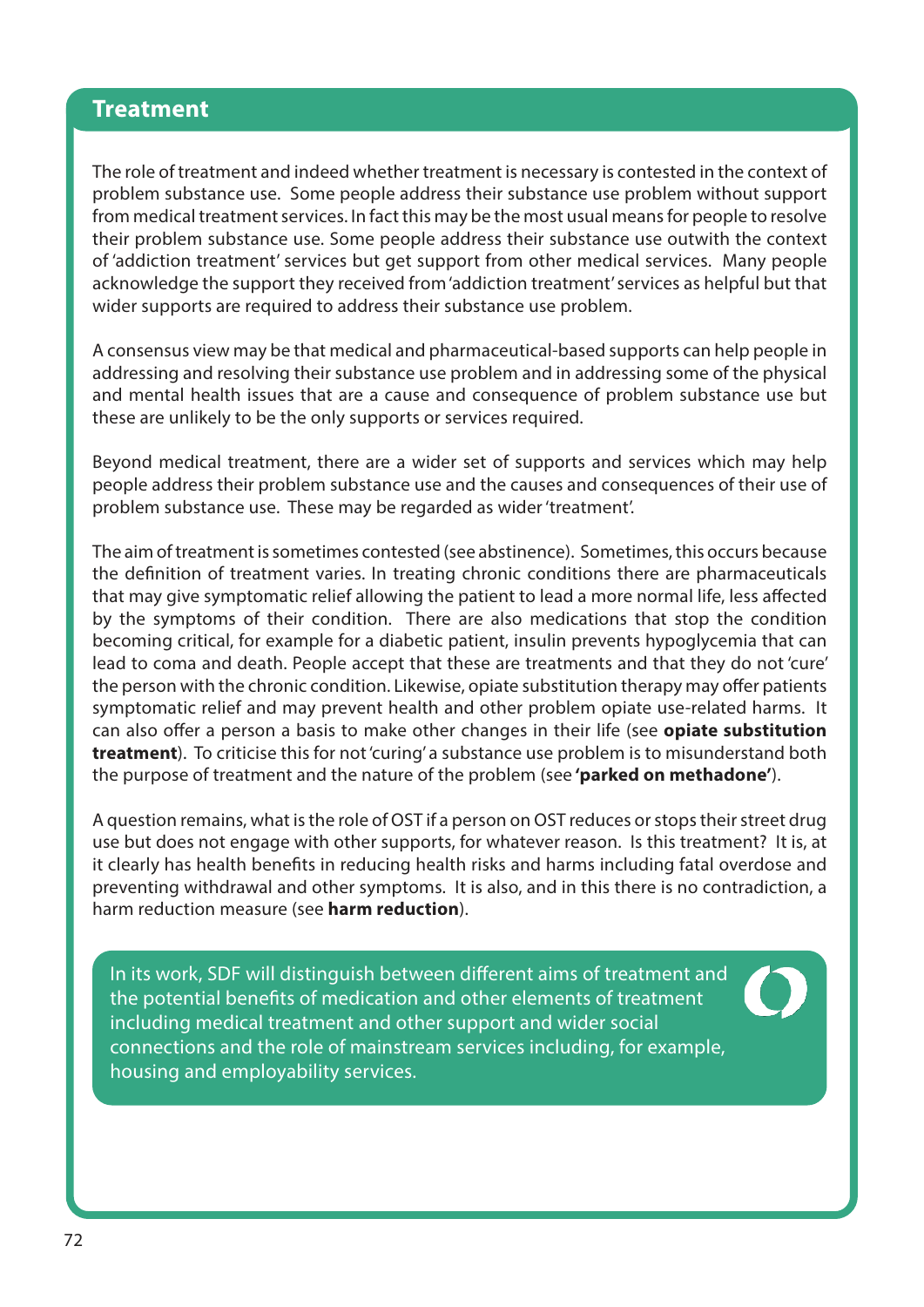## Treatment

The role of treatment and indeed whether treatment is necessary is contested in the context of problem substance use. Some people address their substance use problem without support from medical treatment services. In fact this may be the most usual means for people to resolve their problem substance use. Some people address their substance use outwith the context of 'addiction treatment' services but get support from other medical services. Many people acknowledge the support they received from 'addiction treatment' services as helpful but that wider supports are required to address their substance use problem.

A consensus view may be that medical and pharmaceutical-based supports can help people in addressing and resolving their substance use problem and in addressing some of the physical and mental health issues that are a cause and consequence of problem substance use but these are unlikely to be the only supports or services required.

Beyond medical treatment, there are a wider set of supports and services which may help people address their problem substance use and the causes and consequences of their use of problem substance use. These may be regarded as wider 'treatment'.

The aim of treatment is sometimes contested (see abstinence). Sometimes, this occurs because the definition of treatment varies. In treating chronic conditions there are pharmaceuticals that may give symptomatic relief allowing the patient to lead a more normal life, less affected by the symptoms of their condition. There are also medications that stop the condition becoming critical, for example for a diabetic patient, insulin prevents hypoglycemia that can lead to coma and death. People accept that these are treatments and that they do not 'cure' the person with the chronic condition. Likewise, opiate substitution therapy may offer patients symptomatic relief and may prevent health and other problem opiate use-related harms. It can also offer a person a basis to make other changes in their life (see **opiate substitution treatment**). To criticise this for not 'curing' a substance use problem is to misunderstand both the purpose of treatment and the nature of the problem (see **'parked on methadone'**).

A question remains, what is the role of OST if a person on OST reduces or stops their street drug use but does not engage with other supports, for whatever reason. Is this treatment? It is, at it clearly has health benefits in reducing health risks and harms including fatal overdose and preventing withdrawal and other symptoms. It is also, and in this there is no contradiction, a harm reduction measure (see **harm reduction**).

In its work, SDF will distinguish between different aims of treatment and the potential benefits of medication and other elements of treatment including medical treatment and other support and wider social connections and the role of mainstream services including, for example, housing and employability services.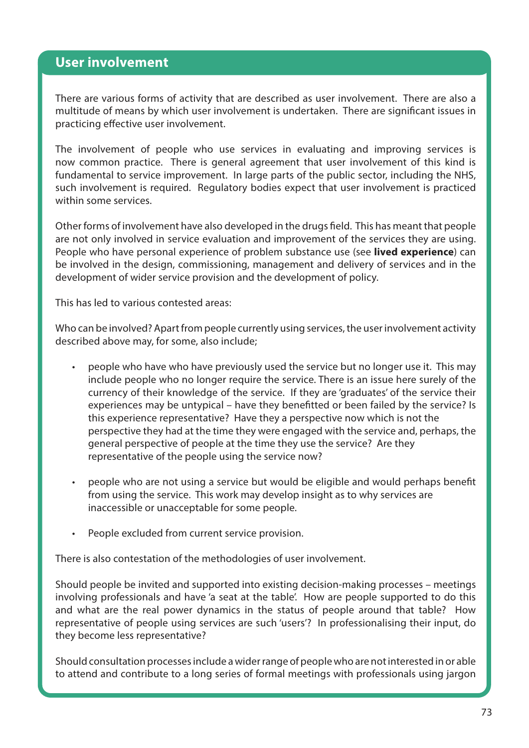## User involvement

There are various forms of activity that are described as user involvement. There are also a multitude of means by which user involvement is undertaken. There are significant issues in practicing effective user involvement.

The involvement of people who use services in evaluating and improving services is now common practice. There is general agreement that user involvement of this kind is fundamental to service improvement. In large parts of the public sector, including the NHS, such involvement is required. Regulatory bodies expect that user involvement is practiced within some services.

Other forms of involvement have also developed in the drugs field. This has meant that people are not only involved in service evaluation and improvement of the services they are using. People who have personal experience of problem substance use (see **lived experience**) can be involved in the design, commissioning, management and delivery of services and in the development of wider service provision and the development of policy.

This has led to various contested areas:

Who can be involved? Apart from people currently using services, the user involvement activity described above may, for some, also include;

- people who have who have previously used the service but no longer use it. This may include people who no longer require the service. There is an issue here surely of the currency of their knowledge of the service. If they are 'graduates' of the service their experiences may be untypical – have they benefitted or been failed by the service? Is this experience representative? Have they a perspective now which is not the perspective they had at the time they were engaged with the service and, perhaps, the general perspective of people at the time they use the service? Are they representative of the people using the service now?

- people who are not using a service but would be eligible and would perhaps benefit from using the service. This work may develop insight as to why services are inaccessible or unacceptable for some people.

- People excluded from current service provision.

There is also contestation of the methodologies of user involvement.

Should people be invited and supported into existing decision-making processes – meetings involving professionals and have 'a seat at the table'. How are people supported to do this and what are the real power dynamics in the status of people around that table? How representative of people using services are such 'users'? In professionalising their input, do they become less representative?

Should consultation processes include a wider range of people who are not interested in or able to attend and contribute to a long series of formal meetings with professionals using jargon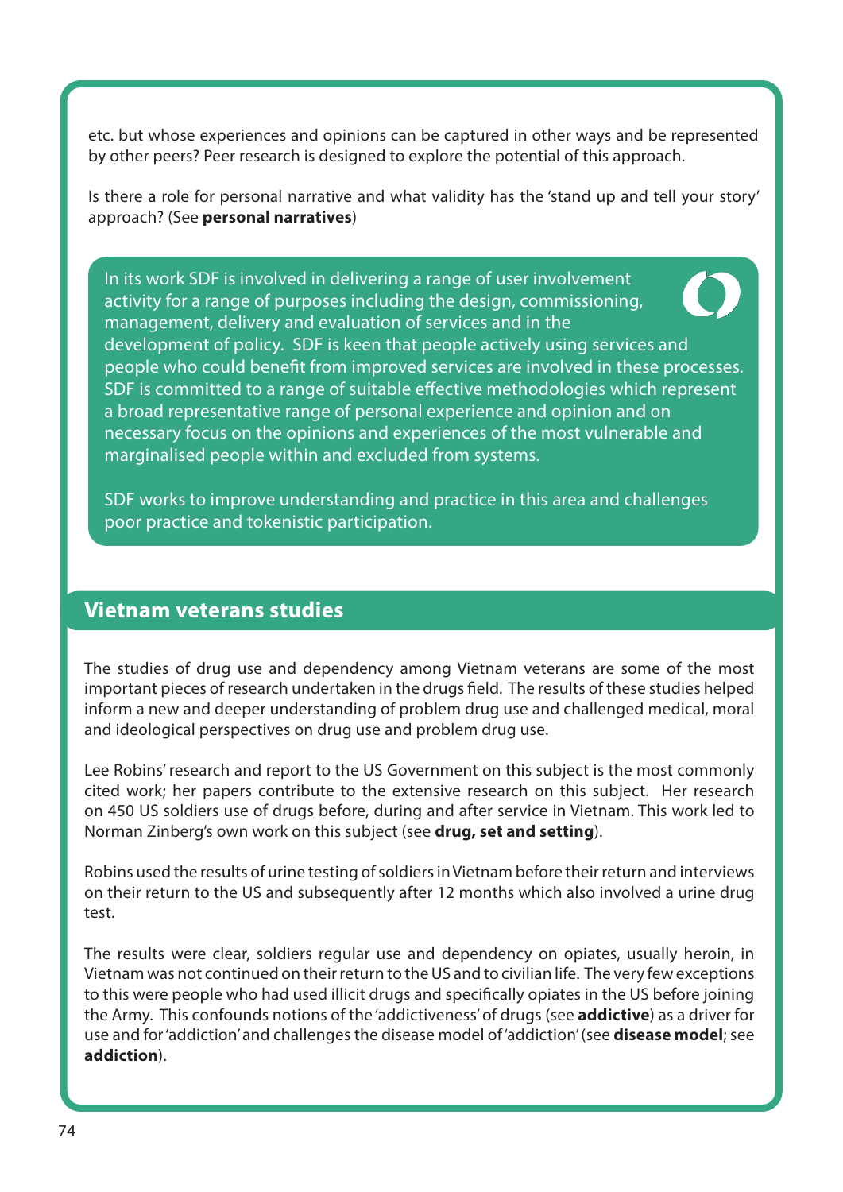etc. but whose experiences and opinions can be captured in other ways and be represented by other peers? Peer research is designed to explore the potential of this approach.

Is there a role for personal narrative and what validity has the 'stand up and tell your story' approach? (See **personal narratives**)

> In its work SDF is involved in delivering a range of user involvement activity for a range of purposes including the design, commissioning, management, delivery and evaluation of services and in the development of policy. SDF is keen that people actively using services and people who could benefit from improved services are involved in these processes. SDF is committed to a range of suitable effective methodologies which represent a broad representative range of personal experience and opinion and on necessary focus on the opinions and experiences of the most vulnerable and marginalised people within and excluded from systems.
>
> SDF works to improve understanding and practice in this area and challenges poor practice and tokenistic participation.

## Vietnam veterans studies

The studies of drug use and dependency among Vietnam veterans are some of the most important pieces of research undertaken in the drugs field. The results of these studies helped inform a new and deeper understanding of problem drug use and challenged medical, moral and ideological perspectives on drug use and problem drug use.

Lee Robins' research and report to the US Government on this subject is the most commonly cited work; her papers contribute to the extensive research on this subject. Her research on 450 US soldiers use of drugs before, during and after service in Vietnam. This work led to Norman Zinberg's own work on this subject (see **drug, set and setting**).

Robins used the results of urine testing of soldiers in Vietnam before their return and interviews on their return to the US and subsequently after 12 months which also involved a urine drug test.

The results were clear, soldiers regular use and dependency on opiates, usually heroin, in Vietnam was not continued on their return to the US and to civilian life. The very few exceptions to this were people who had used illicit drugs and specifically opiates in the US before joining the Army. This confounds notions of the 'addictiveness' of drugs (see **addictive**) as a driver for use and for 'addiction' and challenges the disease model of 'addiction' (see **disease model**; see **addiction**).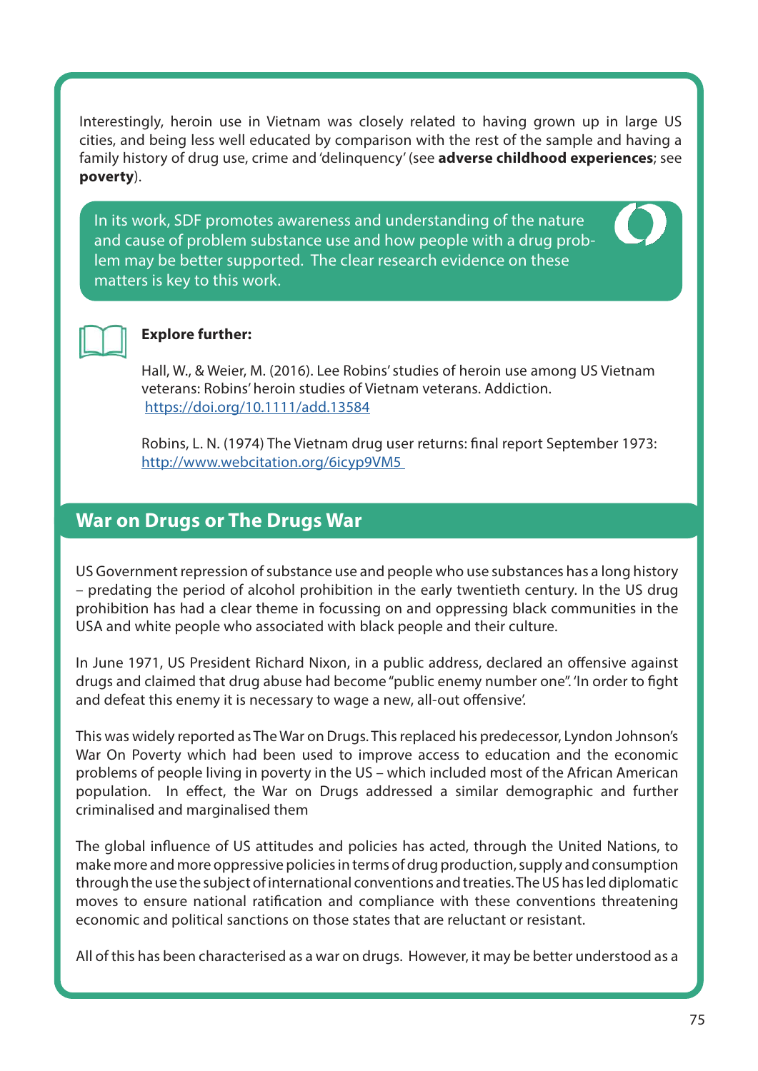Interestingly, heroin use in Vietnam was closely related to having grown up in large US cities, and being less well educated by comparison with the rest of the sample and having a family history of drug use, crime and 'delinquency' (see **adverse childhood experiences**; see **poverty**).

> In its work, SDF promotes awareness and understanding of the nature and cause of problem substance use and how people with a drug problem may be better supported. The clear research evidence on these matters is key to this work.

**Explore further:**

Hall, W., & Weier, M. (2016). Lee Robins' studies of heroin use among US Vietnam veterans: Robins' heroin studies of Vietnam veterans. Addiction. https://doi.org/10.1111/add.13584

Robins, L. N. (1974) The Vietnam drug user returns: final report September 1973: http://www.webcitation.org/6icyp9VM5

## War on Drugs or The Drugs War

US Government repression of substance use and people who use substances has a long history – predating the period of alcohol prohibition in the early twentieth century. In the US drug prohibition has had a clear theme in focussing on and oppressing black communities in the USA and white people who associated with black people and their culture.

In June 1971, US President Richard Nixon, in a public address, declared an offensive against drugs and claimed that drug abuse had become "public enemy number one". 'In order to fight and defeat this enemy it is necessary to wage a new, all-out offensive'.

This was widely reported as The War on Drugs. This replaced his predecessor, Lyndon Johnson's War On Poverty which had been used to improve access to education and the economic problems of people living in poverty in the US – which included most of the African American population. In effect, the War on Drugs addressed a similar demographic and further criminalised and marginalised them

The global influence of US attitudes and policies has acted, through the United Nations, to make more and more oppressive policies in terms of drug production, supply and consumption through the use the subject of international conventions and treaties. The US has led diplomatic moves to ensure national ratification and compliance with these conventions threatening economic and political sanctions on those states that are reluctant or resistant.

All of this has been characterised as a war on drugs. However, it may be better understood as a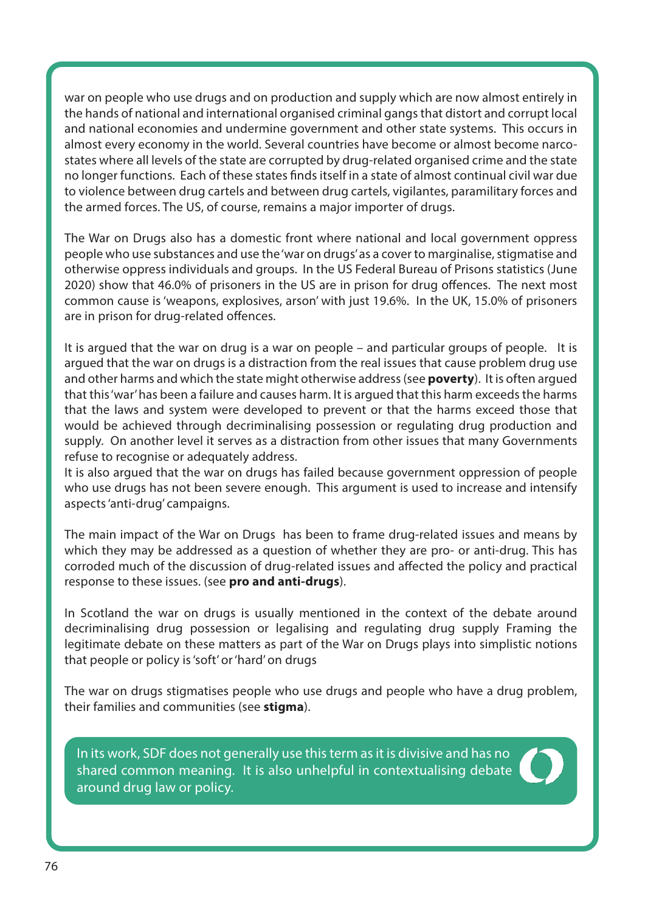war on people who use drugs and on production and supply which are now almost entirely in the hands of national and international organised criminal gangs that distort and corrupt local and national economies and undermine government and other state systems. This occurs in almost every economy in the world. Several countries have become or almost become narco-states where all levels of the state are corrupted by drug-related organised crime and the state no longer functions. Each of these states finds itself in a state of almost continual civil war due to violence between drug cartels and between drug cartels, vigilantes, paramilitary forces and the armed forces. The US, of course, remains a major importer of drugs.

The War on Drugs also has a domestic front where national and local government oppress people who use substances and use the 'war on drugs' as a cover to marginalise, stigmatise and otherwise oppress individuals and groups. In the US Federal Bureau of Prisons statistics (June 2020) show that 46.0% of prisoners in the US are in prison for drug offences. The next most common cause is 'weapons, explosives, arson' with just 19.6%. In the UK, 15.0% of prisoners are in prison for drug-related offences.

It is argued that the war on drug is a war on people – and particular groups of people. It is argued that the war on drugs is a distraction from the real issues that cause problem drug use and other harms and which the state might otherwise address (see **poverty**). It is often argued that this 'war' has been a failure and causes harm. It is argued that this harm exceeds the harms that the laws and system were developed to prevent or that the harms exceed those that would be achieved through decriminalising possession or regulating drug production and supply. On another level it serves as a distraction from other issues that many Governments refuse to recognise or adequately address.

It is also argued that the war on drugs has failed because government oppression of people who use drugs has not been severe enough. This argument is used to increase and intensify aspects 'anti-drug' campaigns.

The main impact of the War on Drugs has been to frame drug-related issues and means by which they may be addressed as a question of whether they are pro- or anti-drug. This has corroded much of the discussion of drug-related issues and affected the policy and practical response to these issues. (see **pro and anti-drugs**).

In Scotland the war on drugs is usually mentioned in the context of the debate around decriminalising drug possession or legalising and regulating drug supply Framing the legitimate debate on these matters as part of the War on Drugs plays into simplistic notions that people or policy is 'soft' or 'hard' on drugs

The war on drugs stigmatises people who use drugs and people who have a drug problem, their families and communities (see **stigma**).

In its work, SDF does not generally use this term as it is divisive and has no shared common meaning. It is also unhelpful in contextualising debate around drug law or policy.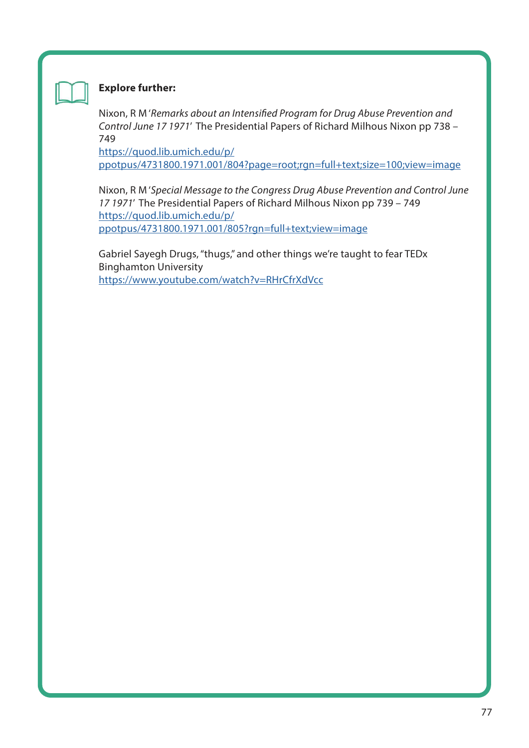**Explore further:**

Nixon, R M '*Remarks about an Intensified Program for Drug Abuse Prevention and Control June 17 1971*' The Presidential Papers of Richard Milhous Nixon pp 738 – 749
https://quod.lib.umich.edu/p/ppotpus/4731800.1971.001/804?page=root;rgn=full+text;size=100;view=image

Nixon, R M '*Special Message to the Congress Drug Abuse Prevention and Control June 17 1971*' The Presidential Papers of Richard Milhous Nixon pp 739 – 749
https://quod.lib.umich.edu/p/ppotpus/4731800.1971.001/805?rgn=full+text;view=image

Gabriel Sayegh Drugs, "thugs," and other things we're taught to fear TEDx Binghamton University
https://www.youtube.com/watch?v=RHrCfrXdVcc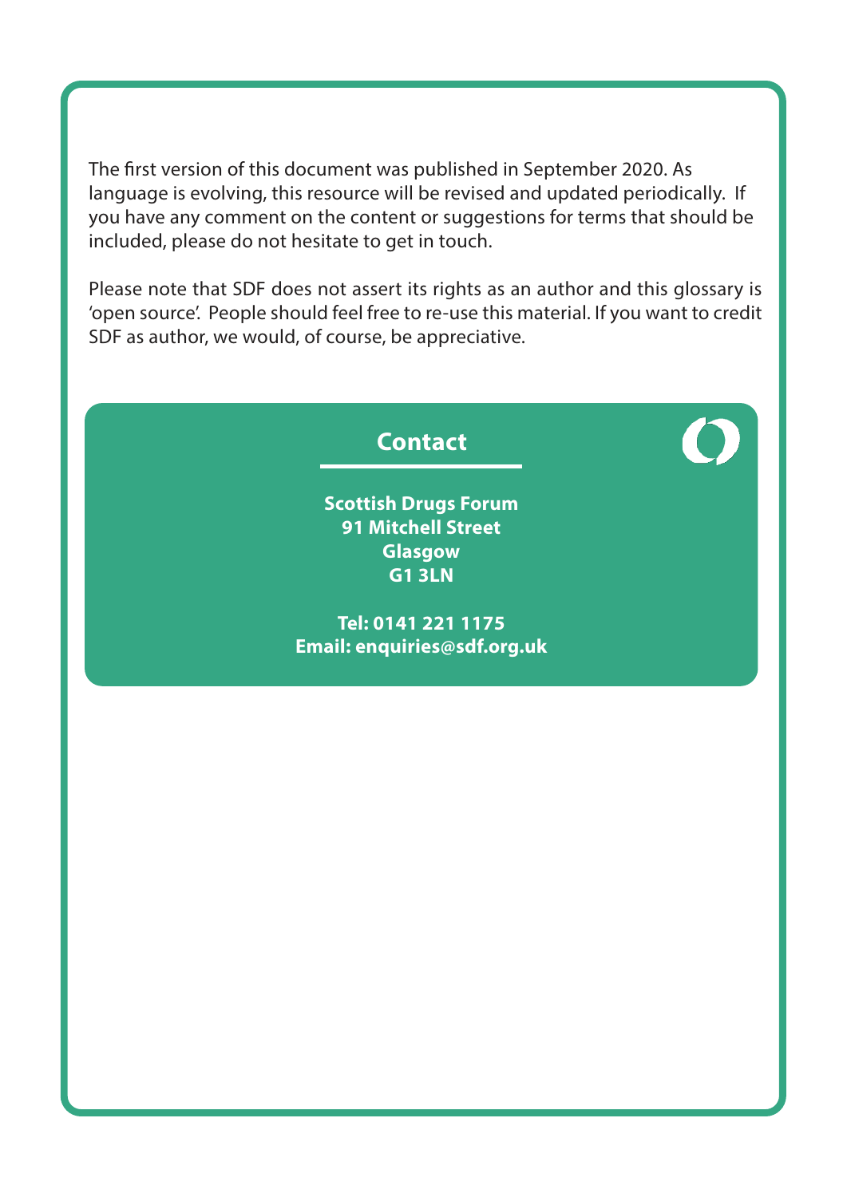The first version of this document was published in September 2020. As language is evolving, this resource will be revised and updated periodically. If you have any comment on the content or suggestions for terms that should be included, please do not hesitate to get in touch.

Please note that SDF does not assert its rights as an author and this glossary is 'open source'. People should feel free to re-use this material. If you want to credit SDF as author, we would, of course, be appreciative.

## Contact

**Scottish Drugs Forum**
**91 Mitchell Street**
**Glasgow**
**G1 3LN**

**Tel: 0141 221 1175**
**Email: enquiries@sdf.org.uk**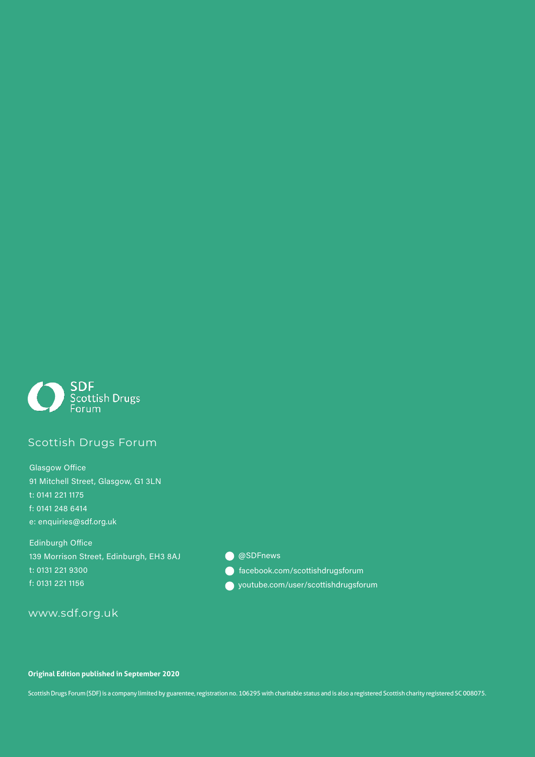SDF
Scottish Drugs
Forum

## Scottish Drugs Forum

Glasgow Office
91 Mitchell Street, Glasgow, G1 3LN
t: 0141 221 1175
f: 0141 248 6414
e: enquiries@sdf.org.uk

Edinburgh Office
139 Morrison Street, Edinburgh, EH3 8AJ
t: 0131 221 9300
f: 0131 221 1156

@SDFnews
facebook.com/scottishdrugsforum
youtube.com/user/scottishdrugsforum

www.sdf.org.uk

**Original Edition published in September 2020**

Scottish Drugs Forum (SDF) is a company limited by guarentee, registration no. 106295 with charitable status and is also a registered Scottish charity registered SC 008075.